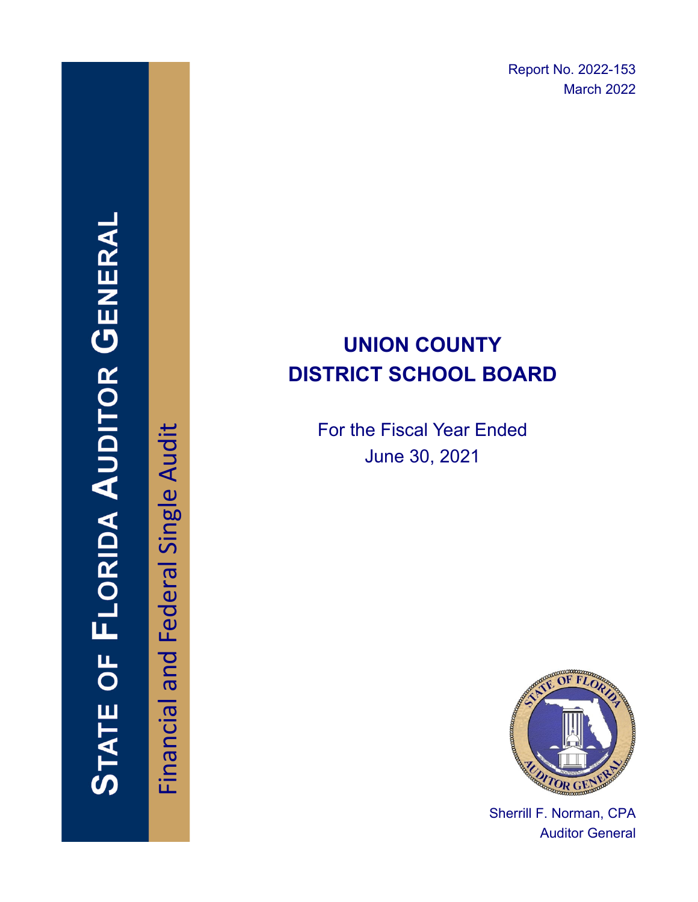STATE OF FLORIDA AUDITOR GENERAL

Financial and Federal Single Audit

Report No. 2022-153
March 2022

# UNION COUNTY DISTRICT SCHOOL BOARD

For the Fiscal Year Ended
June 30, 2021

Sherrill F. Norman, CPA
Auditor General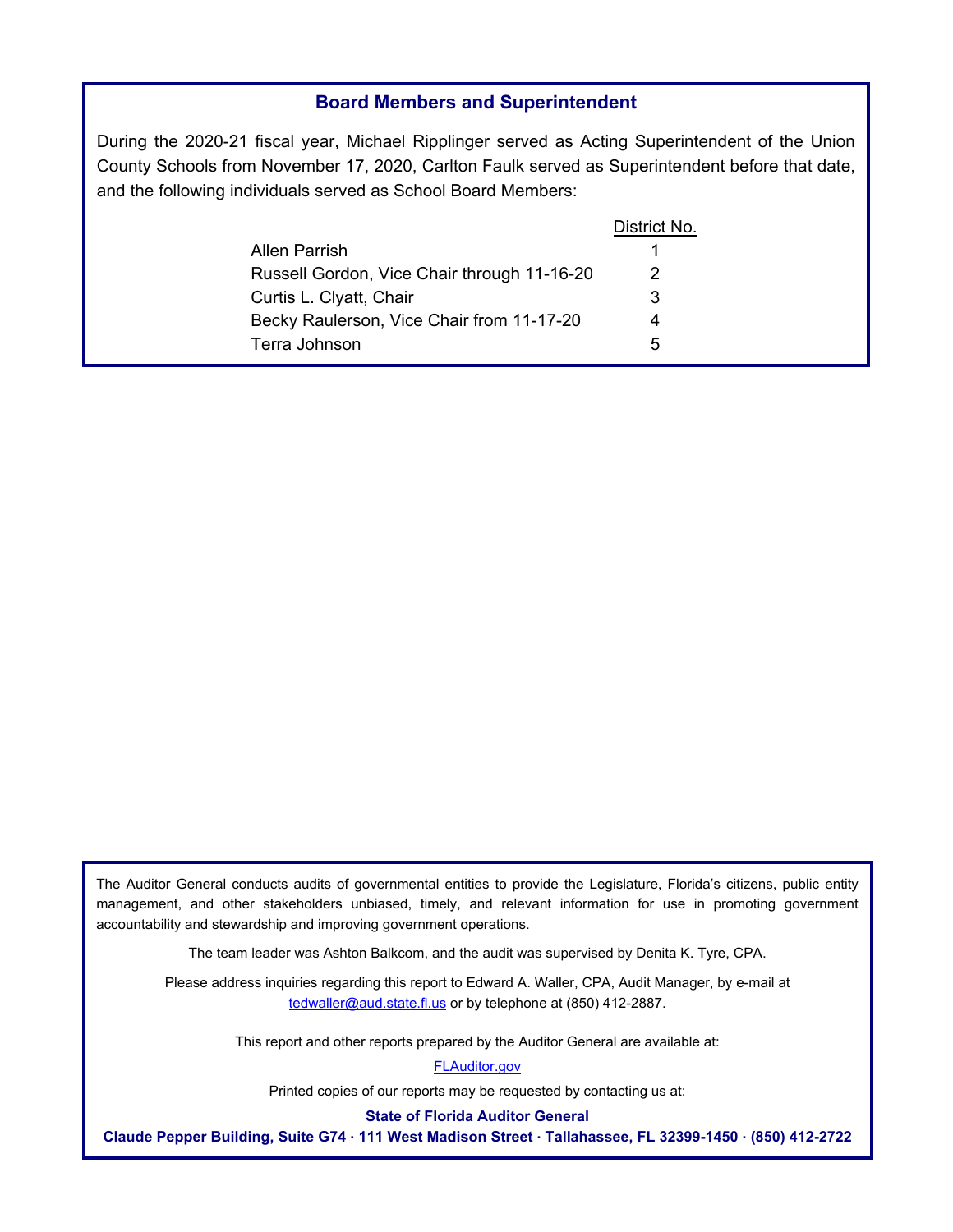## Board Members and Superintendent

During the 2020-21 fiscal year, Michael Ripplinger served as Acting Superintendent of the Union County Schools from November 17, 2020, Carlton Faulk served as Superintendent before that date, and the following individuals served as School Board Members:

| | District No. |
|---|---|
| Allen Parrish | 1 |
| Russell Gordon, Vice Chair through 11-16-20 | 2 |
| Curtis L. Clyatt, Chair | 3 |
| Becky Raulerson, Vice Chair from 11-17-20 | 4 |
| Terra Johnson | 5 |

The Auditor General conducts audits of governmental entities to provide the Legislature, Florida's citizens, public entity management, and other stakeholders unbiased, timely, and relevant information for use in promoting government accountability and stewardship and improving government operations.

The team leader was Ashton Balkcom, and the audit was supervised by Denita K. Tyre, CPA.

Please address inquiries regarding this report to Edward A. Waller, CPA, Audit Manager, by e-mail at tedwaller@aud.state.fl.us or by telephone at (850) 412-2887.

This report and other reports prepared by the Auditor General are available at:

FLAuditor.gov

Printed copies of our reports may be requested by contacting us at:

**State of Florida Auditor General**

**Claude Pepper Building, Suite G74 · 111 West Madison Street · Tallahassee, FL 32399-1450 · (850) 412-2722**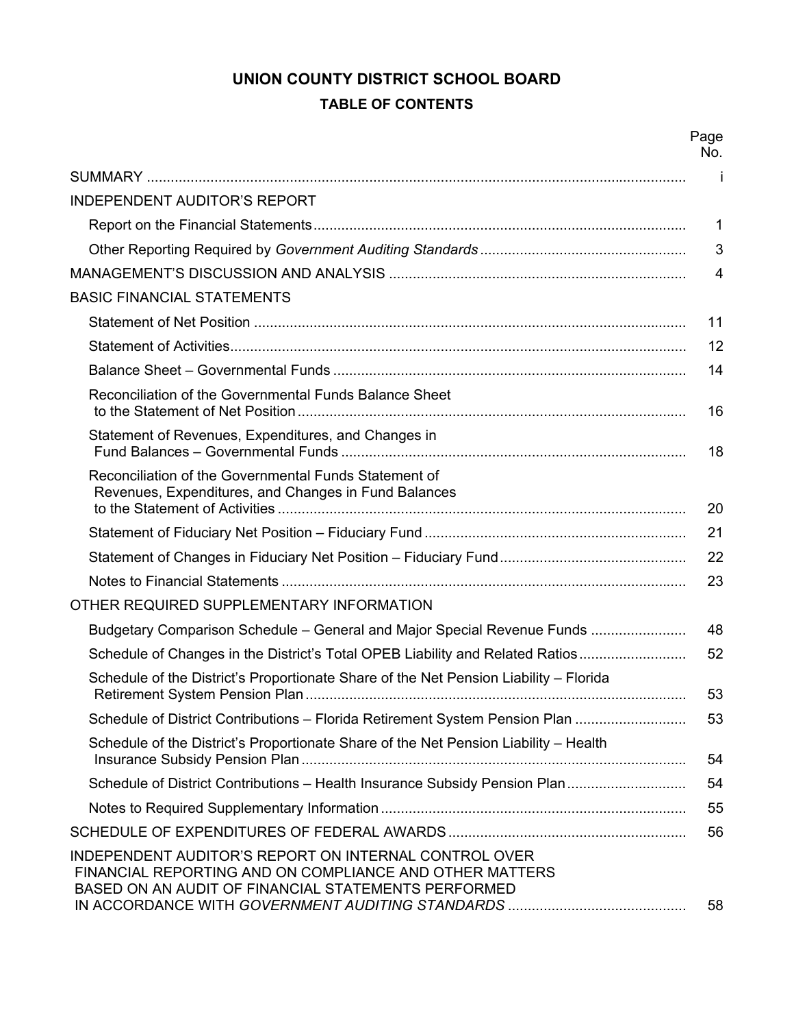# UNION COUNTY DISTRICT SCHOOL BOARD

## TABLE OF CONTENTS

| | Page No. |
|---|---|
| SUMMARY | i |
| INDEPENDENT AUDITOR'S REPORT | |
| Report on the Financial Statements | 1 |
| Other Reporting Required by *Government Auditing Standards* | 3 |
| MANAGEMENT'S DISCUSSION AND ANALYSIS | 4 |
| BASIC FINANCIAL STATEMENTS | |
| Statement of Net Position | 11 |
| Statement of Activities | 12 |
| Balance Sheet – Governmental Funds | 14 |
| Reconciliation of the Governmental Funds Balance Sheet to the Statement of Net Position | 16 |
| Statement of Revenues, Expenditures, and Changes in Fund Balances – Governmental Funds | 18 |
| Reconciliation of the Governmental Funds Statement of Revenues, Expenditures, and Changes in Fund Balances to the Statement of Activities | 20 |
| Statement of Fiduciary Net Position – Fiduciary Fund | 21 |
| Statement of Changes in Fiduciary Net Position – Fiduciary Fund | 22 |
| Notes to Financial Statements | 23 |
| OTHER REQUIRED SUPPLEMENTARY INFORMATION | |
| Budgetary Comparison Schedule – General and Major Special Revenue Funds | 48 |
| Schedule of Changes in the District's Total OPEB Liability and Related Ratios | 52 |
| Schedule of the District's Proportionate Share of the Net Pension Liability – Florida Retirement System Pension Plan | 53 |
| Schedule of District Contributions – Florida Retirement System Pension Plan | 53 |
| Schedule of the District's Proportionate Share of the Net Pension Liability – Health Insurance Subsidy Pension Plan | 54 |
| Schedule of District Contributions – Health Insurance Subsidy Pension Plan | 54 |
| Notes to Required Supplementary Information | 55 |
| SCHEDULE OF EXPENDITURES OF FEDERAL AWARDS | 56 |
| INDEPENDENT AUDITOR'S REPORT ON INTERNAL CONTROL OVER FINANCIAL REPORTING AND ON COMPLIANCE AND OTHER MATTERS BASED ON AN AUDIT OF FINANCIAL STATEMENTS PERFORMED IN ACCORDANCE WITH *GOVERNMENT AUDITING STANDARDS* | 58 |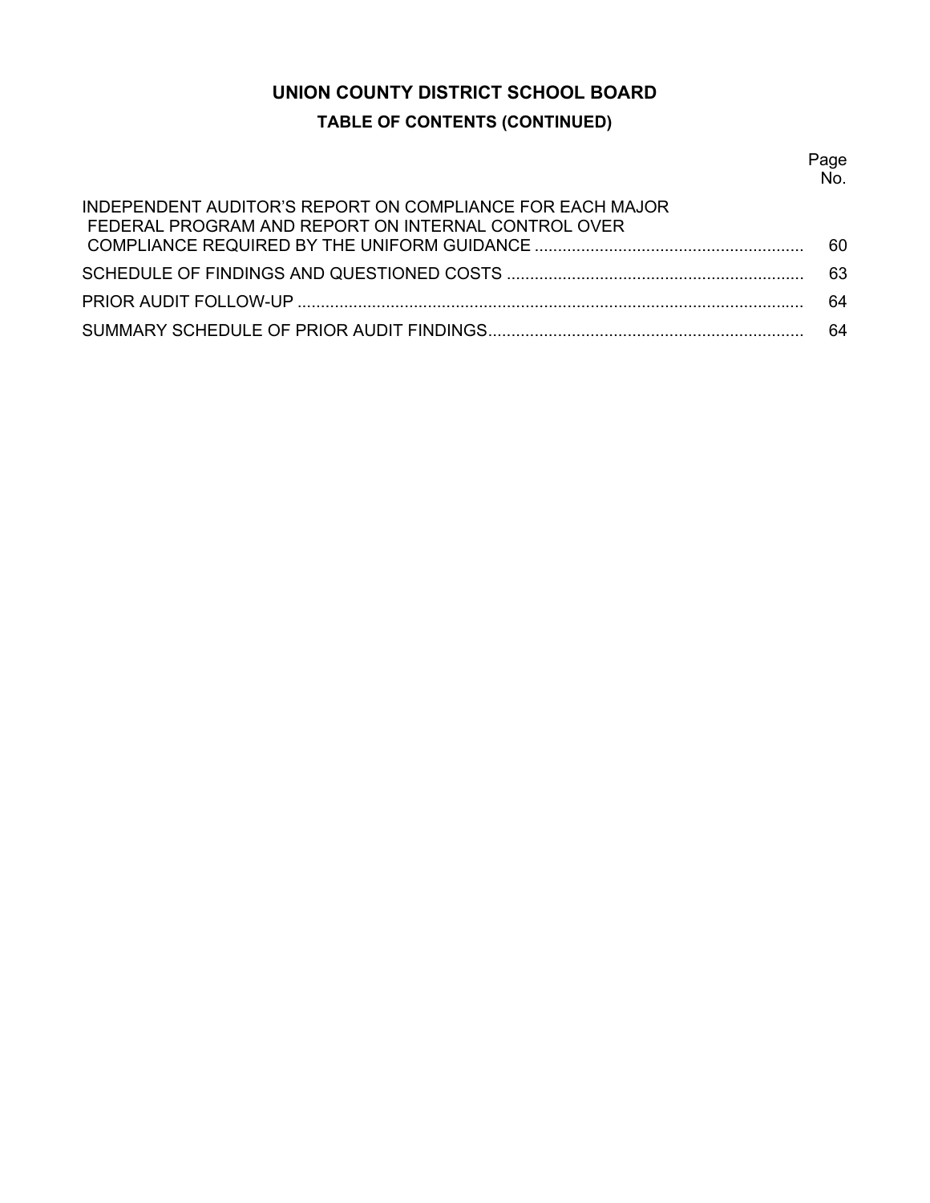# UNION COUNTY DISTRICT SCHOOL BOARD

## TABLE OF CONTENTS (CONTINUED)

| | Page No. |
|---|---|
| INDEPENDENT AUDITOR'S REPORT ON COMPLIANCE FOR EACH MAJOR FEDERAL PROGRAM AND REPORT ON INTERNAL CONTROL OVER COMPLIANCE REQUIRED BY THE UNIFORM GUIDANCE | 60 |
| SCHEDULE OF FINDINGS AND QUESTIONED COSTS | 63 |
| PRIOR AUDIT FOLLOW-UP | 64 |
| SUMMARY SCHEDULE OF PRIOR AUDIT FINDINGS | 64 |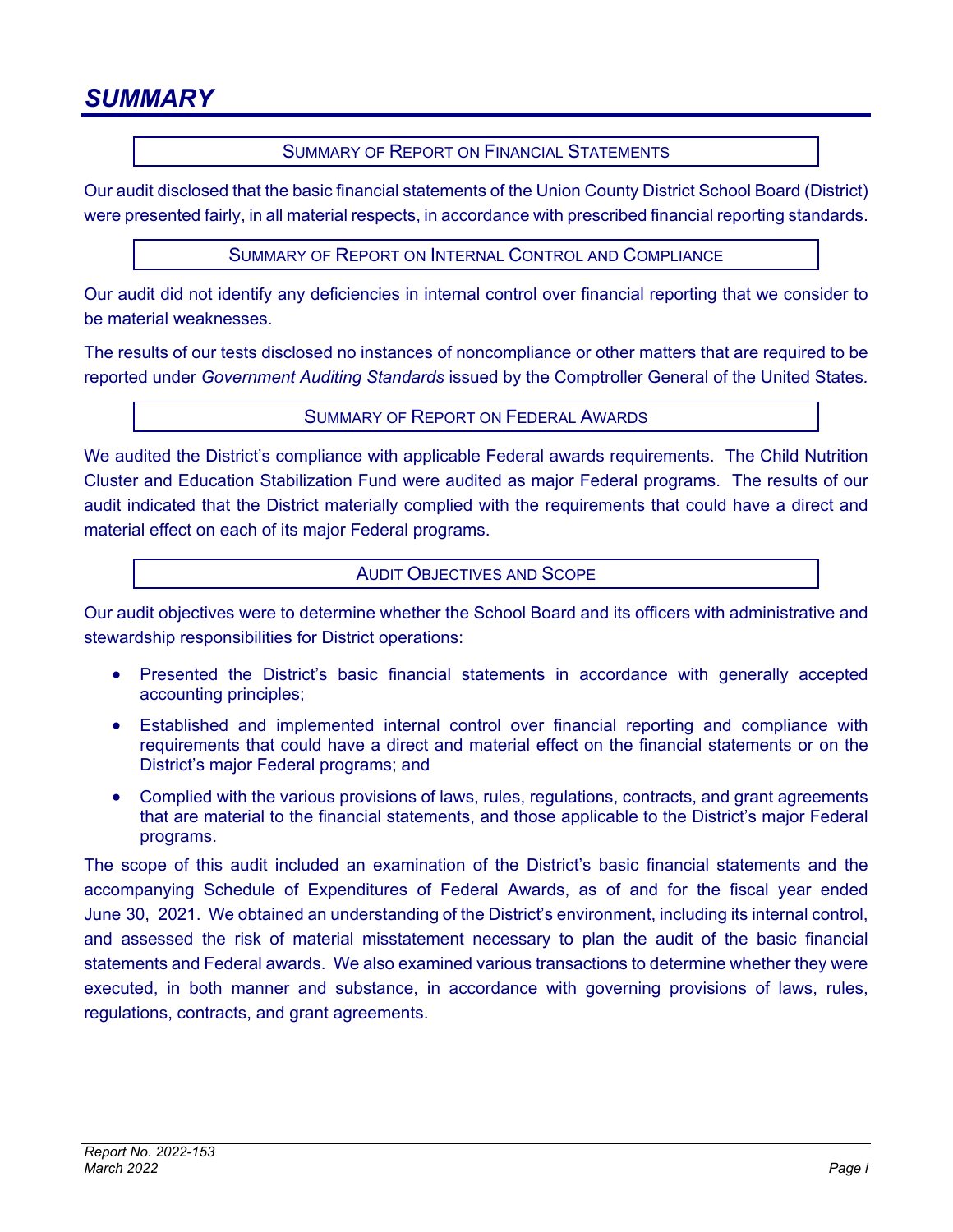# SUMMARY

## SUMMARY OF REPORT ON FINANCIAL STATEMENTS

Our audit disclosed that the basic financial statements of the Union County District School Board (District) were presented fairly, in all material respects, in accordance with prescribed financial reporting standards.

## SUMMARY OF REPORT ON INTERNAL CONTROL AND COMPLIANCE

Our audit did not identify any deficiencies in internal control over financial reporting that we consider to be material weaknesses.

The results of our tests disclosed no instances of noncompliance or other matters that are required to be reported under *Government Auditing Standards* issued by the Comptroller General of the United States.

## SUMMARY OF REPORT ON FEDERAL AWARDS

We audited the District's compliance with applicable Federal awards requirements. The Child Nutrition Cluster and Education Stabilization Fund were audited as major Federal programs. The results of our audit indicated that the District materially complied with the requirements that could have a direct and material effect on each of its major Federal programs.

## AUDIT OBJECTIVES AND SCOPE

Our audit objectives were to determine whether the School Board and its officers with administrative and stewardship responsibilities for District operations:

- Presented the District's basic financial statements in accordance with generally accepted accounting principles;
- Established and implemented internal control over financial reporting and compliance with requirements that could have a direct and material effect on the financial statements or on the District's major Federal programs; and
- Complied with the various provisions of laws, rules, regulations, contracts, and grant agreements that are material to the financial statements, and those applicable to the District's major Federal programs.

The scope of this audit included an examination of the District's basic financial statements and the accompanying Schedule of Expenditures of Federal Awards, as of and for the fiscal year ended June 30, 2021. We obtained an understanding of the District's environment, including its internal control, and assessed the risk of material misstatement necessary to plan the audit of the basic financial statements and Federal awards. We also examined various transactions to determine whether they were executed, in both manner and substance, in accordance with governing provisions of laws, rules, regulations, contracts, and grant agreements.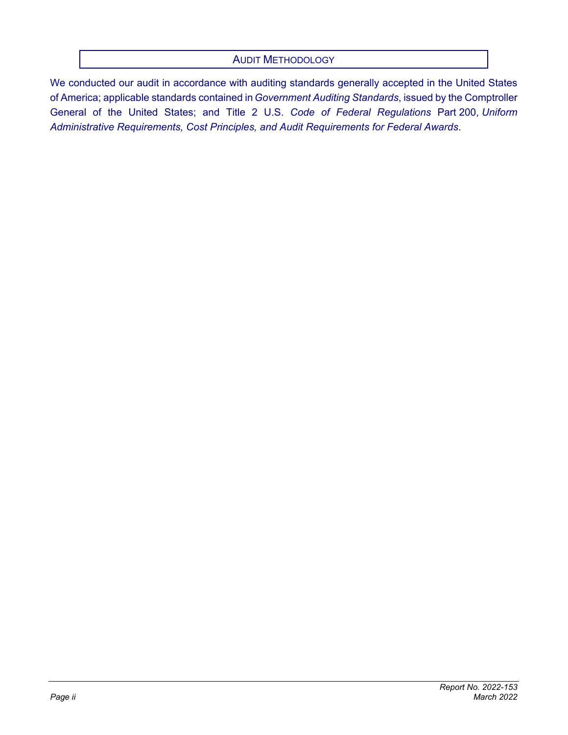## Audit Methodology

We conducted our audit in accordance with auditing standards generally accepted in the United States of America; applicable standards contained in *Government Auditing Standards*, issued by the Comptroller General of the United States; and Title 2 U.S. *Code of Federal Regulations* Part 200, *Uniform Administrative Requirements, Cost Principles, and Audit Requirements for Federal Awards*.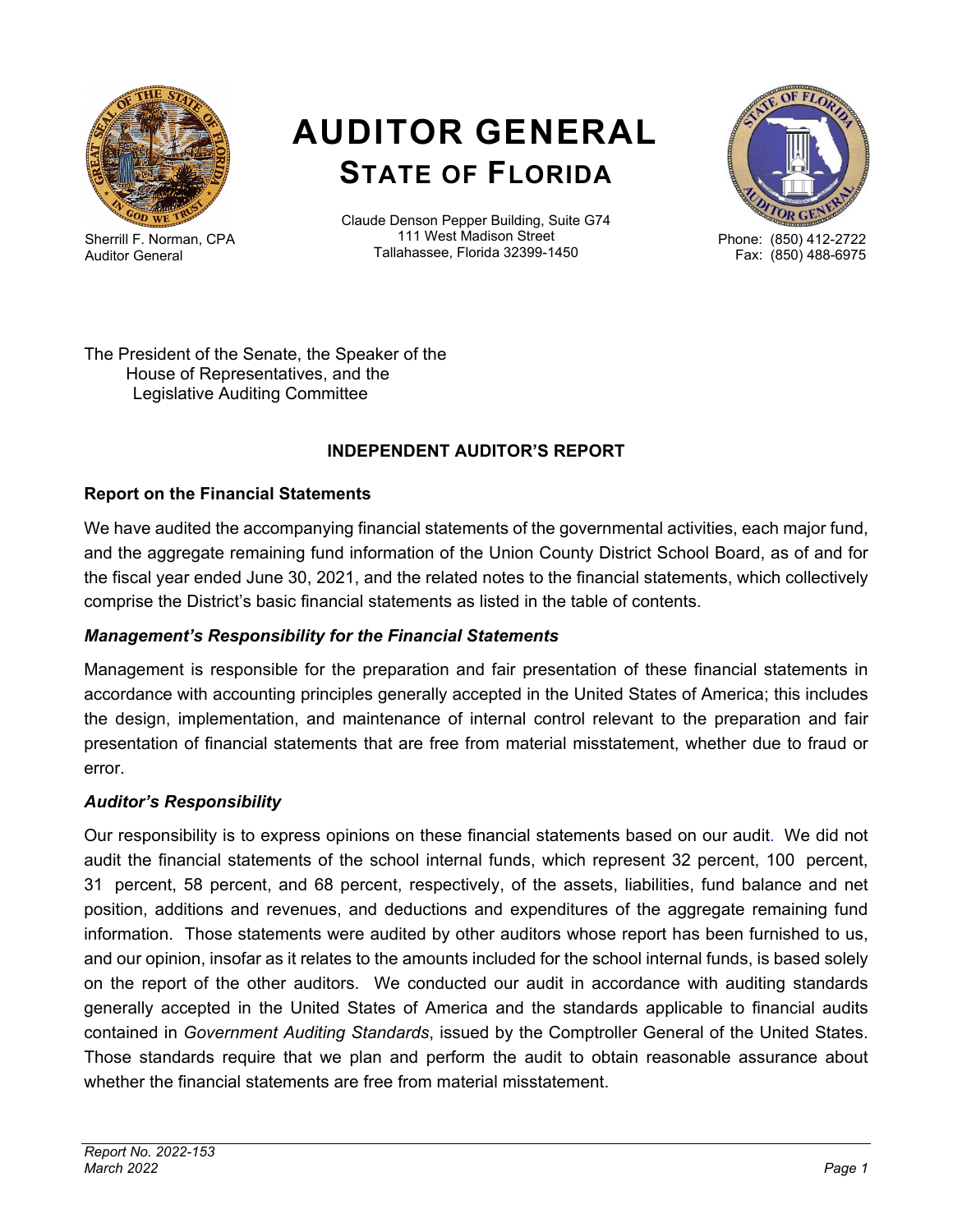# AUDITOR GENERAL
## STATE OF FLORIDA

Sherrill F. Norman, CPA
Auditor General

Claude Denson Pepper Building, Suite G74
111 West Madison Street
Tallahassee, Florida 32399-1450

Phone: (850) 412-2722
Fax: (850) 488-6975

The President of the Senate, the Speaker of the
House of Representatives, and the
Legislative Auditing Committee

### INDEPENDENT AUDITOR'S REPORT

**Report on the Financial Statements**

We have audited the accompanying financial statements of the governmental activities, each major fund, and the aggregate remaining fund information of the Union County District School Board, as of and for the fiscal year ended June 30, 2021, and the related notes to the financial statements, which collectively comprise the District's basic financial statements as listed in the table of contents.

***Management's Responsibility for the Financial Statements***

Management is responsible for the preparation and fair presentation of these financial statements in accordance with accounting principles generally accepted in the United States of America; this includes the design, implementation, and maintenance of internal control relevant to the preparation and fair presentation of financial statements that are free from material misstatement, whether due to fraud or error.

***Auditor's Responsibility***

Our responsibility is to express opinions on these financial statements based on our audit. We did not audit the financial statements of the school internal funds, which represent 32 percent, 100 percent, 31 percent, 58 percent, and 68 percent, respectively, of the assets, liabilities, fund balance and net position, additions and revenues, and deductions and expenditures of the aggregate remaining fund information. Those statements were audited by other auditors whose report has been furnished to us, and our opinion, insofar as it relates to the amounts included for the school internal funds, is based solely on the report of the other auditors. We conducted our audit in accordance with auditing standards generally accepted in the United States of America and the standards applicable to financial audits contained in *Government Auditing Standards*, issued by the Comptroller General of the United States. Those standards require that we plan and perform the audit to obtain reasonable assurance about whether the financial statements are free from material misstatement.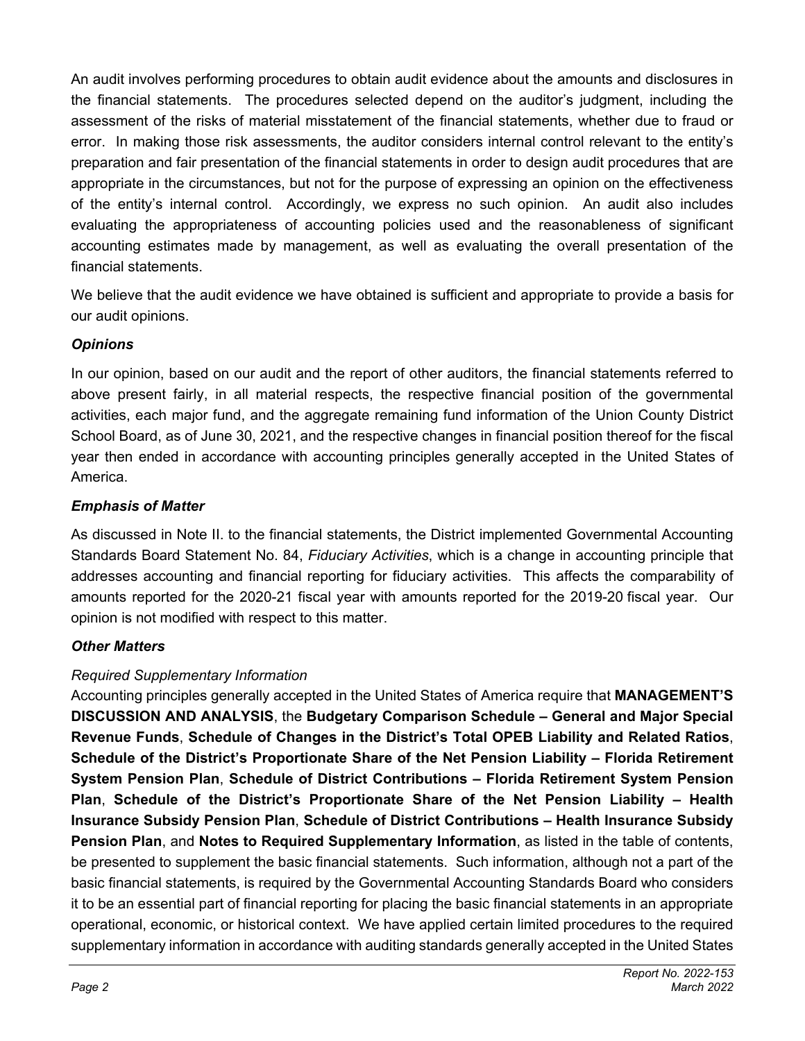An audit involves performing procedures to obtain audit evidence about the amounts and disclosures in the financial statements. The procedures selected depend on the auditor's judgment, including the assessment of the risks of material misstatement of the financial statements, whether due to fraud or error. In making those risk assessments, the auditor considers internal control relevant to the entity's preparation and fair presentation of the financial statements in order to design audit procedures that are appropriate in the circumstances, but not for the purpose of expressing an opinion on the effectiveness of the entity's internal control. Accordingly, we express no such opinion. An audit also includes evaluating the appropriateness of accounting policies used and the reasonableness of significant accounting estimates made by management, as well as evaluating the overall presentation of the financial statements.

We believe that the audit evidence we have obtained is sufficient and appropriate to provide a basis for our audit opinions.

### *Opinions*

In our opinion, based on our audit and the report of other auditors, the financial statements referred to above present fairly, in all material respects, the respective financial position of the governmental activities, each major fund, and the aggregate remaining fund information of the Union County District School Board, as of June 30, 2021, and the respective changes in financial position thereof for the fiscal year then ended in accordance with accounting principles generally accepted in the United States of America.

### *Emphasis of Matter*

As discussed in Note II. to the financial statements, the District implemented Governmental Accounting Standards Board Statement No. 84, *Fiduciary Activities*, which is a change in accounting principle that addresses accounting and financial reporting for fiduciary activities. This affects the comparability of amounts reported for the 2020-21 fiscal year with amounts reported for the 2019-20 fiscal year. Our opinion is not modified with respect to this matter.

### *Other Matters*

*Required Supplementary Information*

Accounting principles generally accepted in the United States of America require that **MANAGEMENT'S DISCUSSION AND ANALYSIS**, the **Budgetary Comparison Schedule – General and Major Special Revenue Funds**, **Schedule of Changes in the District's Total OPEB Liability and Related Ratios**, **Schedule of the District's Proportionate Share of the Net Pension Liability – Florida Retirement System Pension Plan**, **Schedule of District Contributions – Florida Retirement System Pension Plan**, **Schedule of the District's Proportionate Share of the Net Pension Liability – Health Insurance Subsidy Pension Plan**, **Schedule of District Contributions – Health Insurance Subsidy Pension Plan**, and **Notes to Required Supplementary Information**, as listed in the table of contents, be presented to supplement the basic financial statements. Such information, although not a part of the basic financial statements, is required by the Governmental Accounting Standards Board who considers it to be an essential part of financial reporting for placing the basic financial statements in an appropriate operational, economic, or historical context. We have applied certain limited procedures to the required supplementary information in accordance with auditing standards generally accepted in the United States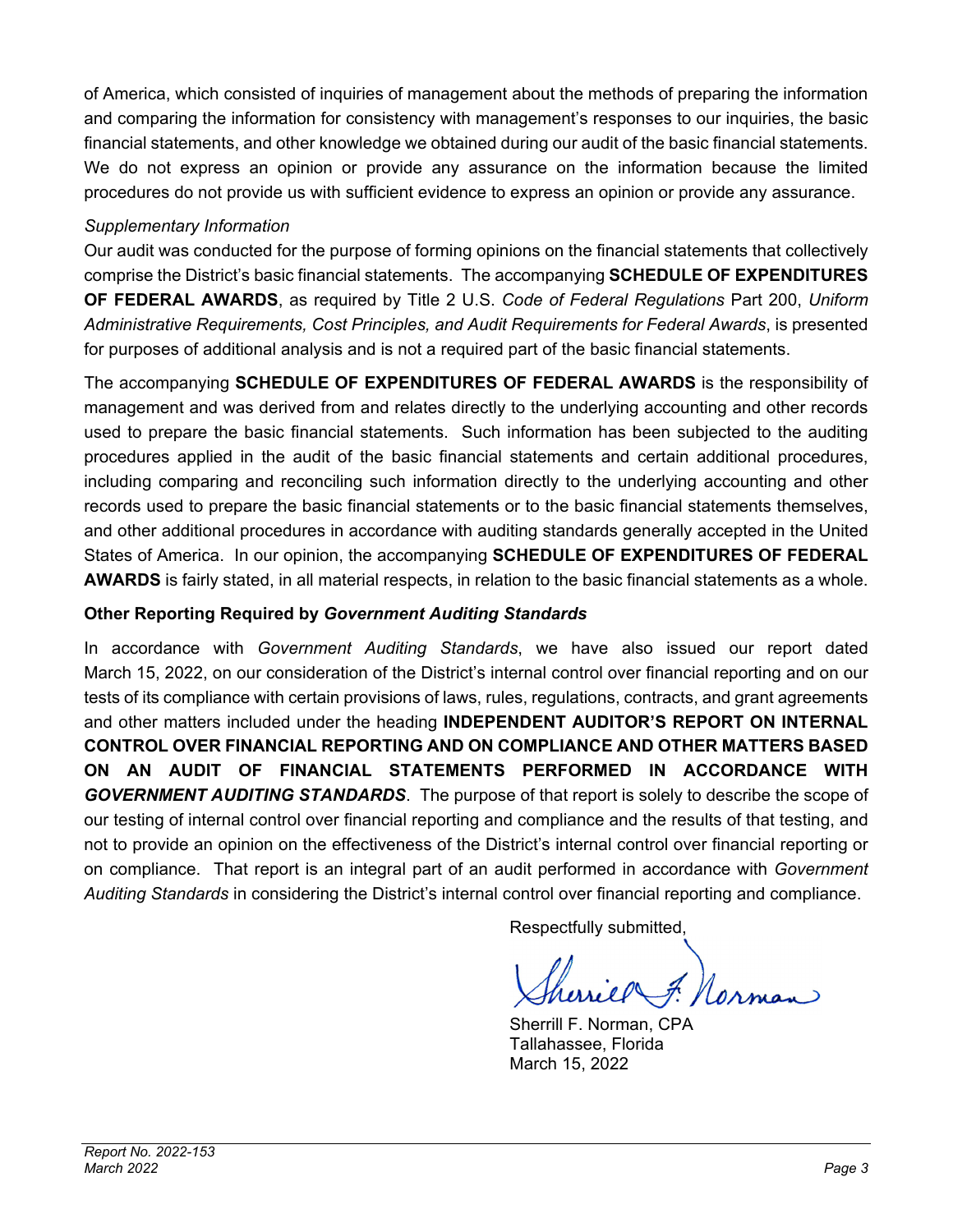of America, which consisted of inquiries of management about the methods of preparing the information and comparing the information for consistency with management's responses to our inquiries, the basic financial statements, and other knowledge we obtained during our audit of the basic financial statements. We do not express an opinion or provide any assurance on the information because the limited procedures do not provide us with sufficient evidence to express an opinion or provide any assurance.

*Supplementary Information*

Our audit was conducted for the purpose of forming opinions on the financial statements that collectively comprise the District's basic financial statements. The accompanying **SCHEDULE OF EXPENDITURES OF FEDERAL AWARDS**, as required by Title 2 U.S. *Code of Federal Regulations* Part 200, *Uniform Administrative Requirements, Cost Principles, and Audit Requirements for Federal Awards*, is presented for purposes of additional analysis and is not a required part of the basic financial statements.

The accompanying **SCHEDULE OF EXPENDITURES OF FEDERAL AWARDS** is the responsibility of management and was derived from and relates directly to the underlying accounting and other records used to prepare the basic financial statements. Such information has been subjected to the auditing procedures applied in the audit of the basic financial statements and certain additional procedures, including comparing and reconciling such information directly to the underlying accounting and other records used to prepare the basic financial statements or to the basic financial statements themselves, and other additional procedures in accordance with auditing standards generally accepted in the United States of America. In our opinion, the accompanying **SCHEDULE OF EXPENDITURES OF FEDERAL AWARDS** is fairly stated, in all material respects, in relation to the basic financial statements as a whole.

**Other Reporting Required by *Government Auditing Standards***

In accordance with *Government Auditing Standards*, we have also issued our report dated March 15, 2022, on our consideration of the District's internal control over financial reporting and on our tests of its compliance with certain provisions of laws, rules, regulations, contracts, and grant agreements and other matters included under the heading **INDEPENDENT AUDITOR'S REPORT ON INTERNAL CONTROL OVER FINANCIAL REPORTING AND ON COMPLIANCE AND OTHER MATTERS BASED ON AN AUDIT OF FINANCIAL STATEMENTS PERFORMED IN ACCORDANCE WITH *GOVERNMENT AUDITING STANDARDS***. The purpose of that report is solely to describe the scope of our testing of internal control over financial reporting and compliance and the results of that testing, and not to provide an opinion on the effectiveness of the District's internal control over financial reporting or on compliance. That report is an integral part of an audit performed in accordance with *Government Auditing Standards* in considering the District's internal control over financial reporting and compliance.

Respectfully submitted,

Sherrill F. Norman, CPA
Tallahassee, Florida
March 15, 2022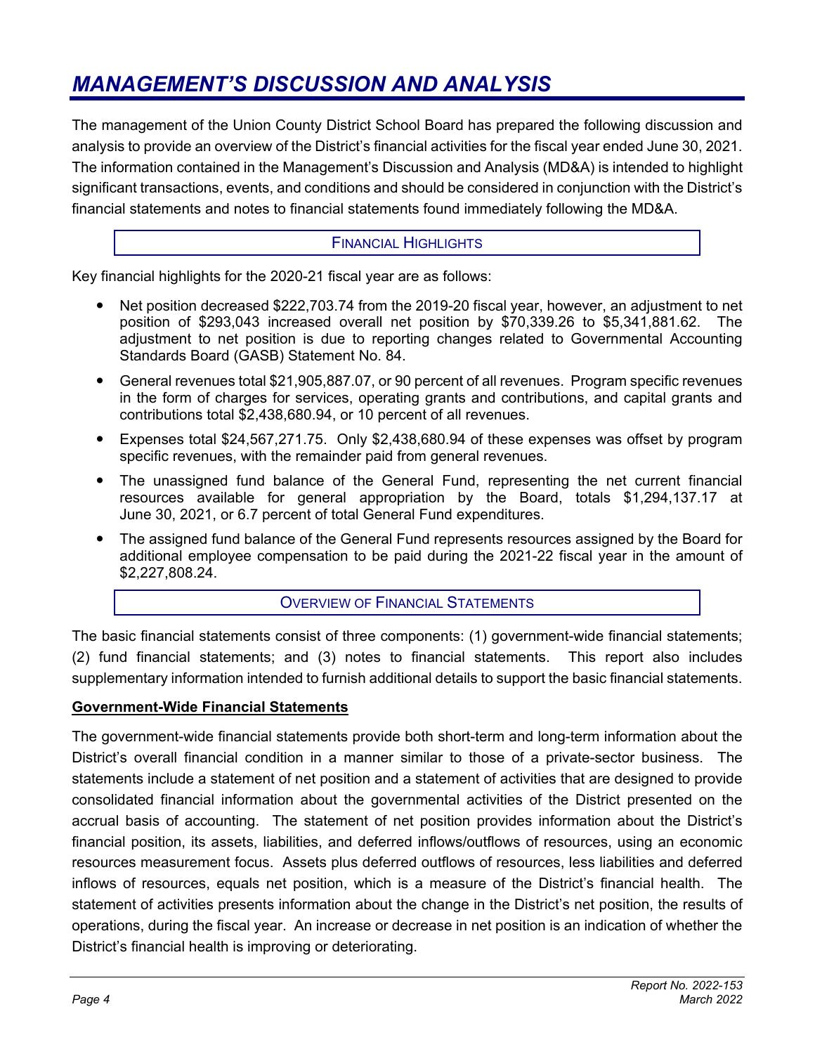# *MANAGEMENT'S DISCUSSION AND ANALYSIS*

The management of the Union County District School Board has prepared the following discussion and analysis to provide an overview of the District's financial activities for the fiscal year ended June 30, 2021. The information contained in the Management's Discussion and Analysis (MD&A) is intended to highlight significant transactions, events, and conditions and should be considered in conjunction with the District's financial statements and notes to financial statements found immediately following the MD&A.

## FINANCIAL HIGHLIGHTS

Key financial highlights for the 2020-21 fiscal year are as follows:

- Net position decreased $222,703.74 from the 2019-20 fiscal year, however, an adjustment to net position of $293,043 increased overall net position by $70,339.26 to $5,341,881.62. The adjustment to net position is due to reporting changes related to Governmental Accounting Standards Board (GASB) Statement No. 84.
- General revenues total $21,905,887.07, or 90 percent of all revenues. Program specific revenues in the form of charges for services, operating grants and contributions, and capital grants and contributions total $2,438,680.94, or 10 percent of all revenues.
- Expenses total $24,567,271.75. Only $2,438,680.94 of these expenses was offset by program specific revenues, with the remainder paid from general revenues.
- The unassigned fund balance of the General Fund, representing the net current financial resources available for general appropriation by the Board, totals $1,294,137.17 at June 30, 2021, or 6.7 percent of total General Fund expenditures.
- The assigned fund balance of the General Fund represents resources assigned by the Board for additional employee compensation to be paid during the 2021-22 fiscal year in the amount of $2,227,808.24.

## OVERVIEW OF FINANCIAL STATEMENTS

The basic financial statements consist of three components: (1) government-wide financial statements; (2) fund financial statements; and (3) notes to financial statements. This report also includes supplementary information intended to furnish additional details to support the basic financial statements.

### **Government-Wide Financial Statements**

The government-wide financial statements provide both short-term and long-term information about the District's overall financial condition in a manner similar to those of a private-sector business. The statements include a statement of net position and a statement of activities that are designed to provide consolidated financial information about the governmental activities of the District presented on the accrual basis of accounting. The statement of net position provides information about the District's financial position, its assets, liabilities, and deferred inflows/outflows of resources, using an economic resources measurement focus. Assets plus deferred outflows of resources, less liabilities and deferred inflows of resources, equals net position, which is a measure of the District's financial health. The statement of activities presents information about the change in the District's net position, the results of operations, during the fiscal year. An increase or decrease in net position is an indication of whether the District's financial health is improving or deteriorating.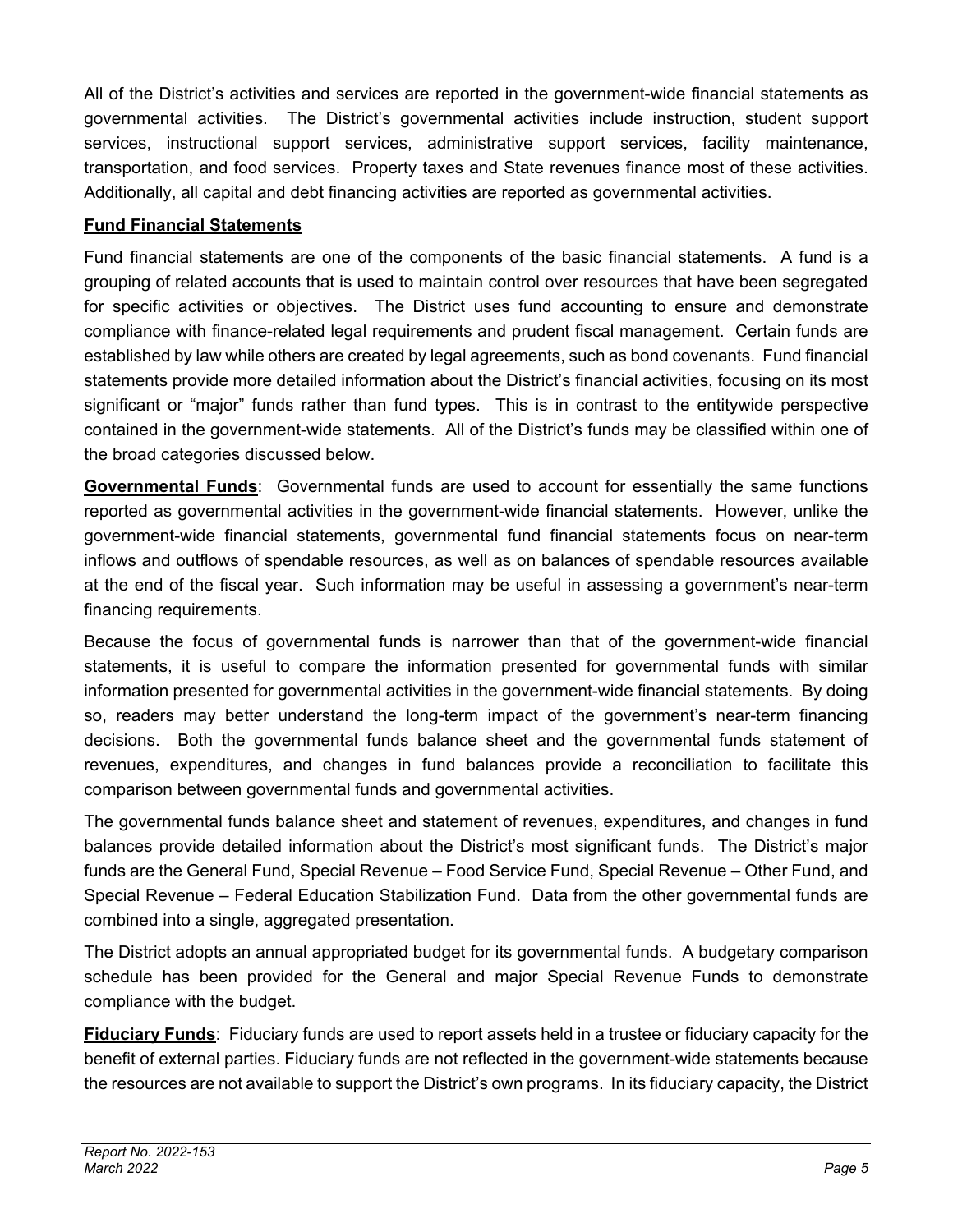All of the District's activities and services are reported in the government-wide financial statements as governmental activities. The District's governmental activities include instruction, student support services, instructional support services, administrative support services, facility maintenance, transportation, and food services. Property taxes and State revenues finance most of these activities. Additionally, all capital and debt financing activities are reported as governmental activities.

**Fund Financial Statements**

Fund financial statements are one of the components of the basic financial statements. A fund is a grouping of related accounts that is used to maintain control over resources that have been segregated for specific activities or objectives. The District uses fund accounting to ensure and demonstrate compliance with finance-related legal requirements and prudent fiscal management. Certain funds are established by law while others are created by legal agreements, such as bond covenants. Fund financial statements provide more detailed information about the District's financial activities, focusing on its most significant or "major" funds rather than fund types. This is in contrast to the entitywide perspective contained in the government-wide statements. All of the District's funds may be classified within one of the broad categories discussed below.

**Governmental Funds**: Governmental funds are used to account for essentially the same functions reported as governmental activities in the government-wide financial statements. However, unlike the government-wide financial statements, governmental fund financial statements focus on near-term inflows and outflows of spendable resources, as well as on balances of spendable resources available at the end of the fiscal year. Such information may be useful in assessing a government's near-term financing requirements.

Because the focus of governmental funds is narrower than that of the government-wide financial statements, it is useful to compare the information presented for governmental funds with similar information presented for governmental activities in the government-wide financial statements. By doing so, readers may better understand the long-term impact of the government's near-term financing decisions. Both the governmental funds balance sheet and the governmental funds statement of revenues, expenditures, and changes in fund balances provide a reconciliation to facilitate this comparison between governmental funds and governmental activities.

The governmental funds balance sheet and statement of revenues, expenditures, and changes in fund balances provide detailed information about the District's most significant funds. The District's major funds are the General Fund, Special Revenue – Food Service Fund, Special Revenue – Other Fund, and Special Revenue – Federal Education Stabilization Fund. Data from the other governmental funds are combined into a single, aggregated presentation.

The District adopts an annual appropriated budget for its governmental funds. A budgetary comparison schedule has been provided for the General and major Special Revenue Funds to demonstrate compliance with the budget.

**Fiduciary Funds**: Fiduciary funds are used to report assets held in a trustee or fiduciary capacity for the benefit of external parties. Fiduciary funds are not reflected in the government-wide statements because the resources are not available to support the District's own programs. In its fiduciary capacity, the District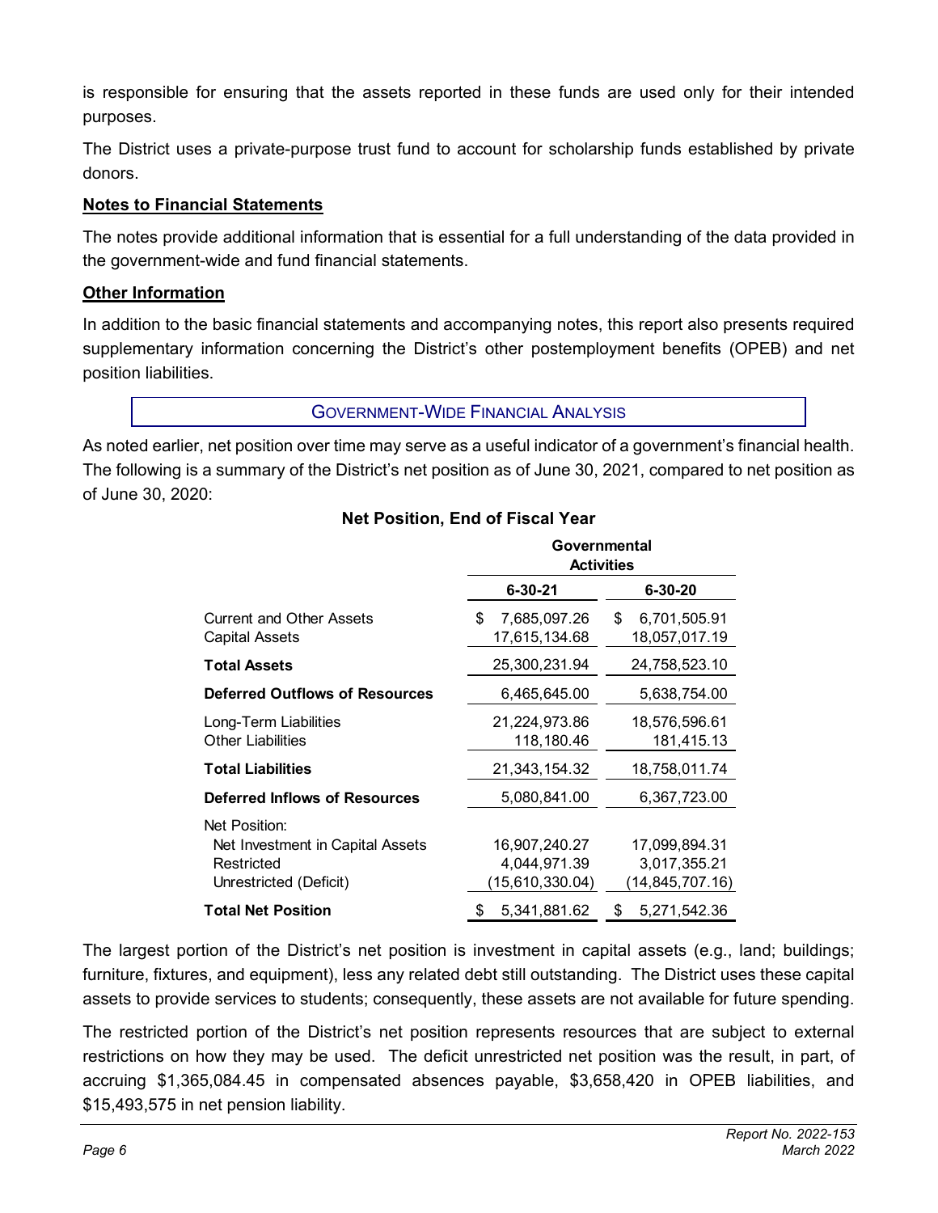is responsible for ensuring that the assets reported in these funds are used only for their intended purposes.

The District uses a private-purpose trust fund to account for scholarship funds established by private donors.

**Notes to Financial Statements**

The notes provide additional information that is essential for a full understanding of the data provided in the government-wide and fund financial statements.

**Other Information**

In addition to the basic financial statements and accompanying notes, this report also presents required supplementary information concerning the District's other postemployment benefits (OPEB) and net position liabilities.

## Government-Wide Financial Analysis

As noted earlier, net position over time may serve as a useful indicator of a government's financial health. The following is a summary of the District's net position as of June 30, 2021, compared to net position as of June 30, 2020:

**Net Position, End of Fiscal Year**

| | Governmental Activities | |
|---|---|---|
| | **6-30-21** | **6-30-20** |
| Current and Other Assets | $ 7,685,097.26 | $ 6,701,505.91 |
| Capital Assets | 17,615,134.68 | 18,057,017.19 |
| **Total Assets** | 25,300,231.94 | 24,758,523.10 |
| **Deferred Outflows of Resources** | 6,465,645.00 | 5,638,754.00 |
| Long-Term Liabilities | 21,224,973.86 | 18,576,596.61 |
| Other Liabilities | 118,180.46 | 181,415.13 |
| **Total Liabilities** | 21,343,154.32 | 18,758,011.74 |
| **Deferred Inflows of Resources** | 5,080,841.00 | 6,367,723.00 |
| Net Position: | | |
| Net Investment in Capital Assets | 16,907,240.27 | 17,099,894.31 |
| Restricted | 4,044,971.39 | 3,017,355.21 |
| Unrestricted (Deficit) | (15,610,330.04) | (14,845,707.16) |
| **Total Net Position** | $ 5,341,881.62 | $ 5,271,542.36 |

The largest portion of the District's net position is investment in capital assets (e.g., land; buildings; furniture, fixtures, and equipment), less any related debt still outstanding. The District uses these capital assets to provide services to students; consequently, these assets are not available for future spending.

The restricted portion of the District's net position represents resources that are subject to external restrictions on how they may be used. The deficit unrestricted net position was the result, in part, of accruing $1,365,084.45 in compensated absences payable, $3,658,420 in OPEB liabilities, and $15,493,575 in net pension liability.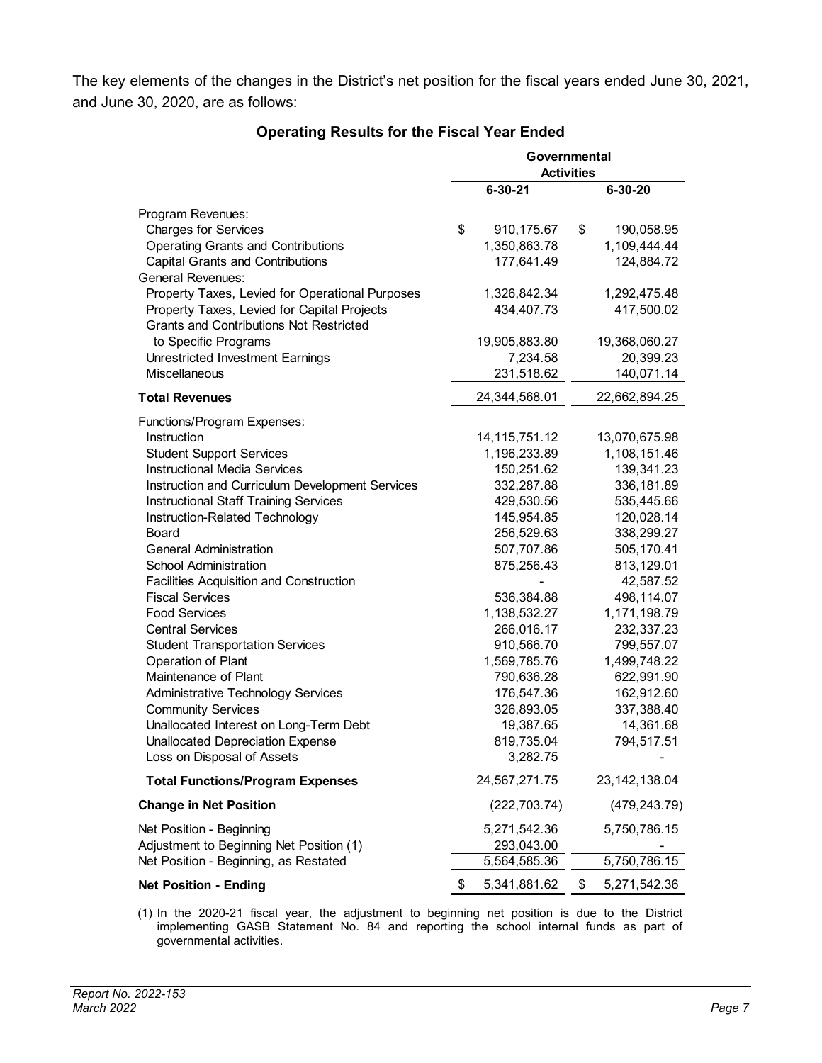The key elements of the changes in the District's net position for the fiscal years ended June 30, 2021, and June 30, 2020, are as follows:

### Operating Results for the Fiscal Year Ended

| | Governmental Activities | |
|---|---|---|
| | **6-30-21** | **6-30-20** |
| Program Revenues: | | |
| Charges for Services | $ 910,175.67 | $ 190,058.95 |
| Operating Grants and Contributions | 1,350,863.78 | 1,109,444.44 |
| Capital Grants and Contributions | 177,641.49 | 124,884.72 |
| General Revenues: | | |
| Property Taxes, Levied for Operational Purposes | 1,326,842.34 | 1,292,475.48 |
| Property Taxes, Levied for Capital Projects | 434,407.73 | 417,500.02 |
| Grants and Contributions Not Restricted to Specific Programs | 19,905,883.80 | 19,368,060.27 |
| Unrestricted Investment Earnings | 7,234.58 | 20,399.23 |
| Miscellaneous | 231,518.62 | 140,071.14 |
| **Total Revenues** | 24,344,568.01 | 22,662,894.25 |
| Functions/Program Expenses: | | |
| Instruction | 14,115,751.12 | 13,070,675.98 |
| Student Support Services | 1,196,233.89 | 1,108,151.46 |
| Instructional Media Services | 150,251.62 | 139,341.23 |
| Instruction and Curriculum Development Services | 332,287.88 | 336,181.89 |
| Instructional Staff Training Services | 429,530.56 | 535,445.66 |
| Instruction-Related Technology | 145,954.85 | 120,028.14 |
| Board | 256,529.63 | 338,299.27 |
| General Administration | 507,707.86 | 505,170.41 |
| School Administration | 875,256.43 | 813,129.01 |
| Facilities Acquisition and Construction | - | 42,587.52 |
| Fiscal Services | 536,384.88 | 498,114.07 |
| Food Services | 1,138,532.27 | 1,171,198.79 |
| Central Services | 266,016.17 | 232,337.23 |
| Student Transportation Services | 910,566.70 | 799,557.07 |
| Operation of Plant | 1,569,785.76 | 1,499,748.22 |
| Maintenance of Plant | 790,636.28 | 622,991.90 |
| Administrative Technology Services | 176,547.36 | 162,912.60 |
| Community Services | 326,893.05 | 337,388.40 |
| Unallocated Interest on Long-Term Debt | 19,387.65 | 14,361.68 |
| Unallocated Depreciation Expense | 819,735.04 | 794,517.51 |
| Loss on Disposal of Assets | 3,282.75 | - |
| **Total Functions/Program Expenses** | 24,567,271.75 | 23,142,138.04 |
| **Change in Net Position** | (222,703.74) | (479,243.79) |
| Net Position - Beginning | 5,271,542.36 | 5,750,786.15 |
| Adjustment to Beginning Net Position (1) | 293,043.00 | - |
| Net Position - Beginning, as Restated | 5,564,585.36 | 5,750,786.15 |
| **Net Position - Ending** | $ 5,341,881.62 | $ 5,271,542.36 |

(1) In the 2020-21 fiscal year, the adjustment to beginning net position is due to the District implementing GASB Statement No. 84 and reporting the school internal funds as part of governmental activities.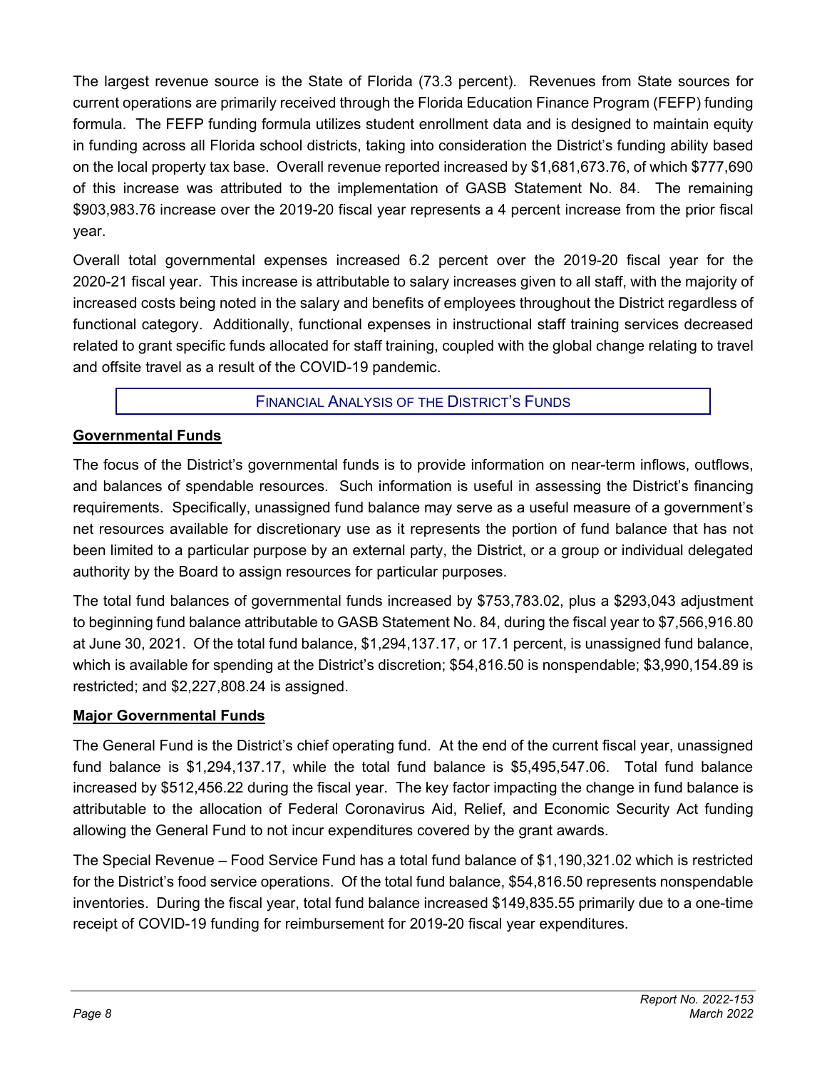The largest revenue source is the State of Florida (73.3 percent). Revenues from State sources for current operations are primarily received through the Florida Education Finance Program (FEFP) funding formula. The FEFP funding formula utilizes student enrollment data and is designed to maintain equity in funding across all Florida school districts, taking into consideration the District's funding ability based on the local property tax base. Overall revenue reported increased by $1,681,673.76, of which $777,690 of this increase was attributed to the implementation of GASB Statement No. 84. The remaining $903,983.76 increase over the 2019-20 fiscal year represents a 4 percent increase from the prior fiscal year.

Overall total governmental expenses increased 6.2 percent over the 2019-20 fiscal year for the 2020-21 fiscal year. This increase is attributable to salary increases given to all staff, with the majority of increased costs being noted in the salary and benefits of employees throughout the District regardless of functional category. Additionally, functional expenses in instructional staff training services decreased related to grant specific funds allocated for staff training, coupled with the global change relating to travel and offsite travel as a result of the COVID-19 pandemic.

## FINANCIAL ANALYSIS OF THE DISTRICT'S FUNDS

### Governmental Funds

The focus of the District's governmental funds is to provide information on near-term inflows, outflows, and balances of spendable resources. Such information is useful in assessing the District's financing requirements. Specifically, unassigned fund balance may serve as a useful measure of a government's net resources available for discretionary use as it represents the portion of fund balance that has not been limited to a particular purpose by an external party, the District, or a group or individual delegated authority by the Board to assign resources for particular purposes.

The total fund balances of governmental funds increased by $753,783.02, plus a $293,043 adjustment to beginning fund balance attributable to GASB Statement No. 84, during the fiscal year to $7,566,916.80 at June 30, 2021. Of the total fund balance, $1,294,137.17, or 17.1 percent, is unassigned fund balance, which is available for spending at the District's discretion; $54,816.50 is nonspendable; $3,990,154.89 is restricted; and $2,227,808.24 is assigned.

### Major Governmental Funds

The General Fund is the District's chief operating fund. At the end of the current fiscal year, unassigned fund balance is $1,294,137.17, while the total fund balance is $5,495,547.06. Total fund balance increased by $512,456.22 during the fiscal year. The key factor impacting the change in fund balance is attributable to the allocation of Federal Coronavirus Aid, Relief, and Economic Security Act funding allowing the General Fund to not incur expenditures covered by the grant awards.

The Special Revenue – Food Service Fund has a total fund balance of $1,190,321.02 which is restricted for the District's food service operations. Of the total fund balance, $54,816.50 represents nonspendable inventories. During the fiscal year, total fund balance increased $149,835.55 primarily due to a one-time receipt of COVID-19 funding for reimbursement for 2019-20 fiscal year expenditures.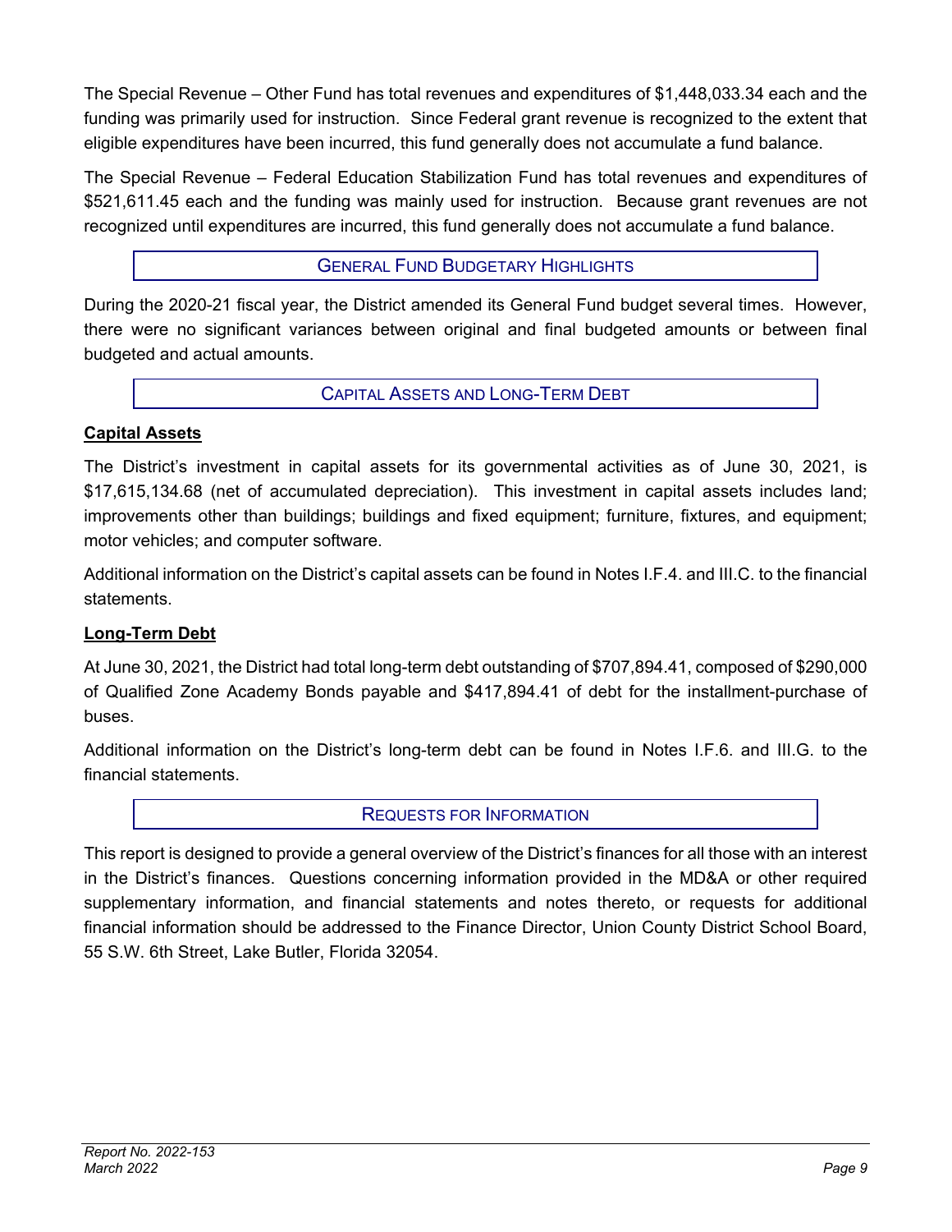The Special Revenue – Other Fund has total revenues and expenditures of $1,448,033.34 each and the funding was primarily used for instruction. Since Federal grant revenue is recognized to the extent that eligible expenditures have been incurred, this fund generally does not accumulate a fund balance.

The Special Revenue – Federal Education Stabilization Fund has total revenues and expenditures of $521,611.45 each and the funding was mainly used for instruction. Because grant revenues are not recognized until expenditures are incurred, this fund generally does not accumulate a fund balance.

## General Fund Budgetary Highlights

During the 2020-21 fiscal year, the District amended its General Fund budget several times. However, there were no significant variances between original and final budgeted amounts or between final budgeted and actual amounts.

## Capital Assets and Long-Term Debt

### Capital Assets

The District's investment in capital assets for its governmental activities as of June 30, 2021, is $17,615,134.68 (net of accumulated depreciation). This investment in capital assets includes land; improvements other than buildings; buildings and fixed equipment; furniture, fixtures, and equipment; motor vehicles; and computer software.

Additional information on the District's capital assets can be found in Notes I.F.4. and III.C. to the financial statements.

### Long-Term Debt

At June 30, 2021, the District had total long-term debt outstanding of $707,894.41, composed of $290,000 of Qualified Zone Academy Bonds payable and $417,894.41 of debt for the installment-purchase of buses.

Additional information on the District's long-term debt can be found in Notes I.F.6. and III.G. to the financial statements.

## Requests for Information

This report is designed to provide a general overview of the District's finances for all those with an interest in the District's finances. Questions concerning information provided in the MD&A or other required supplementary information, and financial statements and notes thereto, or requests for additional financial information should be addressed to the Finance Director, Union County District School Board, 55 S.W. 6th Street, Lake Butler, Florida 32054.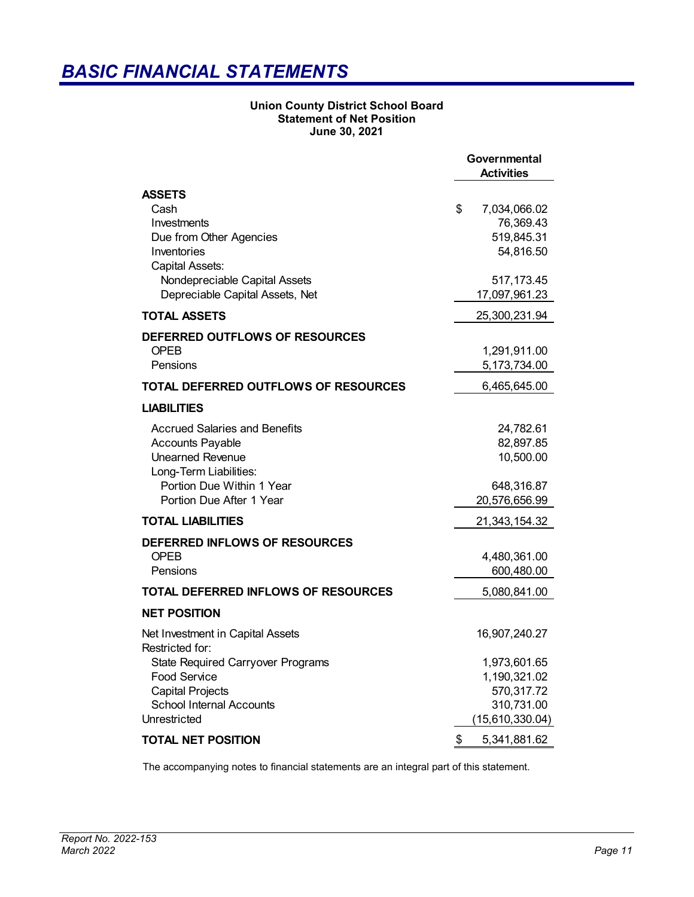# BASIC FINANCIAL STATEMENTS

**Union County District School Board**
**Statement of Net Position**
**June 30, 2021**

| | Governmental Activities |
|---|---|
| **ASSETS** | |
| Cash | $ 7,034,066.02 |
| Investments | 76,369.43 |
| Due from Other Agencies | 519,845.31 |
| Inventories | 54,816.50 |
| Capital Assets: | |
| Nondepreciable Capital Assets | 517,173.45 |
| Depreciable Capital Assets, Net | 17,097,961.23 |
| **TOTAL ASSETS** | 25,300,231.94 |
| **DEFERRED OUTFLOWS OF RESOURCES** | |
| OPEB | 1,291,911.00 |
| Pensions | 5,173,734.00 |
| **TOTAL DEFERRED OUTFLOWS OF RESOURCES** | 6,465,645.00 |
| **LIABILITIES** | |
| Accrued Salaries and Benefits | 24,782.61 |
| Accounts Payable | 82,897.85 |
| Unearned Revenue | 10,500.00 |
| Long-Term Liabilities: | |
| Portion Due Within 1 Year | 648,316.87 |
| Portion Due After 1 Year | 20,576,656.99 |
| **TOTAL LIABILITIES** | 21,343,154.32 |
| **DEFERRED INFLOWS OF RESOURCES** | |
| OPEB | 4,480,361.00 |
| Pensions | 600,480.00 |
| **TOTAL DEFERRED INFLOWS OF RESOURCES** | 5,080,841.00 |
| **NET POSITION** | |
| Net Investment in Capital Assets | 16,907,240.27 |
| Restricted for: | |
| State Required Carryover Programs | 1,973,601.65 |
| Food Service | 1,190,321.02 |
| Capital Projects | 570,317.72 |
| School Internal Accounts | 310,731.00 |
| Unrestricted | (15,610,330.04) |
| **TOTAL NET POSITION** | $ 5,341,881.62 |

The accompanying notes to financial statements are an integral part of this statement.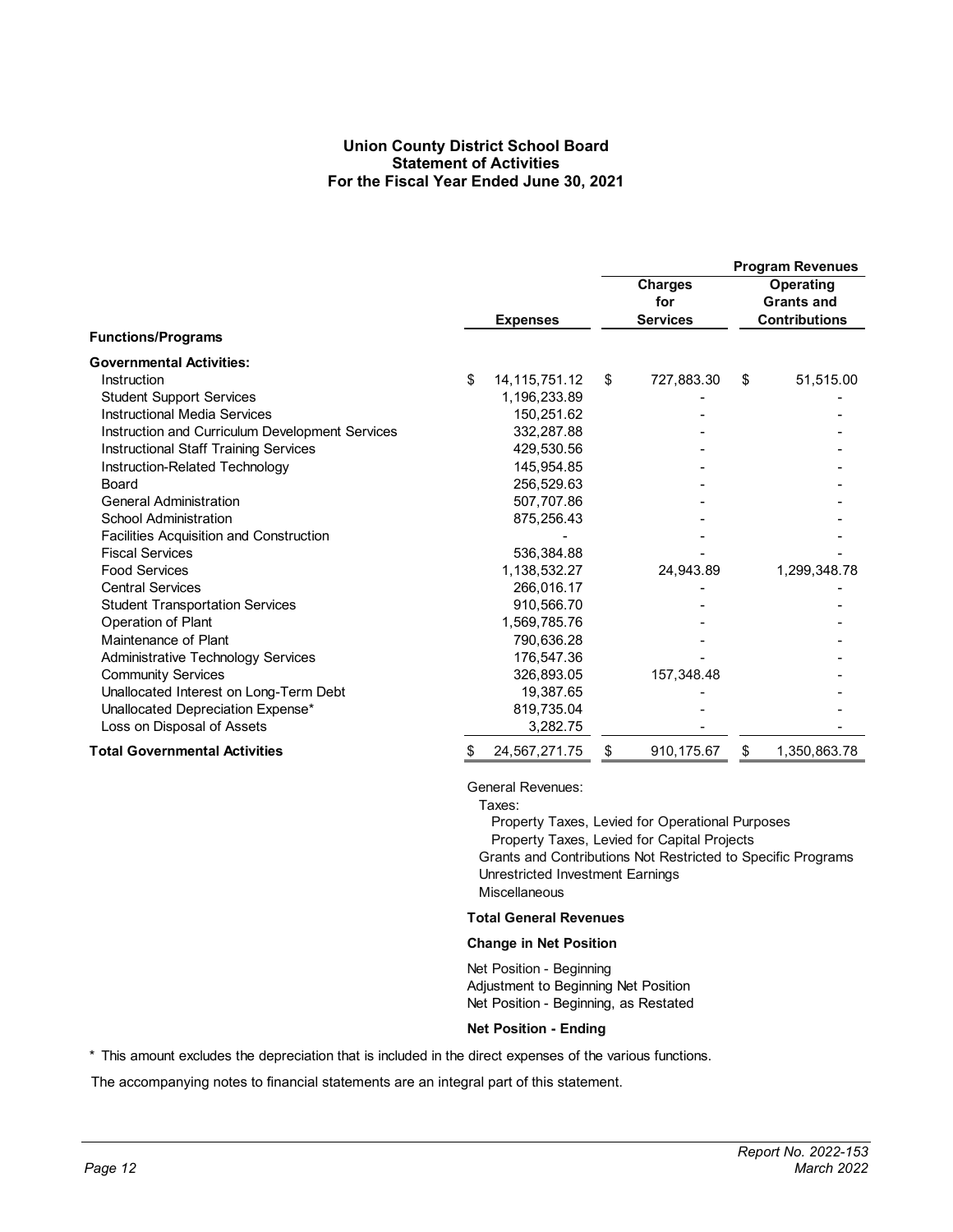**Union County District School Board**
**Statement of Activities**
**For the Fiscal Year Ended June 30, 2021**

| | | | Program Revenues |
|---|---|---|---|
| | Expenses | Charges for Services | Operating Grants and Contributions |
| **Functions/Programs** | | | |
| **Governmental Activities:** | | | |
| Instruction | $ 14,115,751.12 | $ 727,883.30 | $ 51,515.00 |
| Student Support Services | 1,196,233.89 | - | - |
| Instructional Media Services | 150,251.62 | - | - |
| Instruction and Curriculum Development Services | 332,287.88 | - | - |
| Instructional Staff Training Services | 429,530.56 | - | - |
| Instruction-Related Technology | 145,954.85 | - | - |
| Board | 256,529.63 | - | - |
| General Administration | 507,707.86 | - | - |
| School Administration | 875,256.43 | - | - |
| Facilities Acquisition and Construction | - | - | - |
| Fiscal Services | 536,384.88 | - | - |
| Food Services | 1,138,532.27 | 24,943.89 | 1,299,348.78 |
| Central Services | 266,016.17 | - | - |
| Student Transportation Services | 910,566.70 | - | - |
| Operation of Plant | 1,569,785.76 | - | - |
| Maintenance of Plant | 790,636.28 | - | - |
| Administrative Technology Services | 176,547.36 | - | - |
| Community Services | 326,893.05 | 157,348.48 | - |
| Unallocated Interest on Long-Term Debt | 19,387.65 | - | - |
| Unallocated Depreciation Expense* | 819,735.04 | - | - |
| Loss on Disposal of Assets | 3,282.75 | - | - |
| **Total Governmental Activities** | $ 24,567,271.75 | $ 910,175.67 | $ 1,350,863.78 |

General Revenues:
Taxes:
Property Taxes, Levied for Operational Purposes
Property Taxes, Levied for Capital Projects
Grants and Contributions Not Restricted to Specific Programs
Unrestricted Investment Earnings
Miscellaneous

**Total General Revenues**

**Change in Net Position**

Net Position - Beginning
Adjustment to Beginning Net Position
Net Position - Beginning, as Restated

**Net Position - Ending**

* This amount excludes the depreciation that is included in the direct expenses of the various functions.

The accompanying notes to financial statements are an integral part of this statement.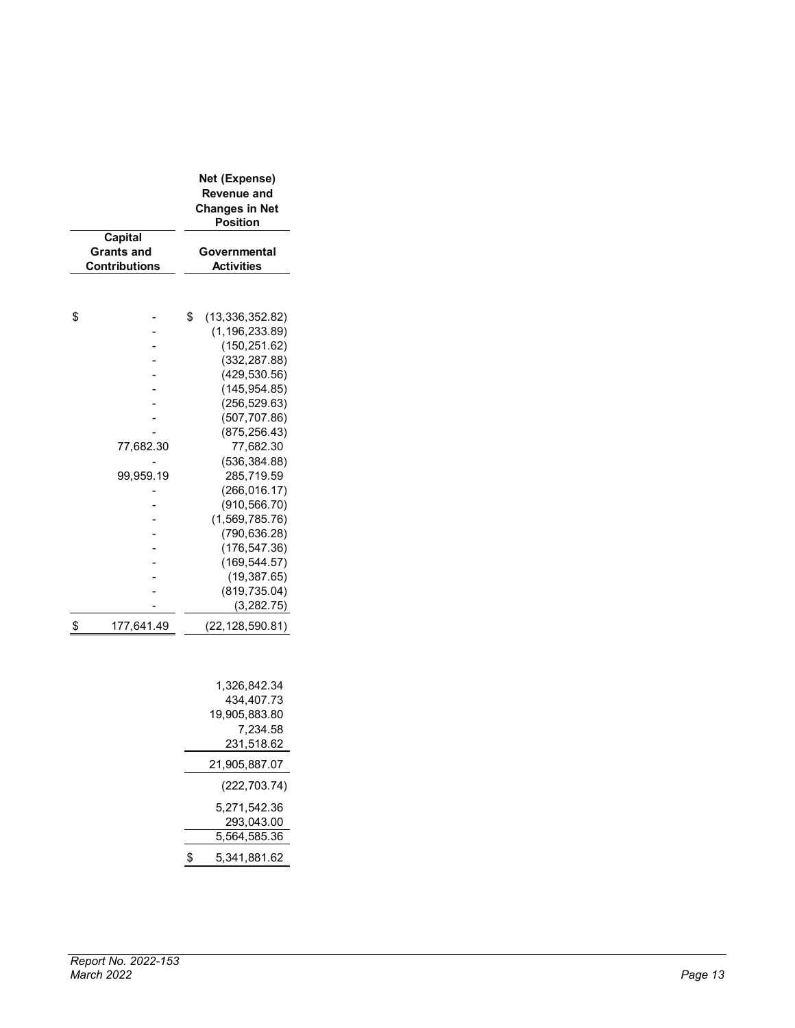| Capital Grants and Contributions | Net (Expense) Revenue and Changes in Net Position<br>Governmental Activities |
|---|---|
| $ - | $ (13,336,352.82) |
| - | (1,196,233.89) |
| - | (150,251.62) |
| - | (332,287.88) |
| - | (429,530.56) |
| - | (145,954.85) |
| - | (256,529.63) |
| - | (507,707.86) |
| - | (875,256.43) |
| 77,682.30 | 77,682.30 |
| - | (536,384.88) |
| 99,959.19 | 285,719.59 |
| - | (266,016.17) |
| - | (910,566.70) |
| - | (1,569,785.76) |
| - | (790,636.28) |
| - | (176,547.36) |
| - | (169,544.57) |
| - | (19,387.65) |
| - | (819,735.04) |
| - | (3,282.75) |
| $ 177,641.49 | (22,128,590.81) |
| | |
| | 1,326,842.34 |
| | 434,407.73 |
| | 19,905,883.80 |
| | 7,234.58 |
| | 231,518.62 |
| | 21,905,887.07 |
| | (222,703.74) |
| | 5,271,542.36 |
| | 293,043.00 |
| | 5,564,585.36 |
| | $ 5,341,881.62 |

*Report No. 2022-153*
*March 2022*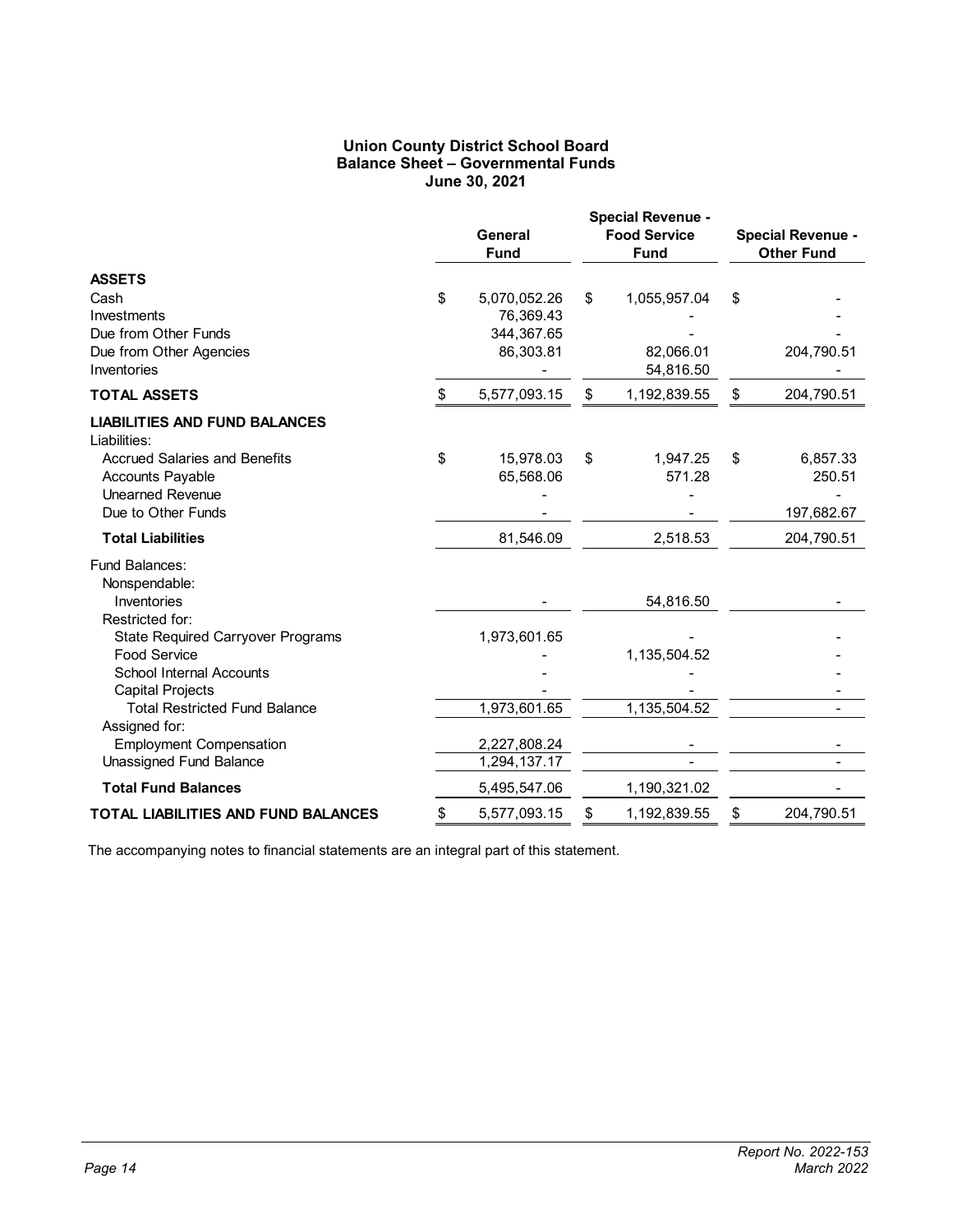# Union County District School Board
## Balance Sheet – Governmental Funds
### June 30, 2021

| | General Fund | Special Revenue - Food Service Fund | Special Revenue - Other Fund |
|---|---|---|---|
| **ASSETS** | | | |
| Cash | $ 5,070,052.26 | $ 1,055,957.04 | $ - |
| Investments | 76,369.43 | - | - |
| Due from Other Funds | 344,367.65 | - | - |
| Due from Other Agencies | 86,303.81 | 82,066.01 | 204,790.51 |
| Inventories | - | 54,816.50 | - |
| **TOTAL ASSETS** | $ 5,577,093.15 | $ 1,192,839.55 | $ 204,790.51 |
| **LIABILITIES AND FUND BALANCES** | | | |
| Liabilities: | | | |
| Accrued Salaries and Benefits | $ 15,978.03 | $ 1,947.25 | $ 6,857.33 |
| Accounts Payable | 65,568.06 | 571.28 | 250.51 |
| Unearned Revenue | - | - | - |
| Due to Other Funds | - | - | 197,682.67 |
| **Total Liabilities** | 81,546.09 | 2,518.53 | 204,790.51 |
| Fund Balances: | | | |
| Nonspendable: | | | |
| Inventories | - | 54,816.50 | - |
| Restricted for: | | | |
| State Required Carryover Programs | 1,973,601.65 | - | - |
| Food Service | - | 1,135,504.52 | - |
| School Internal Accounts | - | - | - |
| Capital Projects | - | - | - |
| Total Restricted Fund Balance | 1,973,601.65 | 1,135,504.52 | - |
| Assigned for: | | | |
| Employment Compensation | 2,227,808.24 | - | - |
| Unassigned Fund Balance | 1,294,137.17 | - | - |
| **Total Fund Balances** | 5,495,547.06 | 1,190,321.02 | - |
| **TOTAL LIABILITIES AND FUND BALANCES** | $ 5,577,093.15 | $ 1,192,839.55 | $ 204,790.51 |

The accompanying notes to financial statements are an integral part of this statement.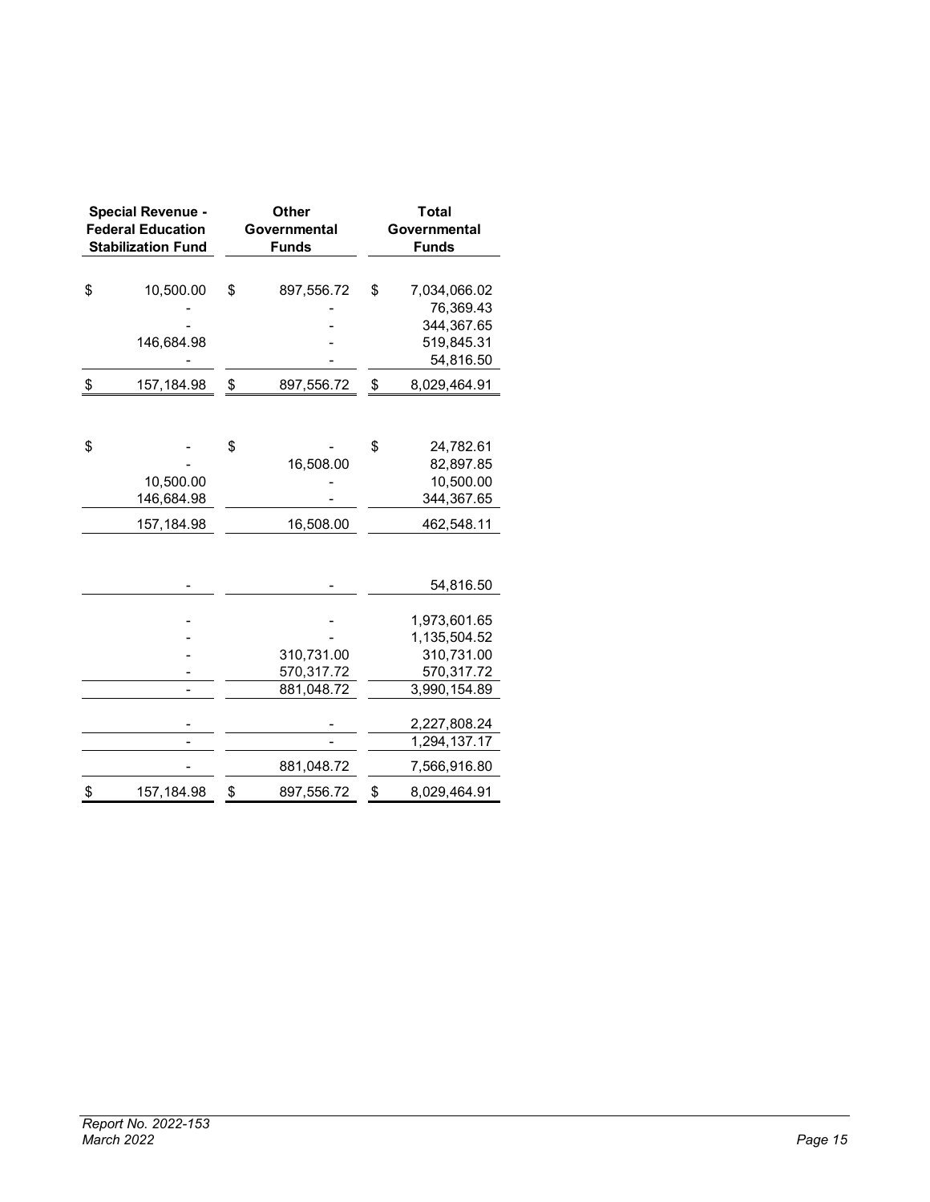| Special Revenue - Federal Education Stabilization Fund | Other Governmental Funds | Total Governmental Funds |
|---|---|---|
| $ 10,500.00 | $ 897,556.72 | $ 7,034,066.02 |
| - | - | 76,369.43 |
| - | - | 344,367.65 |
| 146,684.98 | - | 519,845.31 |
| - | - | 54,816.50 |
| $ 157,184.98 | $ 897,556.72 | $ 8,029,464.91 |
| | | |
| $ - | $ - | $ 24,782.61 |
| - | 16,508.00 | 82,897.85 |
| 10,500.00 | - | 10,500.00 |
| 146,684.98 | - | 344,367.65 |
| 157,184.98 | 16,508.00 | 462,548.11 |
| | | |
| - | - | 54,816.50 |
| | | |
| - | - | 1,973,601.65 |
| - | - | 1,135,504.52 |
| - | 310,731.00 | 310,731.00 |
| - | 570,317.72 | 570,317.72 |
| - | 881,048.72 | 3,990,154.89 |
| | | |
| - | - | 2,227,808.24 |
| - | - | 1,294,137.17 |
| - | 881,048.72 | 7,566,916.80 |
| $ 157,184.98 | $ 897,556.72 | $ 8,029,464.91 |

*Report No. 2022-153*
*March 2022*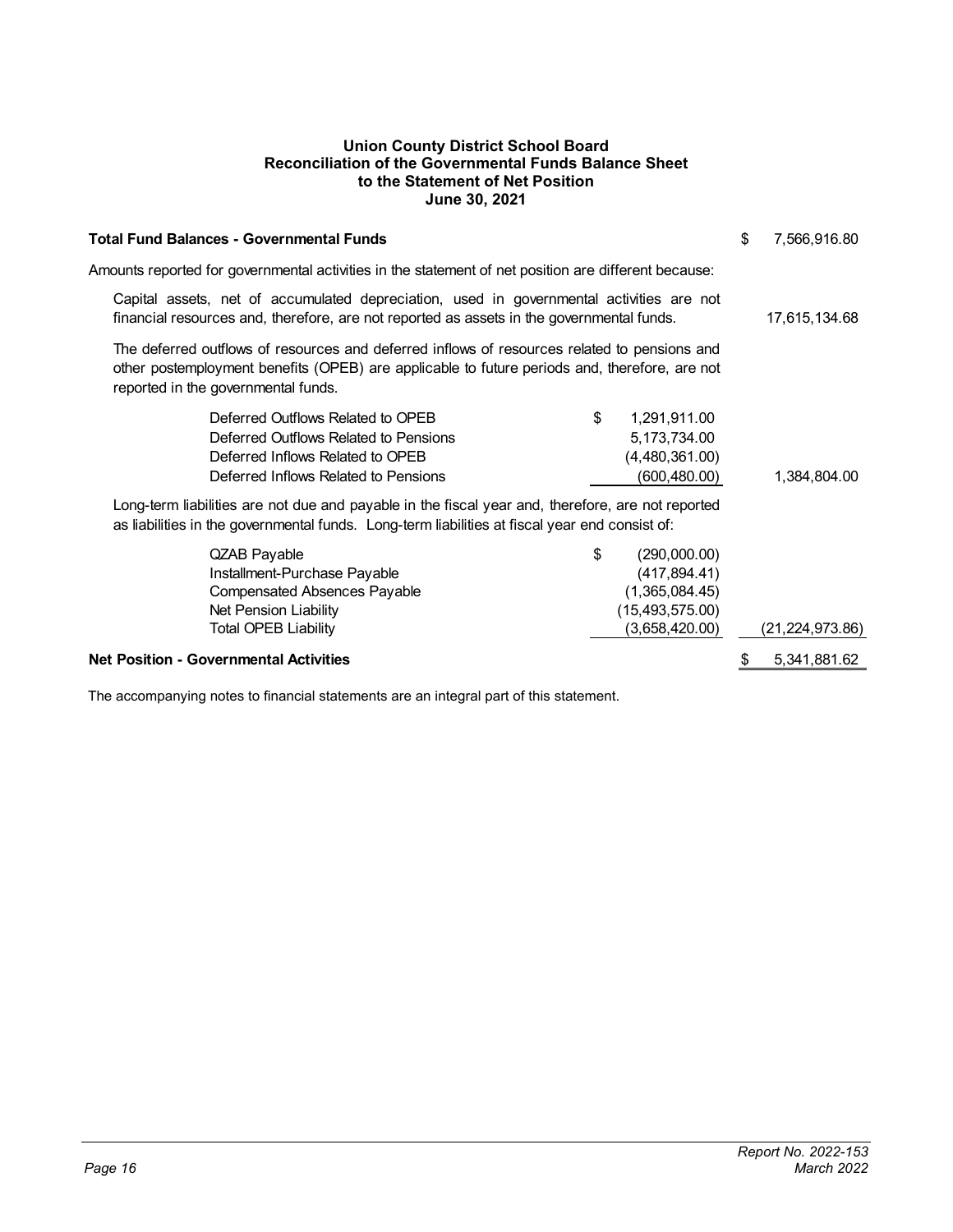**Union County District School Board**
**Reconciliation of the Governmental Funds Balance Sheet**
**to the Statement of Net Position**
**June 30, 2021**

| | | |
|---|---|---|
| **Total Fund Balances - Governmental Funds** | | $ 7,566,916.80 |
| Amounts reported for governmental activities in the statement of net position are different because: | | |
| Capital assets, net of accumulated depreciation, used in governmental activities are not financial resources and, therefore, are not reported as assets in the governmental funds. | | 17,615,134.68 |
| The deferred outflows of resources and deferred inflows of resources related to pensions and other postemployment benefits (OPEB) are applicable to future periods and, therefore, are not reported in the governmental funds. | | |
| Deferred Outflows Related to OPEB | $ 1,291,911.00 | |
| Deferred Outflows Related to Pensions | 5,173,734.00 | |
| Deferred Inflows Related to OPEB | (4,480,361.00) | |
| Deferred Inflows Related to Pensions | (600,480.00) | 1,384,804.00 |
| Long-term liabilities are not due and payable in the fiscal year and, therefore, are not reported as liabilities in the governmental funds. Long-term liabilities at fiscal year end consist of: | | |
| QZAB Payable | $ (290,000.00) | |
| Installment-Purchase Payable | (417,894.41) | |
| Compensated Absences Payable | (1,365,084.45) | |
| Net Pension Liability | (15,493,575.00) | |
| Total OPEB Liability | (3,658,420.00) | (21,224,973.86) |
| **Net Position - Governmental Activities** | | $ 5,341,881.62 |

The accompanying notes to financial statements are an integral part of this statement.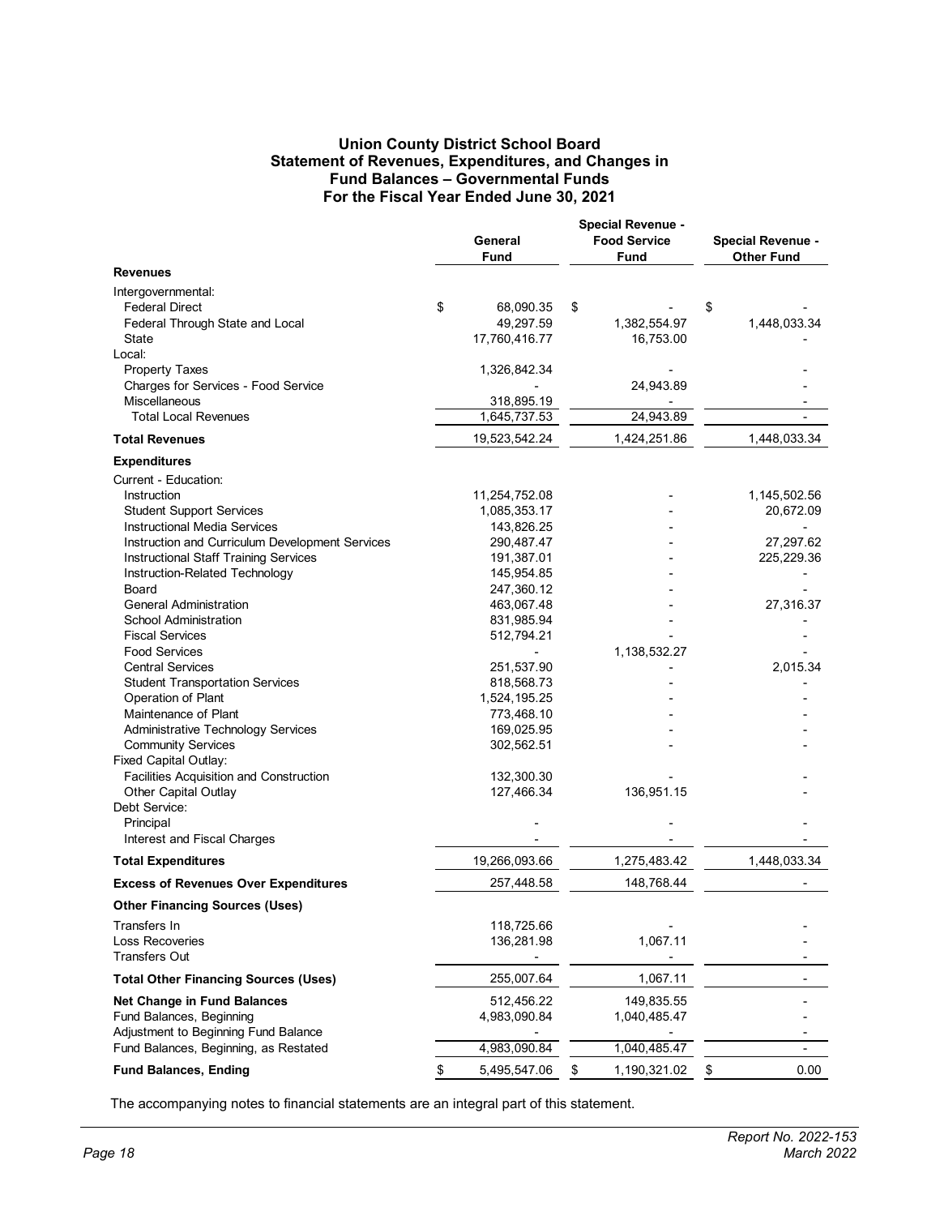# Union County District School Board
## Statement of Revenues, Expenditures, and Changes in Fund Balances – Governmental Funds
### For the Fiscal Year Ended June 30, 2021

| | General Fund | Special Revenue - Food Service Fund | Special Revenue - Other Fund |
|---|---|---|---|
| **Revenues** | | | |
| Intergovernmental: | | | |
| Federal Direct | $ 68,090.35 | $ - | $ - |
| Federal Through State and Local | 49,297.59 | 1,382,554.97 | 1,448,033.34 |
| State | 17,760,416.77 | 16,753.00 | - |
| Local: | | | |
| Property Taxes | 1,326,842.34 | - | - |
| Charges for Services - Food Service | - | 24,943.89 | - |
| Miscellaneous | 318,895.19 | - | - |
| Total Local Revenues | 1,645,737.53 | 24,943.89 | - |
| **Total Revenues** | 19,523,542.24 | 1,424,251.86 | 1,448,033.34 |
| **Expenditures** | | | |
| Current - Education: | | | |
| Instruction | 11,254,752.08 | - | 1,145,502.56 |
| Student Support Services | 1,085,353.17 | - | 20,672.09 |
| Instructional Media Services | 143,826.25 | - | - |
| Instruction and Curriculum Development Services | 290,487.47 | - | 27,297.62 |
| Instructional Staff Training Services | 191,387.01 | - | 225,229.36 |
| Instruction-Related Technology | 145,954.85 | - | - |
| Board | 247,360.12 | - | - |
| General Administration | 463,067.48 | - | 27,316.37 |
| School Administration | 831,985.94 | - | - |
| Fiscal Services | 512,794.21 | - | - |
| Food Services | - | 1,138,532.27 | - |
| Central Services | 251,537.90 | - | 2,015.34 |
| Student Transportation Services | 818,568.73 | - | - |
| Operation of Plant | 1,524,195.25 | - | - |
| Maintenance of Plant | 773,468.10 | - | - |
| Administrative Technology Services | 169,025.95 | - | - |
| Community Services | 302,562.51 | - | - |
| Fixed Capital Outlay: | | | |
| Facilities Acquisition and Construction | 132,300.30 | - | - |
| Other Capital Outlay | 127,466.34 | 136,951.15 | - |
| Debt Service: | | | |
| Principal | - | - | - |
| Interest and Fiscal Charges | - | - | - |
| **Total Expenditures** | 19,266,093.66 | 1,275,483.42 | 1,448,033.34 |
| **Excess of Revenues Over Expenditures** | 257,448.58 | 148,768.44 | - |
| **Other Financing Sources (Uses)** | | | |
| Transfers In | 118,725.66 | - | - |
| Loss Recoveries | 136,281.98 | 1,067.11 | - |
| Transfers Out | - | - | - |
| **Total Other Financing Sources (Uses)** | 255,007.64 | 1,067.11 | - |
| **Net Change in Fund Balances** | 512,456.22 | 149,835.55 | - |
| Fund Balances, Beginning | 4,983,090.84 | 1,040,485.47 | - |
| Adjustment to Beginning Fund Balance | - | - | - |
| Fund Balances, Beginning, as Restated | 4,983,090.84 | 1,040,485.47 | - |
| **Fund Balances, Ending** | $ 5,495,547.06 | $ 1,190,321.02 | $ 0.00 |

The accompanying notes to financial statements are an integral part of this statement.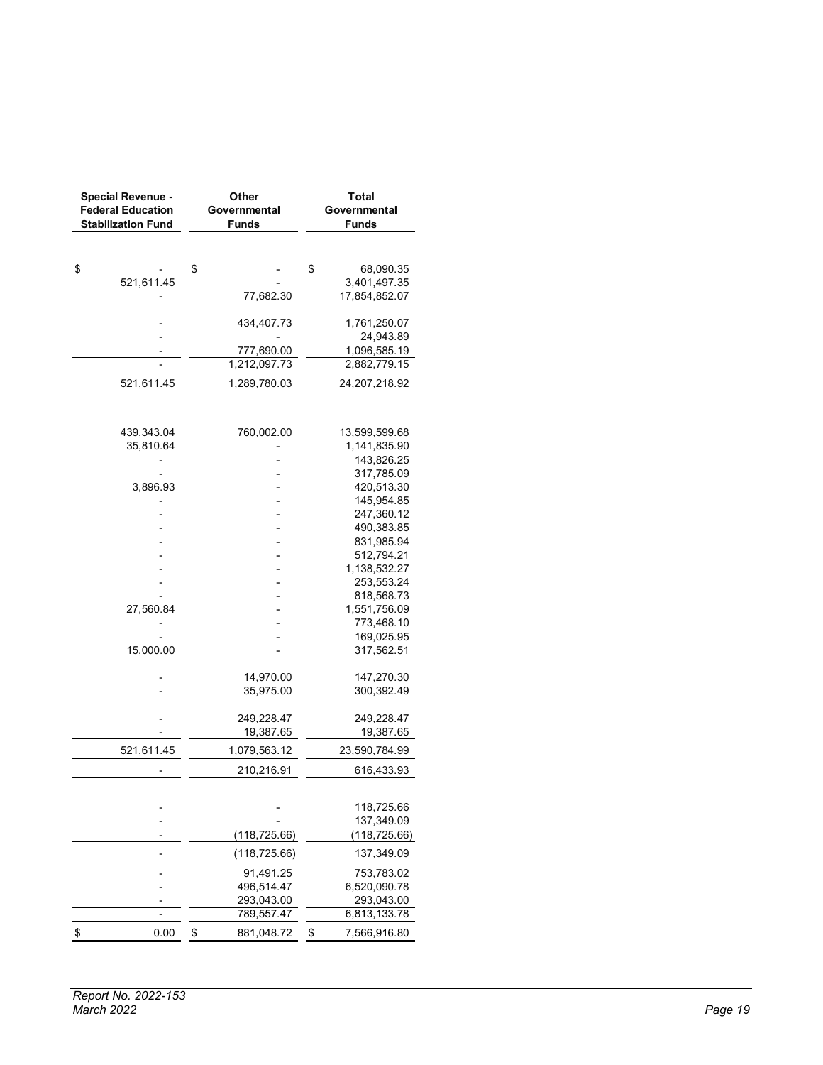| Special Revenue - Federal Education Stabilization Fund | Other Governmental Funds | Total Governmental Funds |
|---|---|---|
| $ - | $ - | $ 68,090.35 |
| 521,611.45 | - | 3,401,497.35 |
| - | 77,682.30 | 17,854,852.07 |
| | | |
| - | 434,407.73 | 1,761,250.07 |
| - | - | 24,943.89 |
| - | 777,690.00 | 1,096,585.19 |
| - | 1,212,097.73 | 2,882,779.15 |
| 521,611.45 | 1,289,780.03 | 24,207,218.92 |
| | | |
| 439,343.04 | 760,002.00 | 13,599,599.68 |
| 35,810.64 | - | 1,141,835.90 |
| - | - | 143,826.25 |
| - | - | 317,785.09 |
| 3,896.93 | - | 420,513.30 |
| - | - | 145,954.85 |
| - | - | 247,360.12 |
| - | - | 490,383.85 |
| - | - | 831,985.94 |
| - | - | 512,794.21 |
| - | - | 1,138,532.27 |
| - | - | 253,553.24 |
| - | - | 818,568.73 |
| 27,560.84 | - | 1,551,756.09 |
| - | - | 773,468.10 |
| - | - | 169,025.95 |
| 15,000.00 | - | 317,562.51 |
| | | |
| - | 14,970.00 | 147,270.30 |
| - | 35,975.00 | 300,392.49 |
| | | |
| - | 249,228.47 | 249,228.47 |
| - | 19,387.65 | 19,387.65 |
| 521,611.45 | 1,079,563.12 | 23,590,784.99 |
| - | 210,216.91 | 616,433.93 |
| | | |
| - | - | 118,725.66 |
| - | - | 137,349.09 |
| - | (118,725.66) | (118,725.66) |
| - | (118,725.66) | 137,349.09 |
| - | 91,491.25 | 753,783.02 |
| - | 496,514.47 | 6,520,090.78 |
| - | 293,043.00 | 293,043.00 |
| - | 789,557.47 | 6,813,133.78 |
| $ 0.00 | $ 881,048.72 | $ 7,566,916.80 |

*Report No. 2022-153*
*March 2022*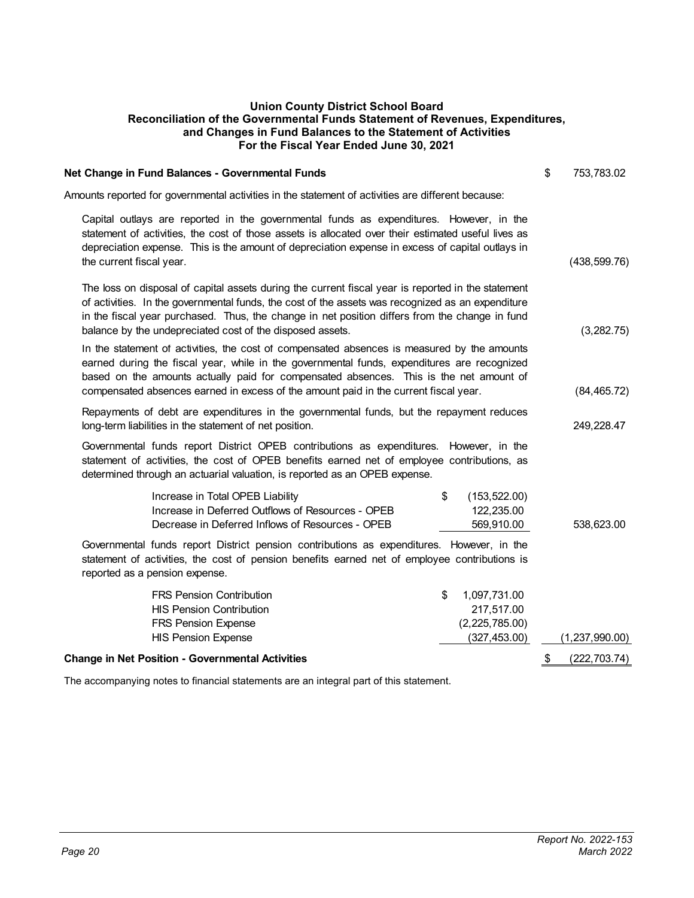# Union County District School Board
## Reconciliation of the Governmental Funds Statement of Revenues, Expenditures, and Changes in Fund Balances to the Statement of Activities
### For the Fiscal Year Ended June 30, 2021

| | | |
|---|---|---|
| **Net Change in Fund Balances - Governmental Funds** | | $ 753,783.02 |
| Amounts reported for governmental activities in the statement of activities are different because: | | |
| Capital outlays are reported in the governmental funds as expenditures. However, in the statement of activities, the cost of those assets is allocated over their estimated useful lives as depreciation expense. This is the amount of depreciation expense in excess of capital outlays in the current fiscal year. | | (438,599.76) |
| The loss on disposal of capital assets during the current fiscal year is reported in the statement of activities. In the governmental funds, the cost of the assets was recognized as an expenditure in the fiscal year purchased. Thus, the change in net position differs from the change in fund balance by the undepreciated cost of the disposed assets. | | (3,282.75) |
| In the statement of activities, the cost of compensated absences is measured by the amounts earned during the fiscal year, while in the governmental funds, expenditures are recognized based on the amounts actually paid for compensated absences. This is the net amount of compensated absences earned in excess of the amount paid in the current fiscal year. | | (84,465.72) |
| Repayments of debt are expenditures in the governmental funds, but the repayment reduces long-term liabilities in the statement of net position. | | 249,228.47 |
| Governmental funds report District OPEB contributions as expenditures. However, in the statement of activities, the cost of OPEB benefits earned net of employee contributions, as determined through an actuarial valuation, is reported as an OPEB expense. | | |
| Increase in Total OPEB Liability | $ (153,522.00) | |
| Increase in Deferred Outflows of Resources - OPEB | 122,235.00 | |
| Decrease in Deferred Inflows of Resources - OPEB | 569,910.00 | 538,623.00 |
| Governmental funds report District pension contributions as expenditures. However, in the statement of activities, the cost of pension benefits earned net of employee contributions is reported as a pension expense. | | |
| FRS Pension Contribution | $ 1,097,731.00 | |
| HIS Pension Contribution | 217,517.00 | |
| FRS Pension Expense | (2,225,785.00) | |
| HIS Pension Expense | (327,453.00) | (1,237,990.00) |
| **Change in Net Position - Governmental Activities** | | $ (222,703.74) |

The accompanying notes to financial statements are an integral part of this statement.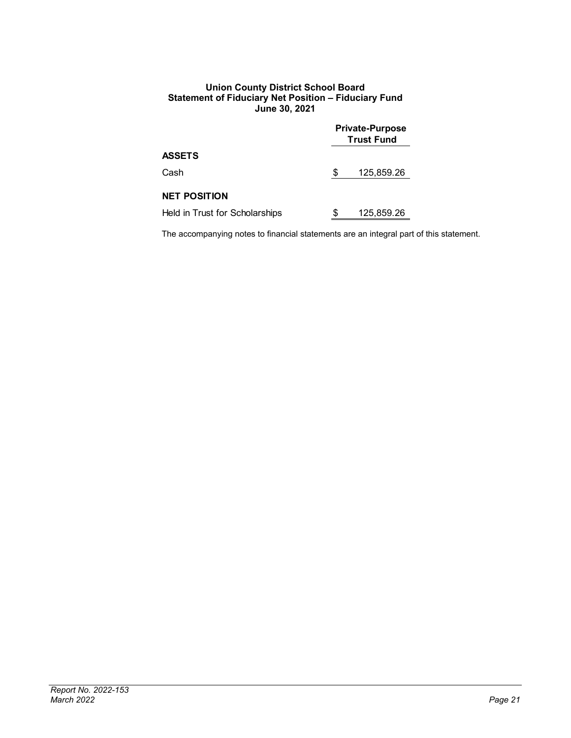**Union County District School Board**
**Statement of Fiduciary Net Position – Fiduciary Fund**
**June 30, 2021**

| | Private-Purpose Trust Fund |
| --- | --- |
| **ASSETS** | |
| Cash | $ 125,859.26 |
| **NET POSITION** | |
| Held in Trust for Scholarships | $ 125,859.26 |

The accompanying notes to financial statements are an integral part of this statement.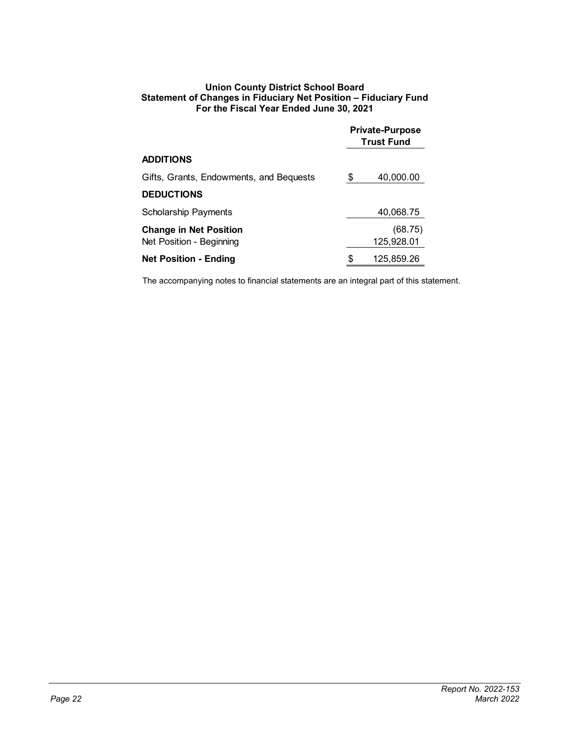**Union County District School Board**
**Statement of Changes in Fiduciary Net Position – Fiduciary Fund**
**For the Fiscal Year Ended June 30, 2021**

| | Private-Purpose Trust Fund |
|---|---|
| **ADDITIONS** | |
| Gifts, Grants, Endowments, and Bequests | $ 40,000.00 |
| **DEDUCTIONS** | |
| Scholarship Payments | 40,068.75 |
| **Change in Net Position** | (68.75) |
| Net Position - Beginning | 125,928.01 |
| **Net Position - Ending** | $ 125,859.26 |

The accompanying notes to financial statements are an integral part of this statement.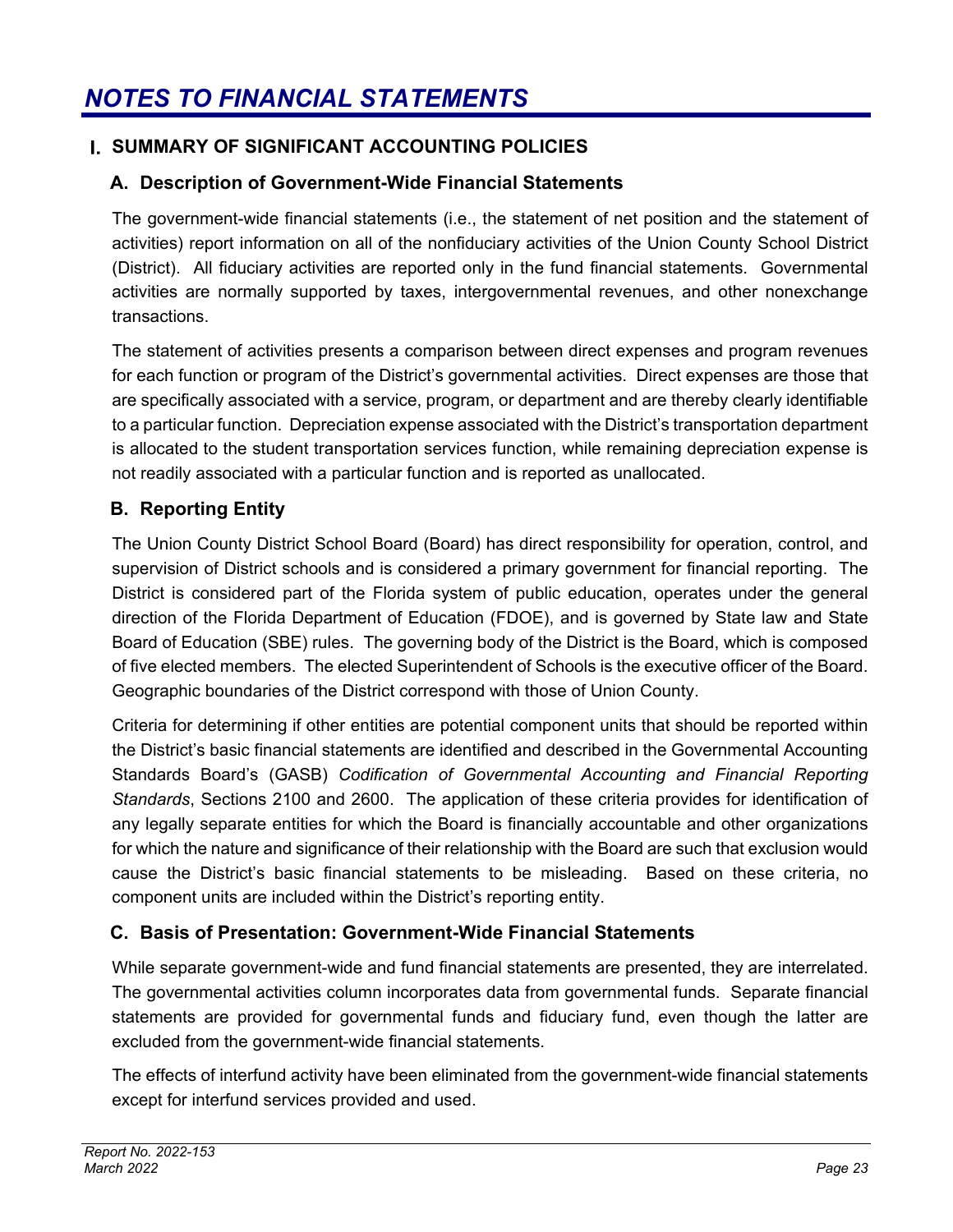# *NOTES TO FINANCIAL STATEMENTS*

## I. SUMMARY OF SIGNIFICANT ACCOUNTING POLICIES

### A. Description of Government-Wide Financial Statements

The government-wide financial statements (i.e., the statement of net position and the statement of activities) report information on all of the nonfiduciary activities of the Union County School District (District). All fiduciary activities are reported only in the fund financial statements. Governmental activities are normally supported by taxes, intergovernmental revenues, and other nonexchange transactions.

The statement of activities presents a comparison between direct expenses and program revenues for each function or program of the District's governmental activities. Direct expenses are those that are specifically associated with a service, program, or department and are thereby clearly identifiable to a particular function. Depreciation expense associated with the District's transportation department is allocated to the student transportation services function, while remaining depreciation expense is not readily associated with a particular function and is reported as unallocated.

### B. Reporting Entity

The Union County District School Board (Board) has direct responsibility for operation, control, and supervision of District schools and is considered a primary government for financial reporting. The District is considered part of the Florida system of public education, operates under the general direction of the Florida Department of Education (FDOE), and is governed by State law and State Board of Education (SBE) rules. The governing body of the District is the Board, which is composed of five elected members. The elected Superintendent of Schools is the executive officer of the Board. Geographic boundaries of the District correspond with those of Union County.

Criteria for determining if other entities are potential component units that should be reported within the District's basic financial statements are identified and described in the Governmental Accounting Standards Board's (GASB) *Codification of Governmental Accounting and Financial Reporting Standards*, Sections 2100 and 2600. The application of these criteria provides for identification of any legally separate entities for which the Board is financially accountable and other organizations for which the nature and significance of their relationship with the Board are such that exclusion would cause the District's basic financial statements to be misleading. Based on these criteria, no component units are included within the District's reporting entity.

### C. Basis of Presentation: Government-Wide Financial Statements

While separate government-wide and fund financial statements are presented, they are interrelated. The governmental activities column incorporates data from governmental funds. Separate financial statements are provided for governmental funds and fiduciary fund, even though the latter are excluded from the government-wide financial statements.

The effects of interfund activity have been eliminated from the government-wide financial statements except for interfund services provided and used.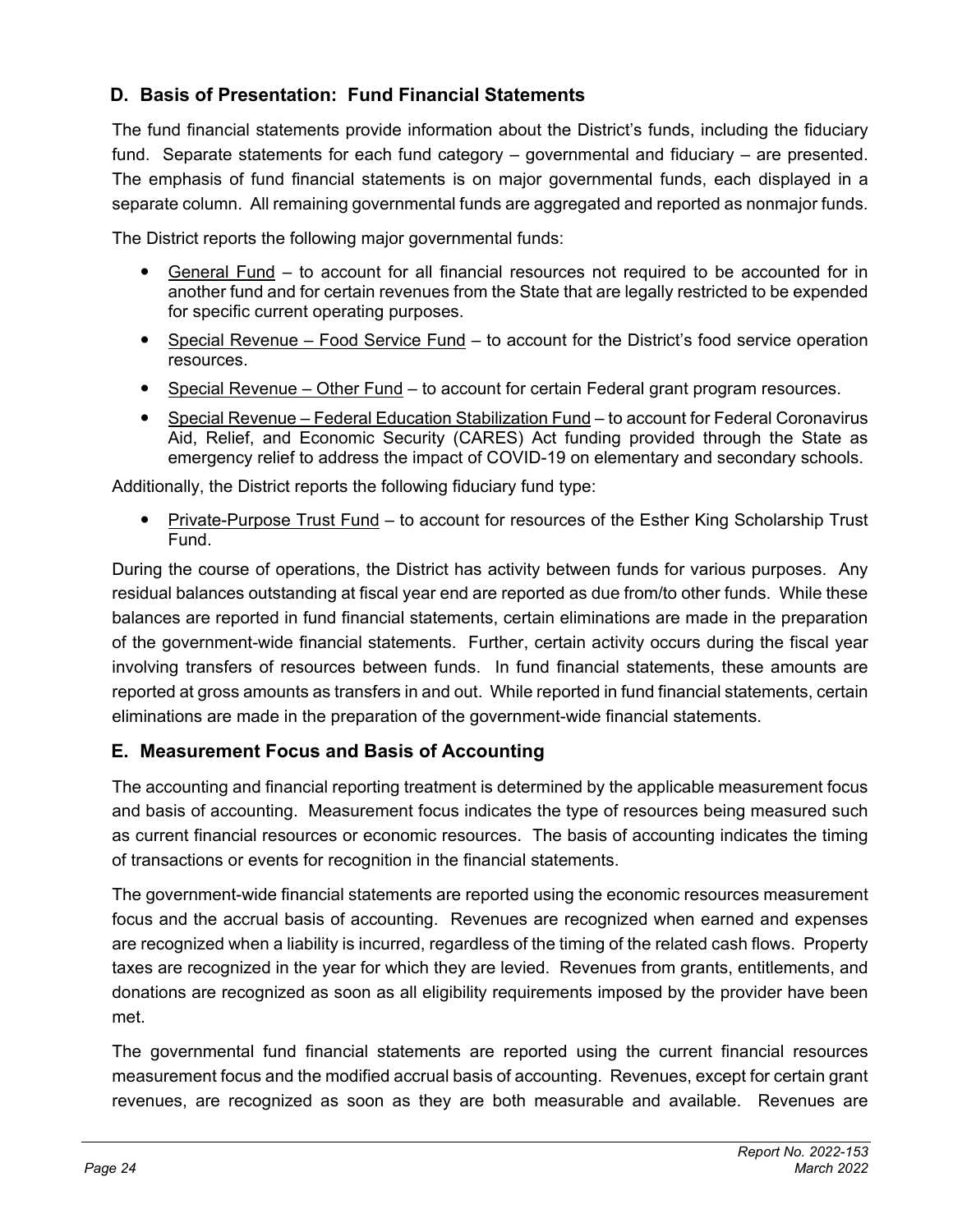## D. Basis of Presentation: Fund Financial Statements

The fund financial statements provide information about the District's funds, including the fiduciary fund. Separate statements for each fund category – governmental and fiduciary – are presented. The emphasis of fund financial statements is on major governmental funds, each displayed in a separate column. All remaining governmental funds are aggregated and reported as nonmajor funds.

The District reports the following major governmental funds:

- General Fund – to account for all financial resources not required to be accounted for in another fund and for certain revenues from the State that are legally restricted to be expended for specific current operating purposes.
- Special Revenue – Food Service Fund – to account for the District's food service operation resources.
- Special Revenue – Other Fund – to account for certain Federal grant program resources.
- Special Revenue – Federal Education Stabilization Fund – to account for Federal Coronavirus Aid, Relief, and Economic Security (CARES) Act funding provided through the State as emergency relief to address the impact of COVID-19 on elementary and secondary schools.

Additionally, the District reports the following fiduciary fund type:

- Private-Purpose Trust Fund – to account for resources of the Esther King Scholarship Trust Fund.

During the course of operations, the District has activity between funds for various purposes. Any residual balances outstanding at fiscal year end are reported as due from/to other funds. While these balances are reported in fund financial statements, certain eliminations are made in the preparation of the government-wide financial statements. Further, certain activity occurs during the fiscal year involving transfers of resources between funds. In fund financial statements, these amounts are reported at gross amounts as transfers in and out. While reported in fund financial statements, certain eliminations are made in the preparation of the government-wide financial statements.

## E. Measurement Focus and Basis of Accounting

The accounting and financial reporting treatment is determined by the applicable measurement focus and basis of accounting. Measurement focus indicates the type of resources being measured such as current financial resources or economic resources. The basis of accounting indicates the timing of transactions or events for recognition in the financial statements.

The government-wide financial statements are reported using the economic resources measurement focus and the accrual basis of accounting. Revenues are recognized when earned and expenses are recognized when a liability is incurred, regardless of the timing of the related cash flows. Property taxes are recognized in the year for which they are levied. Revenues from grants, entitlements, and donations are recognized as soon as all eligibility requirements imposed by the provider have been met.

The governmental fund financial statements are reported using the current financial resources measurement focus and the modified accrual basis of accounting. Revenues, except for certain grant revenues, are recognized as soon as they are both measurable and available. Revenues are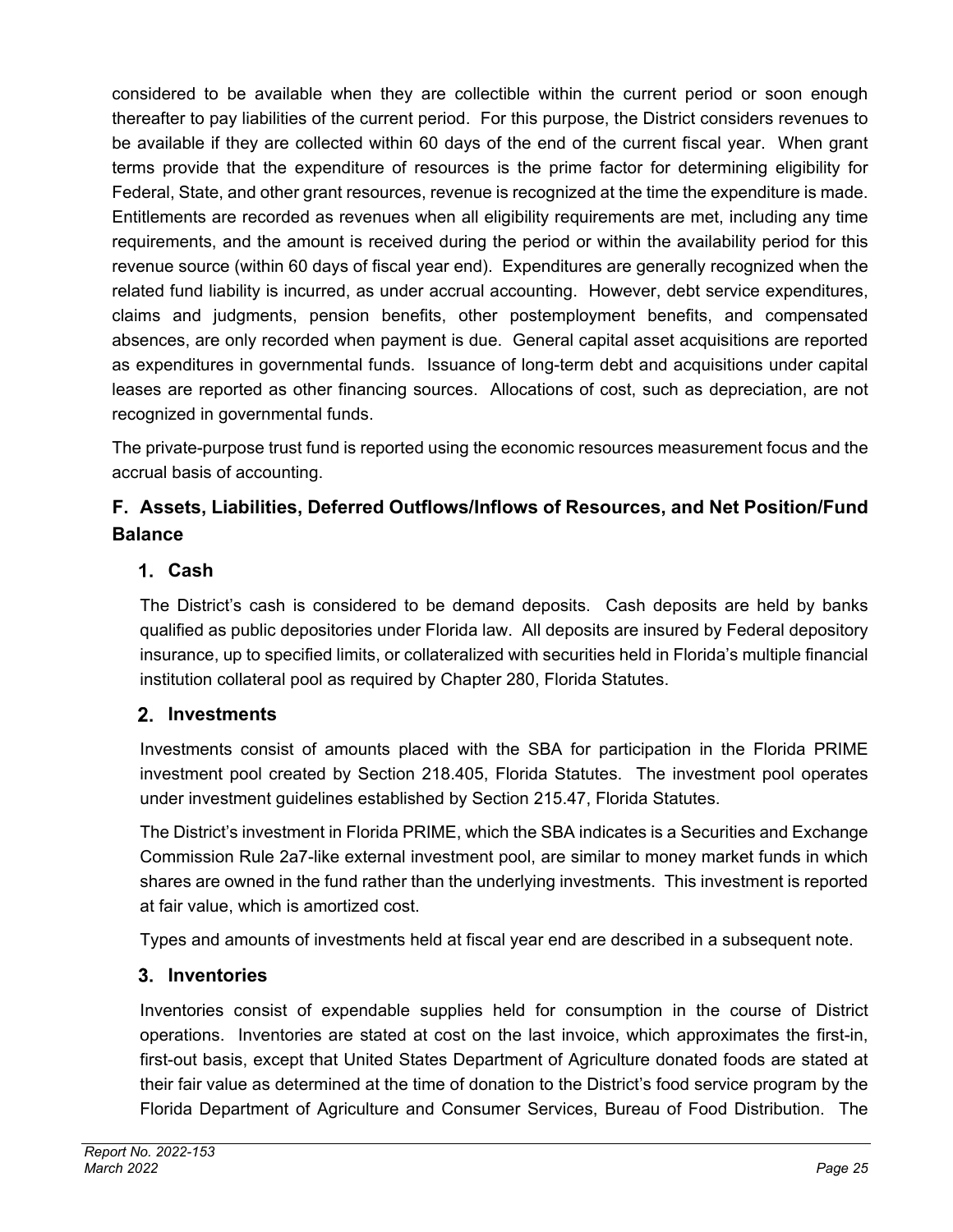considered to be available when they are collectible within the current period or soon enough thereafter to pay liabilities of the current period. For this purpose, the District considers revenues to be available if they are collected within 60 days of the end of the current fiscal year. When grant terms provide that the expenditure of resources is the prime factor for determining eligibility for Federal, State, and other grant resources, revenue is recognized at the time the expenditure is made. Entitlements are recorded as revenues when all eligibility requirements are met, including any time requirements, and the amount is received during the period or within the availability period for this revenue source (within 60 days of fiscal year end). Expenditures are generally recognized when the related fund liability is incurred, as under accrual accounting. However, debt service expenditures, claims and judgments, pension benefits, other postemployment benefits, and compensated absences, are only recorded when payment is due. General capital asset acquisitions are reported as expenditures in governmental funds. Issuance of long-term debt and acquisitions under capital leases are reported as other financing sources. Allocations of cost, such as depreciation, are not recognized in governmental funds.

The private-purpose trust fund is reported using the economic resources measurement focus and the accrual basis of accounting.

## F. Assets, Liabilities, Deferred Outflows/Inflows of Resources, and Net Position/Fund Balance

### 1. Cash

The District's cash is considered to be demand deposits. Cash deposits are held by banks qualified as public depositories under Florida law. All deposits are insured by Federal depository insurance, up to specified limits, or collateralized with securities held in Florida's multiple financial institution collateral pool as required by Chapter 280, Florida Statutes.

### 2. Investments

Investments consist of amounts placed with the SBA for participation in the Florida PRIME investment pool created by Section 218.405, Florida Statutes. The investment pool operates under investment guidelines established by Section 215.47, Florida Statutes.

The District's investment in Florida PRIME, which the SBA indicates is a Securities and Exchange Commission Rule 2a7-like external investment pool, are similar to money market funds in which shares are owned in the fund rather than the underlying investments. This investment is reported at fair value, which is amortized cost.

Types and amounts of investments held at fiscal year end are described in a subsequent note.

### 3. Inventories

Inventories consist of expendable supplies held for consumption in the course of District operations. Inventories are stated at cost on the last invoice, which approximates the first-in, first-out basis, except that United States Department of Agriculture donated foods are stated at their fair value as determined at the time of donation to the District's food service program by the Florida Department of Agriculture and Consumer Services, Bureau of Food Distribution. The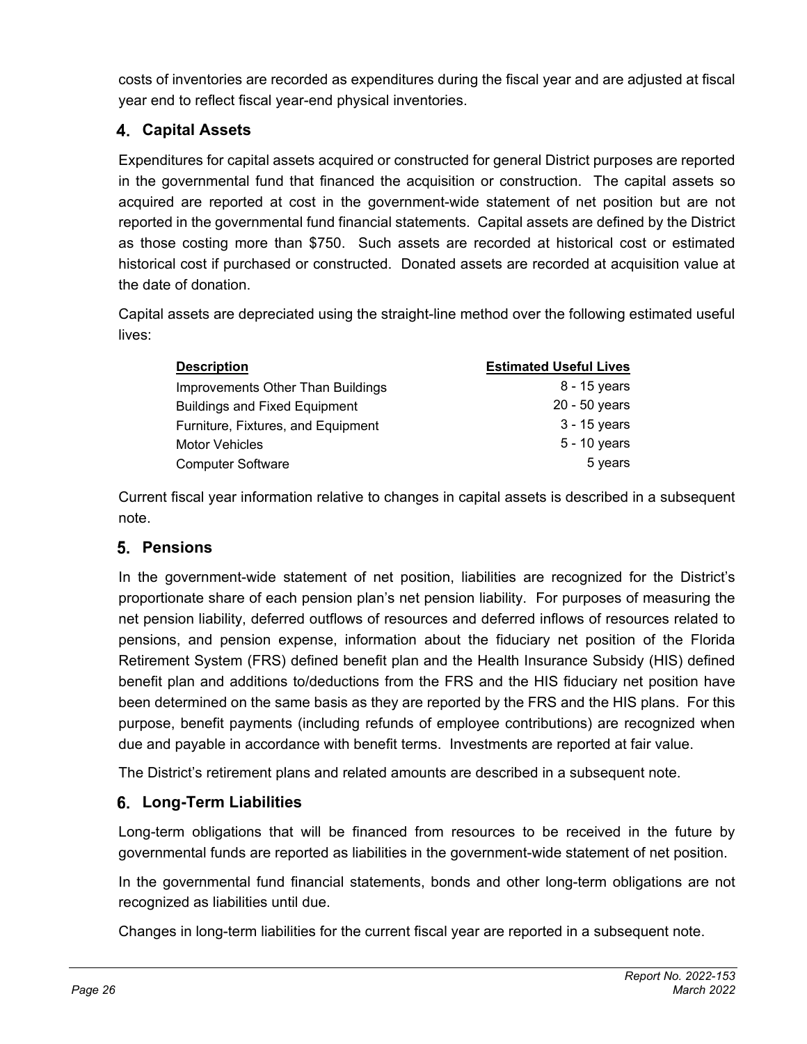costs of inventories are recorded as expenditures during the fiscal year and are adjusted at fiscal year end to reflect fiscal year-end physical inventories.

## 4. Capital Assets

Expenditures for capital assets acquired or constructed for general District purposes are reported in the governmental fund that financed the acquisition or construction. The capital assets so acquired are reported at cost in the government-wide statement of net position but are not reported in the governmental fund financial statements. Capital assets are defined by the District as those costing more than $750. Such assets are recorded at historical cost or estimated historical cost if purchased or constructed. Donated assets are recorded at acquisition value at the date of donation.

Capital assets are depreciated using the straight-line method over the following estimated useful lives:

| Description | Estimated Useful Lives |
|---|---|
| Improvements Other Than Buildings | 8 - 15 years |
| Buildings and Fixed Equipment | 20 - 50 years |
| Furniture, Fixtures, and Equipment | 3 - 15 years |
| Motor Vehicles | 5 - 10 years |
| Computer Software | 5 years |

Current fiscal year information relative to changes in capital assets is described in a subsequent note.

## 5. Pensions

In the government-wide statement of net position, liabilities are recognized for the District's proportionate share of each pension plan's net pension liability. For purposes of measuring the net pension liability, deferred outflows of resources and deferred inflows of resources related to pensions, and pension expense, information about the fiduciary net position of the Florida Retirement System (FRS) defined benefit plan and the Health Insurance Subsidy (HIS) defined benefit plan and additions to/deductions from the FRS and the HIS fiduciary net position have been determined on the same basis as they are reported by the FRS and the HIS plans. For this purpose, benefit payments (including refunds of employee contributions) are recognized when due and payable in accordance with benefit terms. Investments are reported at fair value.

The District's retirement plans and related amounts are described in a subsequent note.

## 6. Long-Term Liabilities

Long-term obligations that will be financed from resources to be received in the future by governmental funds are reported as liabilities in the government-wide statement of net position.

In the governmental fund financial statements, bonds and other long-term obligations are not recognized as liabilities until due.

Changes in long-term liabilities for the current fiscal year are reported in a subsequent note.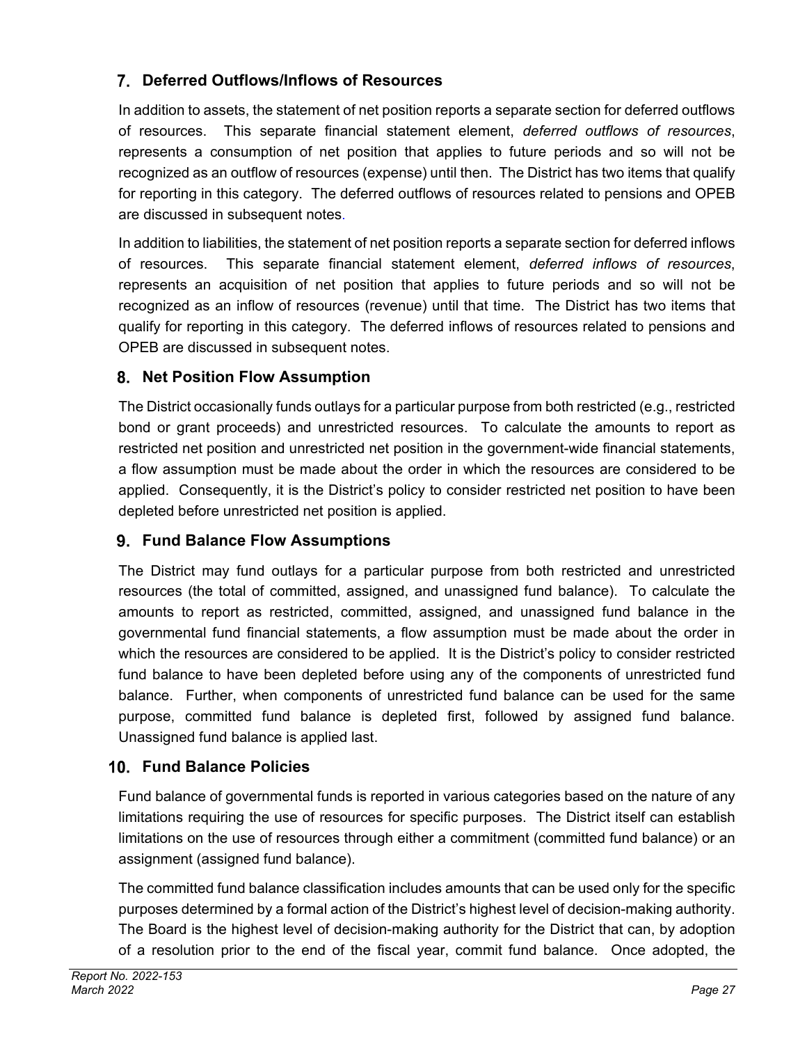### 7. Deferred Outflows/Inflows of Resources

In addition to assets, the statement of net position reports a separate section for deferred outflows of resources. This separate financial statement element, *deferred outflows of resources*, represents a consumption of net position that applies to future periods and so will not be recognized as an outflow of resources (expense) until then. The District has two items that qualify for reporting in this category. The deferred outflows of resources related to pensions and OPEB are discussed in subsequent notes.

In addition to liabilities, the statement of net position reports a separate section for deferred inflows of resources. This separate financial statement element, *deferred inflows of resources*, represents an acquisition of net position that applies to future periods and so will not be recognized as an inflow of resources (revenue) until that time. The District has two items that qualify for reporting in this category. The deferred inflows of resources related to pensions and OPEB are discussed in subsequent notes.

### 8. Net Position Flow Assumption

The District occasionally funds outlays for a particular purpose from both restricted (e.g., restricted bond or grant proceeds) and unrestricted resources. To calculate the amounts to report as restricted net position and unrestricted net position in the government-wide financial statements, a flow assumption must be made about the order in which the resources are considered to be applied. Consequently, it is the District's policy to consider restricted net position to have been depleted before unrestricted net position is applied.

### 9. Fund Balance Flow Assumptions

The District may fund outlays for a particular purpose from both restricted and unrestricted resources (the total of committed, assigned, and unassigned fund balance). To calculate the amounts to report as restricted, committed, assigned, and unassigned fund balance in the governmental fund financial statements, a flow assumption must be made about the order in which the resources are considered to be applied. It is the District's policy to consider restricted fund balance to have been depleted before using any of the components of unrestricted fund balance. Further, when components of unrestricted fund balance can be used for the same purpose, committed fund balance is depleted first, followed by assigned fund balance. Unassigned fund balance is applied last.

### 10. Fund Balance Policies

Fund balance of governmental funds is reported in various categories based on the nature of any limitations requiring the use of resources for specific purposes. The District itself can establish limitations on the use of resources through either a commitment (committed fund balance) or an assignment (assigned fund balance).

The committed fund balance classification includes amounts that can be used only for the specific purposes determined by a formal action of the District's highest level of decision-making authority. The Board is the highest level of decision-making authority for the District that can, by adoption of a resolution prior to the end of the fiscal year, commit fund balance. Once adopted, the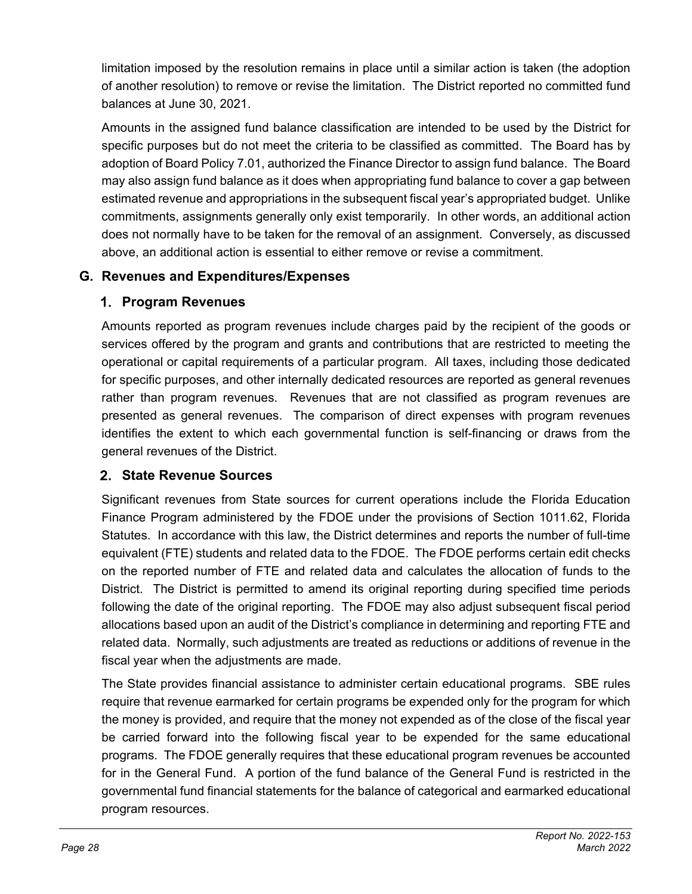limitation imposed by the resolution remains in place until a similar action is taken (the adoption of another resolution) to remove or revise the limitation. The District reported no committed fund balances at June 30, 2021.

Amounts in the assigned fund balance classification are intended to be used by the District for specific purposes but do not meet the criteria to be classified as committed. The Board has by adoption of Board Policy 7.01, authorized the Finance Director to assign fund balance. The Board may also assign fund balance as it does when appropriating fund balance to cover a gap between estimated revenue and appropriations in the subsequent fiscal year's appropriated budget. Unlike commitments, assignments generally only exist temporarily. In other words, an additional action does not normally have to be taken for the removal of an assignment. Conversely, as discussed above, an additional action is essential to either remove or revise a commitment.

## G. Revenues and Expenditures/Expenses

### 1. Program Revenues

Amounts reported as program revenues include charges paid by the recipient of the goods or services offered by the program and grants and contributions that are restricted to meeting the operational or capital requirements of a particular program. All taxes, including those dedicated for specific purposes, and other internally dedicated resources are reported as general revenues rather than program revenues. Revenues that are not classified as program revenues are presented as general revenues. The comparison of direct expenses with program revenues identifies the extent to which each governmental function is self-financing or draws from the general revenues of the District.

### 2. State Revenue Sources

Significant revenues from State sources for current operations include the Florida Education Finance Program administered by the FDOE under the provisions of Section 1011.62, Florida Statutes. In accordance with this law, the District determines and reports the number of full-time equivalent (FTE) students and related data to the FDOE. The FDOE performs certain edit checks on the reported number of FTE and related data and calculates the allocation of funds to the District. The District is permitted to amend its original reporting during specified time periods following the date of the original reporting. The FDOE may also adjust subsequent fiscal period allocations based upon an audit of the District's compliance in determining and reporting FTE and related data. Normally, such adjustments are treated as reductions or additions of revenue in the fiscal year when the adjustments are made.

The State provides financial assistance to administer certain educational programs. SBE rules require that revenue earmarked for certain programs be expended only for the program for which the money is provided, and require that the money not expended as of the close of the fiscal year be carried forward into the following fiscal year to be expended for the same educational programs. The FDOE generally requires that these educational program revenues be accounted for in the General Fund. A portion of the fund balance of the General Fund is restricted in the governmental fund financial statements for the balance of categorical and earmarked educational program resources.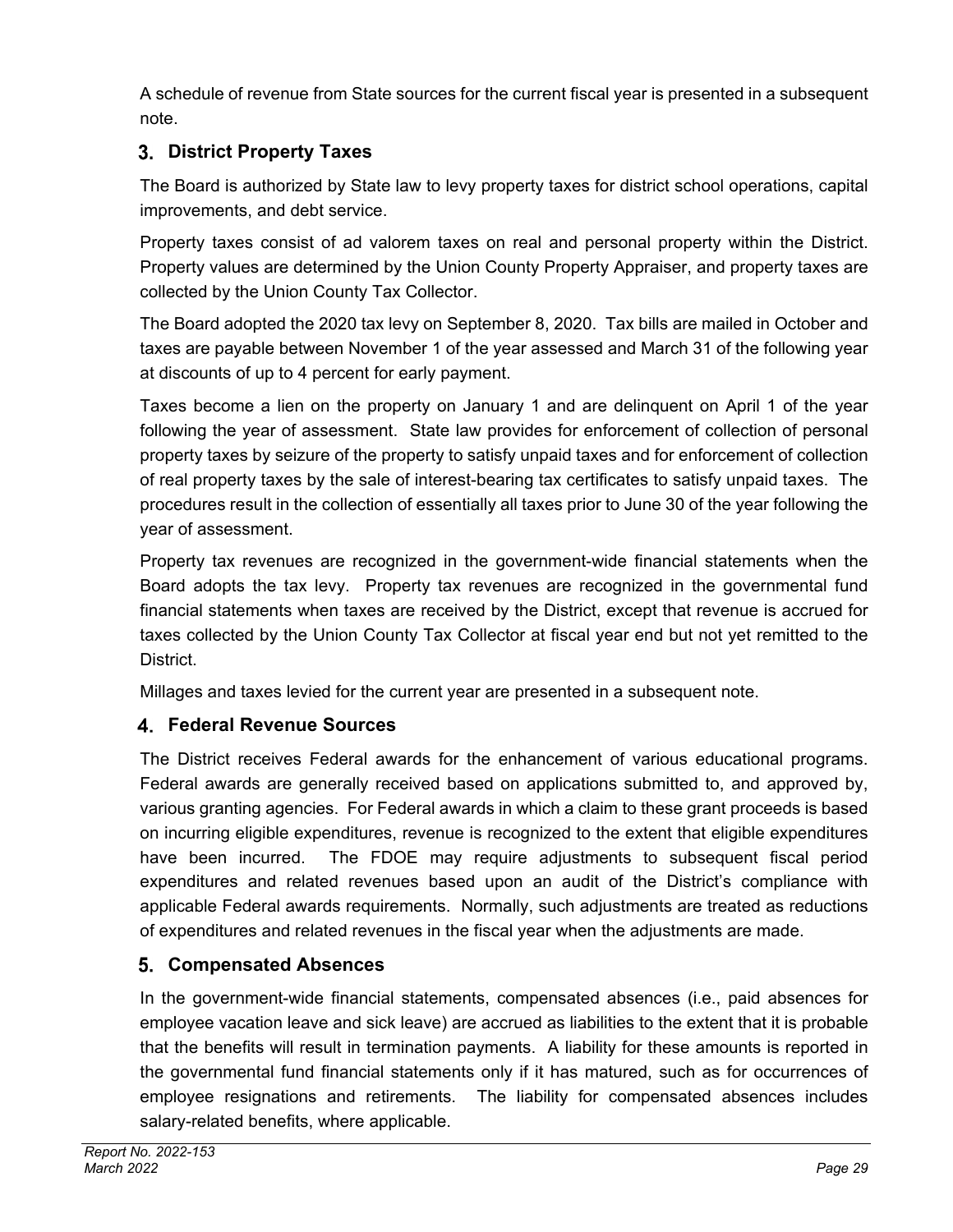A schedule of revenue from State sources for the current fiscal year is presented in a subsequent note.

### 3. District Property Taxes

The Board is authorized by State law to levy property taxes for district school operations, capital improvements, and debt service.

Property taxes consist of ad valorem taxes on real and personal property within the District. Property values are determined by the Union County Property Appraiser, and property taxes are collected by the Union County Tax Collector.

The Board adopted the 2020 tax levy on September 8, 2020. Tax bills are mailed in October and taxes are payable between November 1 of the year assessed and March 31 of the following year at discounts of up to 4 percent for early payment.

Taxes become a lien on the property on January 1 and are delinquent on April 1 of the year following the year of assessment. State law provides for enforcement of collection of personal property taxes by seizure of the property to satisfy unpaid taxes and for enforcement of collection of real property taxes by the sale of interest-bearing tax certificates to satisfy unpaid taxes. The procedures result in the collection of essentially all taxes prior to June 30 of the year following the year of assessment.

Property tax revenues are recognized in the government-wide financial statements when the Board adopts the tax levy. Property tax revenues are recognized in the governmental fund financial statements when taxes are received by the District, except that revenue is accrued for taxes collected by the Union County Tax Collector at fiscal year end but not yet remitted to the District.

Millages and taxes levied for the current year are presented in a subsequent note.

### 4. Federal Revenue Sources

The District receives Federal awards for the enhancement of various educational programs. Federal awards are generally received based on applications submitted to, and approved by, various granting agencies. For Federal awards in which a claim to these grant proceeds is based on incurring eligible expenditures, revenue is recognized to the extent that eligible expenditures have been incurred. The FDOE may require adjustments to subsequent fiscal period expenditures and related revenues based upon an audit of the District's compliance with applicable Federal awards requirements. Normally, such adjustments are treated as reductions of expenditures and related revenues in the fiscal year when the adjustments are made.

### 5. Compensated Absences

In the government-wide financial statements, compensated absences (i.e., paid absences for employee vacation leave and sick leave) are accrued as liabilities to the extent that it is probable that the benefits will result in termination payments. A liability for these amounts is reported in the governmental fund financial statements only if it has matured, such as for occurrences of employee resignations and retirements. The liability for compensated absences includes salary-related benefits, where applicable.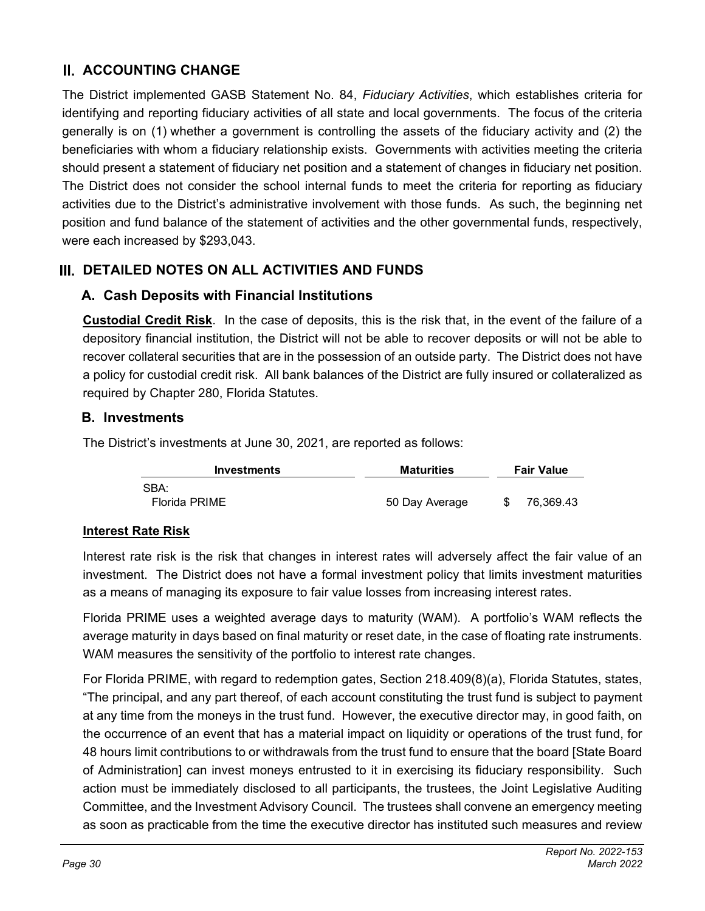## II. ACCOUNTING CHANGE

The District implemented GASB Statement No. 84, *Fiduciary Activities*, which establishes criteria for identifying and reporting fiduciary activities of all state and local governments. The focus of the criteria generally is on (1) whether a government is controlling the assets of the fiduciary activity and (2) the beneficiaries with whom a fiduciary relationship exists. Governments with activities meeting the criteria should present a statement of fiduciary net position and a statement of changes in fiduciary net position. The District does not consider the school internal funds to meet the criteria for reporting as fiduciary activities due to the District's administrative involvement with those funds. As such, the beginning net position and fund balance of the statement of activities and the other governmental funds, respectively, were each increased by $293,043.

## III. DETAILED NOTES ON ALL ACTIVITIES AND FUNDS

### A. Cash Deposits with Financial Institutions

**Custodial Credit Risk**. In the case of deposits, this is the risk that, in the event of the failure of a depository financial institution, the District will not be able to recover deposits or will not be able to recover collateral securities that are in the possession of an outside party. The District does not have a policy for custodial credit risk. All bank balances of the District are fully insured or collateralized as required by Chapter 280, Florida Statutes.

### B. Investments

The District's investments at June 30, 2021, are reported as follows:

| Investments | Maturities | Fair Value |
|---|---|---|
| SBA: | | |
| Florida PRIME | 50 Day Average | $ 76,369.43 |

**Interest Rate Risk**

Interest rate risk is the risk that changes in interest rates will adversely affect the fair value of an investment. The District does not have a formal investment policy that limits investment maturities as a means of managing its exposure to fair value losses from increasing interest rates.

Florida PRIME uses a weighted average days to maturity (WAM). A portfolio's WAM reflects the average maturity in days based on final maturity or reset date, in the case of floating rate instruments. WAM measures the sensitivity of the portfolio to interest rate changes.

For Florida PRIME, with regard to redemption gates, Section 218.409(8)(a), Florida Statutes, states, "The principal, and any part thereof, of each account constituting the trust fund is subject to payment at any time from the moneys in the trust fund. However, the executive director may, in good faith, on the occurrence of an event that has a material impact on liquidity or operations of the trust fund, for 48 hours limit contributions to or withdrawals from the trust fund to ensure that the board [State Board of Administration] can invest moneys entrusted to it in exercising its fiduciary responsibility. Such action must be immediately disclosed to all participants, the trustees, the Joint Legislative Auditing Committee, and the Investment Advisory Council. The trustees shall convene an emergency meeting as soon as practicable from the time the executive director has instituted such measures and review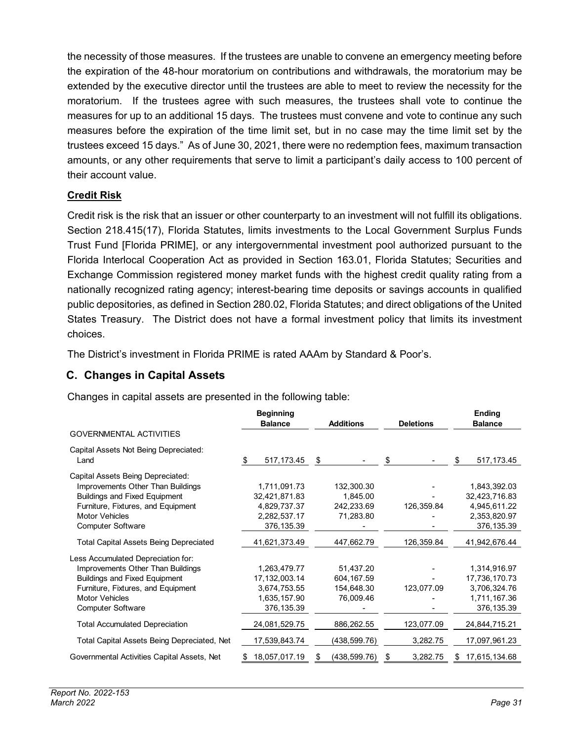the necessity of those measures. If the trustees are unable to convene an emergency meeting before the expiration of the 48-hour moratorium on contributions and withdrawals, the moratorium may be extended by the executive director until the trustees are able to meet to review the necessity for the moratorium. If the trustees agree with such measures, the trustees shall vote to continue the measures for up to an additional 15 days. The trustees must convene and vote to continue any such measures before the expiration of the time limit set, but in no case may the time limit set by the trustees exceed 15 days." As of June 30, 2021, there were no redemption fees, maximum transaction amounts, or any other requirements that serve to limit a participant's daily access to 100 percent of their account value.

**Credit Risk**

Credit risk is the risk that an issuer or other counterparty to an investment will not fulfill its obligations. Section 218.415(17), Florida Statutes, limits investments to the Local Government Surplus Funds Trust Fund [Florida PRIME], or any intergovernmental investment pool authorized pursuant to the Florida Interlocal Cooperation Act as provided in Section 163.01, Florida Statutes; Securities and Exchange Commission registered money market funds with the highest credit quality rating from a nationally recognized rating agency; interest-bearing time deposits or savings accounts in qualified public depositories, as defined in Section 280.02, Florida Statutes; and direct obligations of the United States Treasury. The District does not have a formal investment policy that limits its investment choices.

The District's investment in Florida PRIME is rated AAAm by Standard & Poor's.

## C. Changes in Capital Assets

Changes in capital assets are presented in the following table:

| | Beginning Balance | Additions | Deletions | Ending Balance |
|---|---|---|---|---|
| GOVERNMENTAL ACTIVITIES | | | | |
| Capital Assets Not Being Depreciated: | | | | |
| Land | $ 517,173.45 | $ - | $ - | $ 517,173.45 |
| Capital Assets Being Depreciated: | | | | |
| Improvements Other Than Buildings | 1,711,091.73 | 132,300.30 | - | 1,843,392.03 |
| Buildings and Fixed Equipment | 32,421,871.83 | 1,845.00 | - | 32,423,716.83 |
| Furniture, Fixtures, and Equipment | 4,829,737.37 | 242,233.69 | 126,359.84 | 4,945,611.22 |
| Motor Vehicles | 2,282,537.17 | 71,283.80 | - | 2,353,820.97 |
| Computer Software | 376,135.39 | - | - | 376,135.39 |
| Total Capital Assets Being Depreciated | 41,621,373.49 | 447,662.79 | 126,359.84 | 41,942,676.44 |
| Less Accumulated Depreciation for: | | | | |
| Improvements Other Than Buildings | 1,263,479.77 | 51,437.20 | - | 1,314,916.97 |
| Buildings and Fixed Equipment | 17,132,003.14 | 604,167.59 | - | 17,736,170.73 |
| Furniture, Fixtures, and Equipment | 3,674,753.55 | 154,648.30 | 123,077.09 | 3,706,324.76 |
| Motor Vehicles | 1,635,157.90 | 76,009.46 | - | 1,711,167.36 |
| Computer Software | 376,135.39 | - | - | 376,135.39 |
| Total Accumulated Depreciation | 24,081,529.75 | 886,262.55 | 123,077.09 | 24,844,715.21 |
| Total Capital Assets Being Depreciated, Net | 17,539,843.74 | (438,599.76) | 3,282.75 | 17,097,961.23 |
| Governmental Activities Capital Assets, Net | $ 18,057,017.19 | $ (438,599.76) | $ 3,282.75 | $ 17,615,134.68 |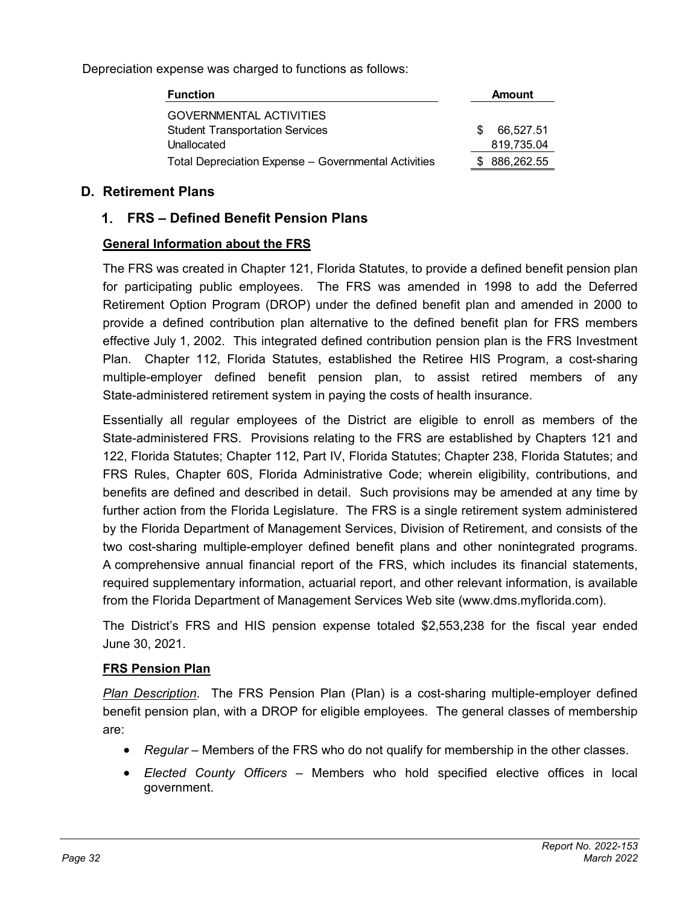Depreciation expense was charged to functions as follows:

| Function | Amount |
| --- | --- |
| GOVERNMENTAL ACTIVITIES | |
| Student Transportation Services | $ 66,527.51 |
| Unallocated | 819,735.04 |
| Total Depreciation Expense – Governmental Activities | $ 886,262.55 |

## D. Retirement Plans

### 1. FRS – Defined Benefit Pension Plans

**General Information about the FRS**

The FRS was created in Chapter 121, Florida Statutes, to provide a defined benefit pension plan for participating public employees. The FRS was amended in 1998 to add the Deferred Retirement Option Program (DROP) under the defined benefit plan and amended in 2000 to provide a defined contribution plan alternative to the defined benefit plan for FRS members effective July 1, 2002. This integrated defined contribution pension plan is the FRS Investment Plan. Chapter 112, Florida Statutes, established the Retiree HIS Program, a cost-sharing multiple-employer defined benefit pension plan, to assist retired members of any State-administered retirement system in paying the costs of health insurance.

Essentially all regular employees of the District are eligible to enroll as members of the State-administered FRS. Provisions relating to the FRS are established by Chapters 121 and 122, Florida Statutes; Chapter 112, Part IV, Florida Statutes; Chapter 238, Florida Statutes; and FRS Rules, Chapter 60S, Florida Administrative Code; wherein eligibility, contributions, and benefits are defined and described in detail. Such provisions may be amended at any time by further action from the Florida Legislature. The FRS is a single retirement system administered by the Florida Department of Management Services, Division of Retirement, and consists of the two cost-sharing multiple-employer defined benefit plans and other nonintegrated programs. A comprehensive annual financial report of the FRS, which includes its financial statements, required supplementary information, actuarial report, and other relevant information, is available from the Florida Department of Management Services Web site (www.dms.myflorida.com).

The District's FRS and HIS pension expense totaled $2,553,238 for the fiscal year ended June 30, 2021.

**FRS Pension Plan**

*Plan Description*. The FRS Pension Plan (Plan) is a cost-sharing multiple-employer defined benefit pension plan, with a DROP for eligible employees. The general classes of membership are:

- *Regular* – Members of the FRS who do not qualify for membership in the other classes.
- *Elected County Officers* – Members who hold specified elective offices in local government.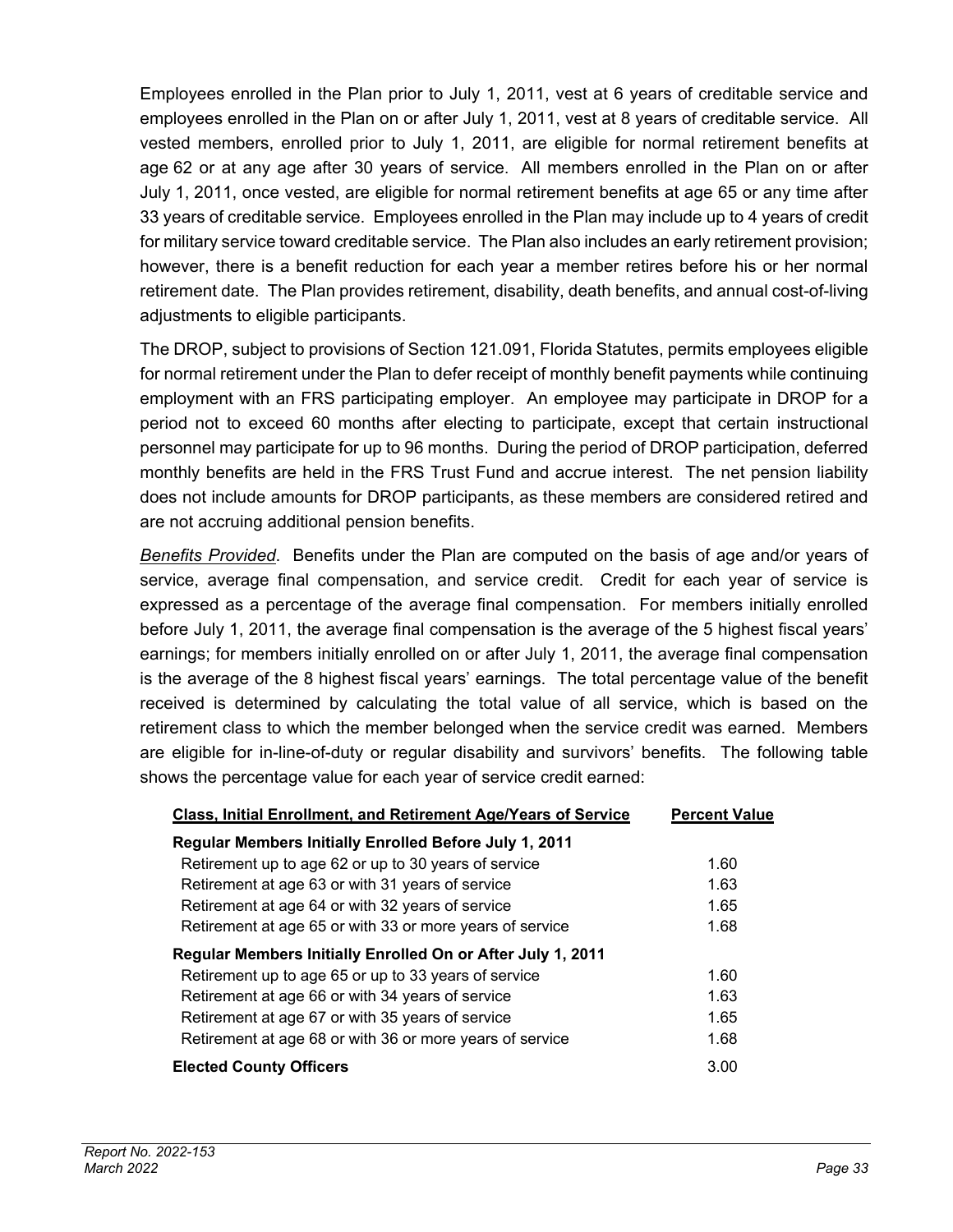Employees enrolled in the Plan prior to July 1, 2011, vest at 6 years of creditable service and employees enrolled in the Plan on or after July 1, 2011, vest at 8 years of creditable service. All vested members, enrolled prior to July 1, 2011, are eligible for normal retirement benefits at age 62 or at any age after 30 years of service. All members enrolled in the Plan on or after July 1, 2011, once vested, are eligible for normal retirement benefits at age 65 or any time after 33 years of creditable service. Employees enrolled in the Plan may include up to 4 years of credit for military service toward creditable service. The Plan also includes an early retirement provision; however, there is a benefit reduction for each year a member retires before his or her normal retirement date. The Plan provides retirement, disability, death benefits, and annual cost-of-living adjustments to eligible participants.

The DROP, subject to provisions of Section 121.091, Florida Statutes, permits employees eligible for normal retirement under the Plan to defer receipt of monthly benefit payments while continuing employment with an FRS participating employer. An employee may participate in DROP for a period not to exceed 60 months after electing to participate, except that certain instructional personnel may participate for up to 96 months. During the period of DROP participation, deferred monthly benefits are held in the FRS Trust Fund and accrue interest. The net pension liability does not include amounts for DROP participants, as these members are considered retired and are not accruing additional pension benefits.

*Benefits Provided*. Benefits under the Plan are computed on the basis of age and/or years of service, average final compensation, and service credit. Credit for each year of service is expressed as a percentage of the average final compensation. For members initially enrolled before July 1, 2011, the average final compensation is the average of the 5 highest fiscal years' earnings; for members initially enrolled on or after July 1, 2011, the average final compensation is the average of the 8 highest fiscal years' earnings. The total percentage value of the benefit received is determined by calculating the total value of all service, which is based on the retirement class to which the member belonged when the service credit was earned. Members are eligible for in-line-of-duty or regular disability and survivors' benefits. The following table shows the percentage value for each year of service credit earned:

| Class, Initial Enrollment, and Retirement Age/Years of Service | Percent Value |
|---|---|
| **Regular Members Initially Enrolled Before July 1, 2011** | |
| Retirement up to age 62 or up to 30 years of service | 1.60 |
| Retirement at age 63 or with 31 years of service | 1.63 |
| Retirement at age 64 or with 32 years of service | 1.65 |
| Retirement at age 65 or with 33 or more years of service | 1.68 |
| **Regular Members Initially Enrolled On or After July 1, 2011** | |
| Retirement up to age 65 or up to 33 years of service | 1.60 |
| Retirement at age 66 or with 34 years of service | 1.63 |
| Retirement at age 67 or with 35 years of service | 1.65 |
| Retirement at age 68 or with 36 or more years of service | 1.68 |
| **Elected County Officers** | 3.00 |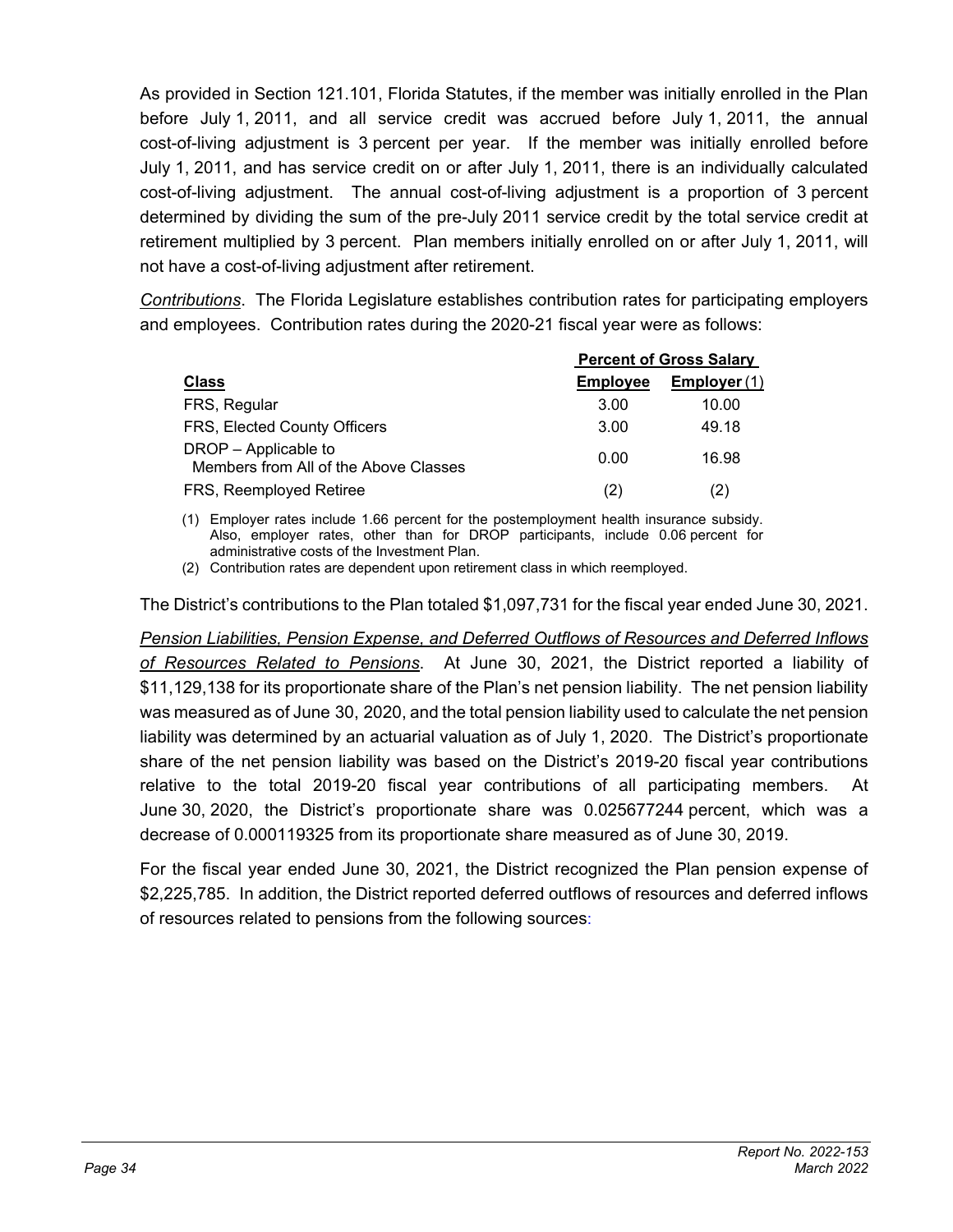As provided in Section 121.101, Florida Statutes, if the member was initially enrolled in the Plan before July 1, 2011, and all service credit was accrued before July 1, 2011, the annual cost-of-living adjustment is 3 percent per year. If the member was initially enrolled before July 1, 2011, and has service credit on or after July 1, 2011, there is an individually calculated cost-of-living adjustment. The annual cost-of-living adjustment is a proportion of 3 percent determined by dividing the sum of the pre-July 2011 service credit by the total service credit at retirement multiplied by 3 percent. Plan members initially enrolled on or after July 1, 2011, will not have a cost-of-living adjustment after retirement.

*Contributions*. The Florida Legislature establishes contribution rates for participating employers and employees. Contribution rates during the 2020-21 fiscal year were as follows:

| | Percent of Gross Salary | |
|---|---|---|
| **Class** | **Employee** | **Employer (1)** |
| FRS, Regular | 3.00 | 10.00 |
| FRS, Elected County Officers | 3.00 | 49.18 |
| DROP – Applicable to Members from All of the Above Classes | 0.00 | 16.98 |
| FRS, Reemployed Retiree | (2) | (2) |

(1) Employer rates include 1.66 percent for the postemployment health insurance subsidy. Also, employer rates, other than for DROP participants, include 0.06 percent for administrative costs of the Investment Plan.

(2) Contribution rates are dependent upon retirement class in which reemployed.

The District's contributions to the Plan totaled $1,097,731 for the fiscal year ended June 30, 2021.

*Pension Liabilities, Pension Expense, and Deferred Outflows of Resources and Deferred Inflows of Resources Related to Pensions*. At June 30, 2021, the District reported a liability of $11,129,138 for its proportionate share of the Plan's net pension liability. The net pension liability was measured as of June 30, 2020, and the total pension liability used to calculate the net pension liability was determined by an actuarial valuation as of July 1, 2020. The District's proportionate share of the net pension liability was based on the District's 2019-20 fiscal year contributions relative to the total 2019-20 fiscal year contributions of all participating members. At June 30, 2020, the District's proportionate share was 0.025677244 percent, which was a decrease of 0.000119325 from its proportionate share measured as of June 30, 2019.

For the fiscal year ended June 30, 2021, the District recognized the Plan pension expense of $2,225,785. In addition, the District reported deferred outflows of resources and deferred inflows of resources related to pensions from the following sources: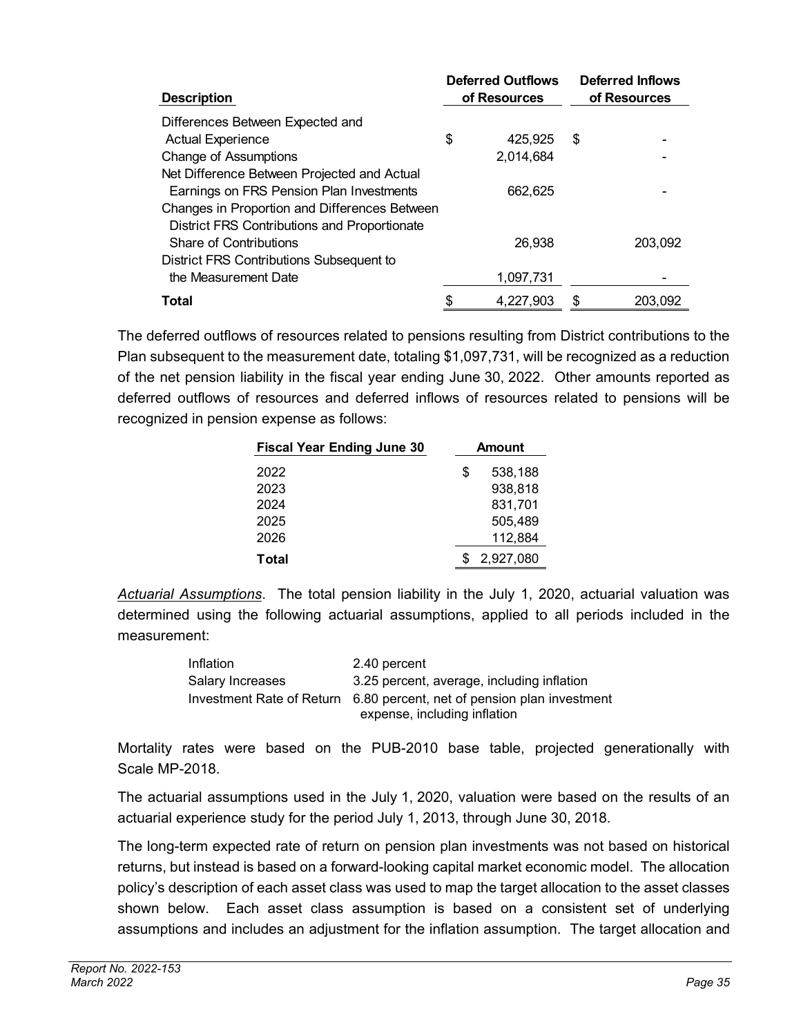| Description | Deferred Outflows of Resources | Deferred Inflows of Resources |
|---|---|---|
| Differences Between Expected and Actual Experience | $ 425,925 | $ - |
| Change of Assumptions | 2,014,684 | - |
| Net Difference Between Projected and Actual Earnings on FRS Pension Plan Investments | 662,625 | - |
| Changes in Proportion and Differences Between District FRS Contributions and Proportionate Share of Contributions | 26,938 | 203,092 |
| District FRS Contributions Subsequent to the Measurement Date | 1,097,731 | - |
| **Total** | $ 4,227,903 | $ 203,092 |

The deferred outflows of resources related to pensions resulting from District contributions to the Plan subsequent to the measurement date, totaling $1,097,731, will be recognized as a reduction of the net pension liability in the fiscal year ending June 30, 2022. Other amounts reported as deferred outflows of resources and deferred inflows of resources related to pensions will be recognized in pension expense as follows:

| Fiscal Year Ending June 30 | Amount |
|---|---|
| 2022 | $ 538,188 |
| 2023 | 938,818 |
| 2024 | 831,701 |
| 2025 | 505,489 |
| 2026 | 112,884 |
| **Total** | $ 2,927,080 |

*Actuarial Assumptions*. The total pension liability in the July 1, 2020, actuarial valuation was determined using the following actuarial assumptions, applied to all periods included in the measurement:

| | |
|---|---|
| Inflation | 2.40 percent |
| Salary Increases | 3.25 percent, average, including inflation |
| Investment Rate of Return | 6.80 percent, net of pension plan investment expense, including inflation |

Mortality rates were based on the PUB-2010 base table, projected generationally with Scale MP-2018.

The actuarial assumptions used in the July 1, 2020, valuation were based on the results of an actuarial experience study for the period July 1, 2013, through June 30, 2018.

The long-term expected rate of return on pension plan investments was not based on historical returns, but instead is based on a forward-looking capital market economic model. The allocation policy's description of each asset class was used to map the target allocation to the asset classes shown below. Each asset class assumption is based on a consistent set of underlying assumptions and includes an adjustment for the inflation assumption. The target allocation and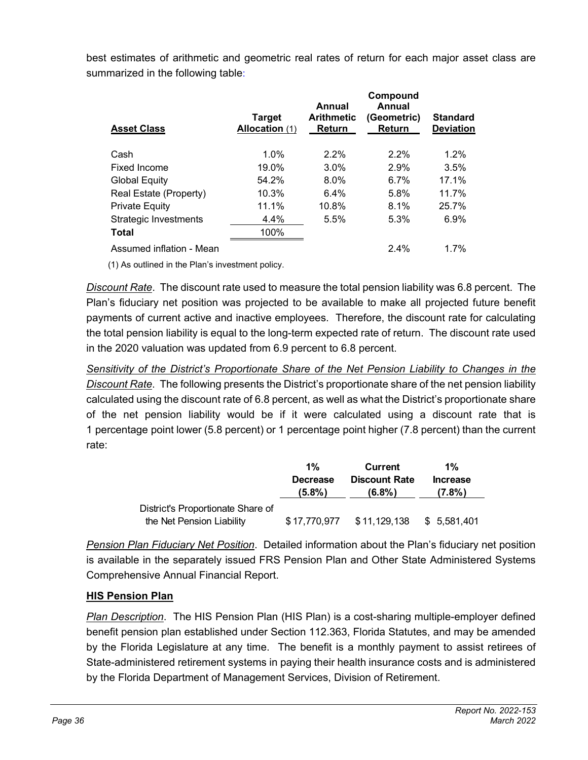best estimates of arithmetic and geometric real rates of return for each major asset class are summarized in the following table:

| Asset Class | Target Allocation (1) | Annual Arithmetic Return | Compound Annual (Geometric) Return | Standard Deviation |
|---|---|---|---|---|
| Cash | 1.0% | 2.2% | 2.2% | 1.2% |
| Fixed Income | 19.0% | 3.0% | 2.9% | 3.5% |
| Global Equity | 54.2% | 8.0% | 6.7% | 17.1% |
| Real Estate (Property) | 10.3% | 6.4% | 5.8% | 11.7% |
| Private Equity | 11.1% | 10.8% | 8.1% | 25.7% |
| Strategic Investments | 4.4% | 5.5% | 5.3% | 6.9% |
| **Total** | 100% | | | |
| Assumed inflation - Mean | | | 2.4% | 1.7% |

(1) As outlined in the Plan's investment policy.

*Discount Rate*. The discount rate used to measure the total pension liability was 6.8 percent. The Plan's fiduciary net position was projected to be available to make all projected future benefit payments of current active and inactive employees. Therefore, the discount rate for calculating the total pension liability is equal to the long-term expected rate of return. The discount rate used in the 2020 valuation was updated from 6.9 percent to 6.8 percent.

*Sensitivity of the District's Proportionate Share of the Net Pension Liability to Changes in the Discount Rate*. The following presents the District's proportionate share of the net pension liability calculated using the discount rate of 6.8 percent, as well as what the District's proportionate share of the net pension liability would be if it were calculated using a discount rate that is 1 percentage point lower (5.8 percent) or 1 percentage point higher (7.8 percent) than the current rate:

| | 1% Decrease (5.8%) | Current Discount Rate (6.8%) | 1% Increase (7.8%) |
|---|---|---|---|
| District's Proportionate Share of the Net Pension Liability | $ 17,770,977 | $ 11,129,138 | $ 5,581,401 |

*Pension Plan Fiduciary Net Position*. Detailed information about the Plan's fiduciary net position is available in the separately issued FRS Pension Plan and Other State Administered Systems Comprehensive Annual Financial Report.

**HIS Pension Plan**

*Plan Description*. The HIS Pension Plan (HIS Plan) is a cost-sharing multiple-employer defined benefit pension plan established under Section 112.363, Florida Statutes, and may be amended by the Florida Legislature at any time. The benefit is a monthly payment to assist retirees of State-administered retirement systems in paying their health insurance costs and is administered by the Florida Department of Management Services, Division of Retirement.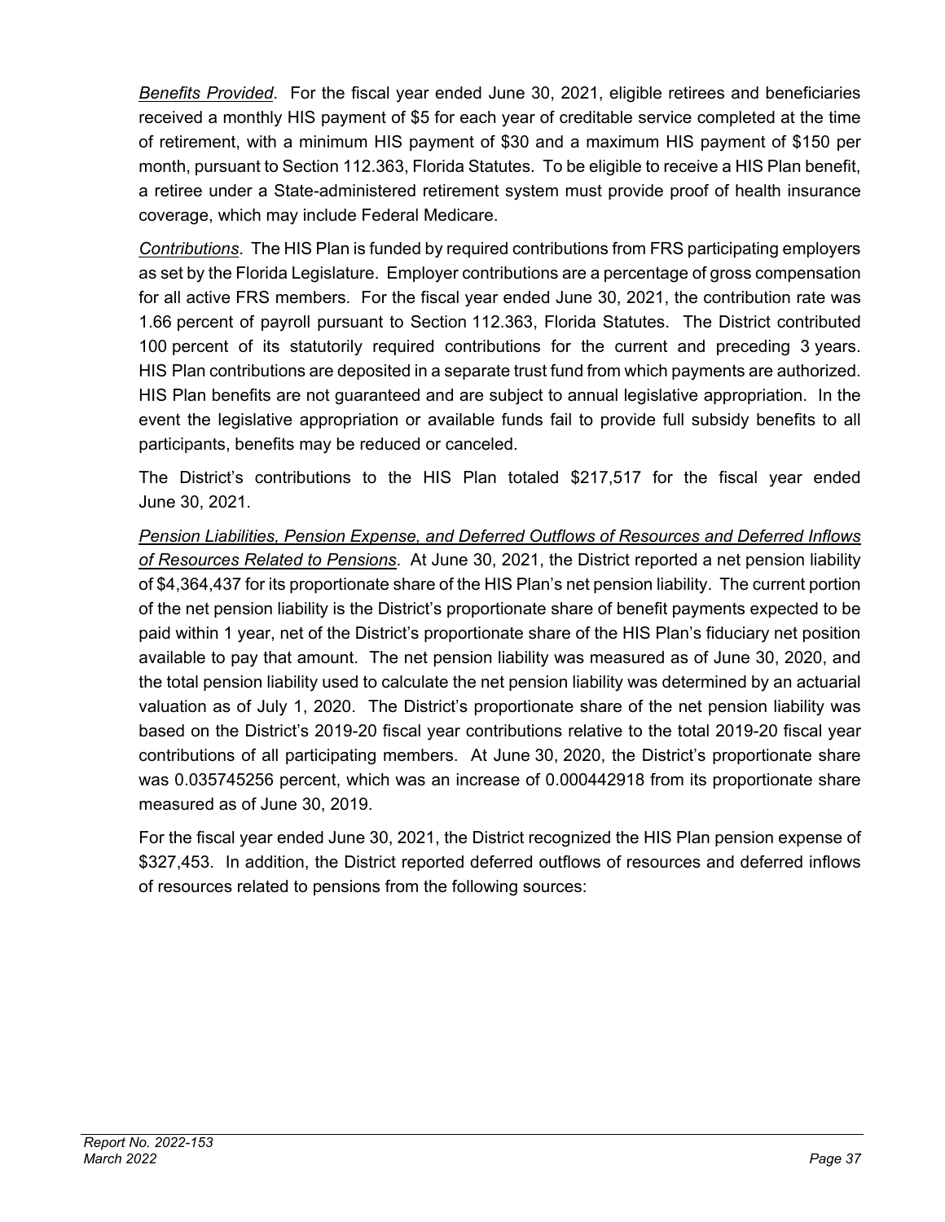*Benefits Provided*. For the fiscal year ended June 30, 2021, eligible retirees and beneficiaries received a monthly HIS payment of $5 for each year of creditable service completed at the time of retirement, with a minimum HIS payment of $30 and a maximum HIS payment of $150 per month, pursuant to Section 112.363, Florida Statutes. To be eligible to receive a HIS Plan benefit, a retiree under a State-administered retirement system must provide proof of health insurance coverage, which may include Federal Medicare.

*Contributions*. The HIS Plan is funded by required contributions from FRS participating employers as set by the Florida Legislature. Employer contributions are a percentage of gross compensation for all active FRS members. For the fiscal year ended June 30, 2021, the contribution rate was 1.66 percent of payroll pursuant to Section 112.363, Florida Statutes. The District contributed 100 percent of its statutorily required contributions for the current and preceding 3 years. HIS Plan contributions are deposited in a separate trust fund from which payments are authorized. HIS Plan benefits are not guaranteed and are subject to annual legislative appropriation. In the event the legislative appropriation or available funds fail to provide full subsidy benefits to all participants, benefits may be reduced or canceled.

The District's contributions to the HIS Plan totaled $217,517 for the fiscal year ended June 30, 2021.

*Pension Liabilities, Pension Expense, and Deferred Outflows of Resources and Deferred Inflows of Resources Related to Pensions*. At June 30, 2021, the District reported a net pension liability of $4,364,437 for its proportionate share of the HIS Plan's net pension liability. The current portion of the net pension liability is the District's proportionate share of benefit payments expected to be paid within 1 year, net of the District's proportionate share of the HIS Plan's fiduciary net position available to pay that amount. The net pension liability was measured as of June 30, 2020, and the total pension liability used to calculate the net pension liability was determined by an actuarial valuation as of July 1, 2020. The District's proportionate share of the net pension liability was based on the District's 2019-20 fiscal year contributions relative to the total 2019-20 fiscal year contributions of all participating members. At June 30, 2020, the District's proportionate share was 0.035745256 percent, which was an increase of 0.000442918 from its proportionate share measured as of June 30, 2019.

For the fiscal year ended June 30, 2021, the District recognized the HIS Plan pension expense of $327,453. In addition, the District reported deferred outflows of resources and deferred inflows of resources related to pensions from the following sources: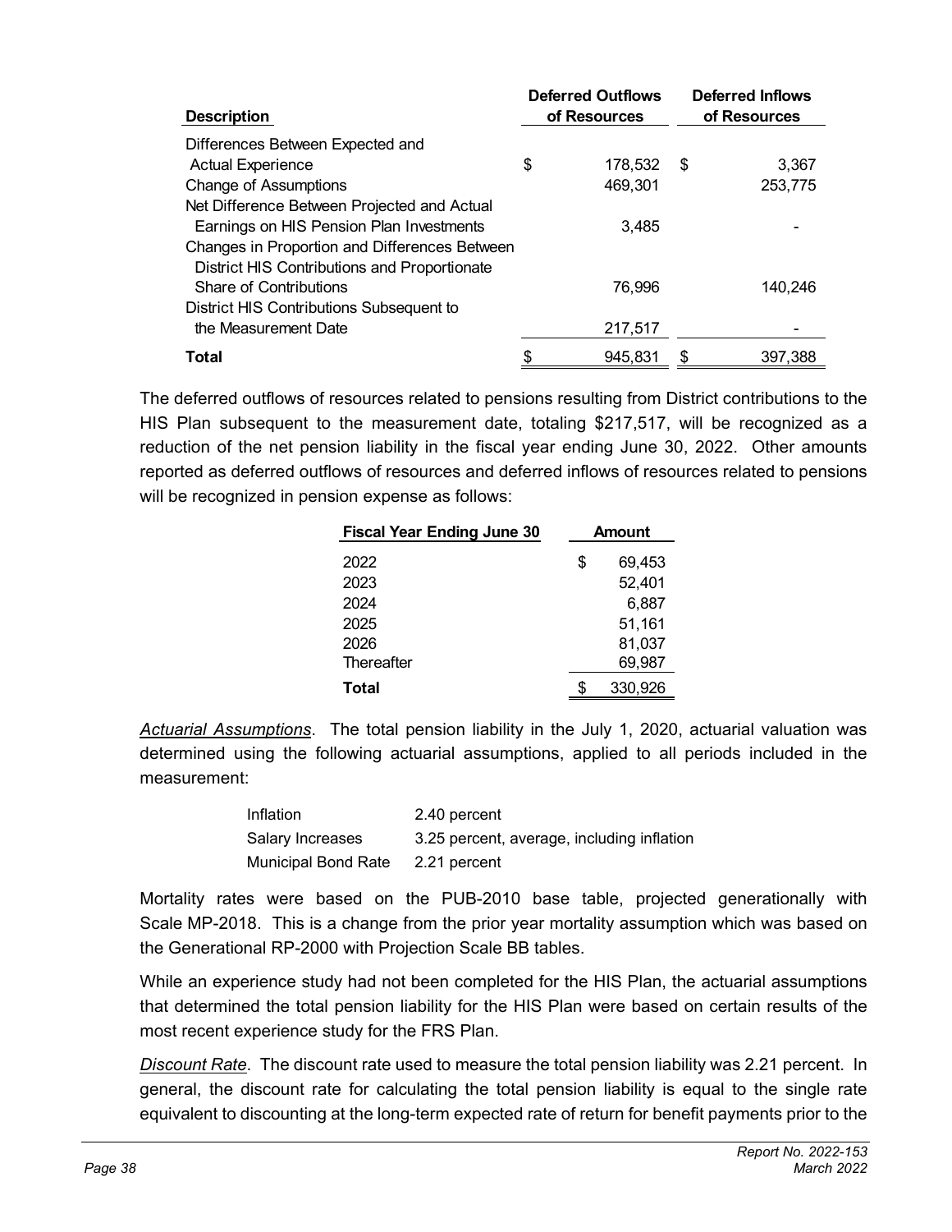| Description | Deferred Outflows of Resources | Deferred Inflows of Resources |
|---|---|---|
| Differences Between Expected and Actual Experience | $ 178,532 | $ 3,367 |
| Change of Assumptions | 469,301 | 253,775 |
| Net Difference Between Projected and Actual Earnings on HIS Pension Plan Investments | 3,485 | - |
| Changes in Proportion and Differences Between District HIS Contributions and Proportionate Share of Contributions | 76,996 | 140,246 |
| District HIS Contributions Subsequent to the Measurement Date | 217,517 | - |
| **Total** | $ 945,831 | $ 397,388 |

The deferred outflows of resources related to pensions resulting from District contributions to the HIS Plan subsequent to the measurement date, totaling $217,517, will be recognized as a reduction of the net pension liability in the fiscal year ending June 30, 2022. Other amounts reported as deferred outflows of resources and deferred inflows of resources related to pensions will be recognized in pension expense as follows:

| Fiscal Year Ending June 30 | Amount |
|---|---|
| 2022 | $ 69,453 |
| 2023 | 52,401 |
| 2024 | 6,887 |
| 2025 | 51,161 |
| 2026 | 81,037 |
| Thereafter | 69,987 |
| **Total** | $ 330,926 |

*Actuarial Assumptions*. The total pension liability in the July 1, 2020, actuarial valuation was determined using the following actuarial assumptions, applied to all periods included in the measurement:

| | |
|---|---|
| Inflation | 2.40 percent |
| Salary Increases | 3.25 percent, average, including inflation |
| Municipal Bond Rate | 2.21 percent |

Mortality rates were based on the PUB-2010 base table, projected generationally with Scale MP-2018. This is a change from the prior year mortality assumption which was based on the Generational RP-2000 with Projection Scale BB tables.

While an experience study had not been completed for the HIS Plan, the actuarial assumptions that determined the total pension liability for the HIS Plan were based on certain results of the most recent experience study for the FRS Plan.

*Discount Rate*. The discount rate used to measure the total pension liability was 2.21 percent. In general, the discount rate for calculating the total pension liability is equal to the single rate equivalent to discounting at the long-term expected rate of return for benefit payments prior to the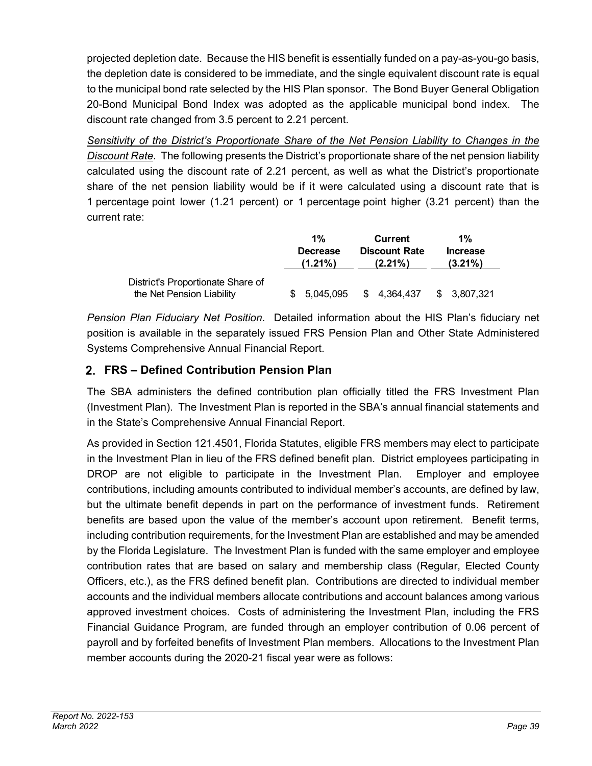projected depletion date. Because the HIS benefit is essentially funded on a pay-as-you-go basis, the depletion date is considered to be immediate, and the single equivalent discount rate is equal to the municipal bond rate selected by the HIS Plan sponsor. The Bond Buyer General Obligation 20-Bond Municipal Bond Index was adopted as the applicable municipal bond index. The discount rate changed from 3.5 percent to 2.21 percent.

*Sensitivity of the District's Proportionate Share of the Net Pension Liability to Changes in the Discount Rate*. The following presents the District's proportionate share of the net pension liability calculated using the discount rate of 2.21 percent, as well as what the District's proportionate share of the net pension liability would be if it were calculated using a discount rate that is 1 percentage point lower (1.21 percent) or 1 percentage point higher (3.21 percent) than the current rate:

| | 1% Decrease (1.21%) | Current Discount Rate (2.21%) | 1% Increase (3.21%) |
|---|---|---|---|
| District's Proportionate Share of the Net Pension Liability | $ 5,045,095 | $ 4,364,437 | $ 3,807,321 |

*Pension Plan Fiduciary Net Position*. Detailed information about the HIS Plan's fiduciary net position is available in the separately issued FRS Pension Plan and Other State Administered Systems Comprehensive Annual Financial Report.

## 2. FRS – Defined Contribution Pension Plan

The SBA administers the defined contribution plan officially titled the FRS Investment Plan (Investment Plan). The Investment Plan is reported in the SBA's annual financial statements and in the State's Comprehensive Annual Financial Report.

As provided in Section 121.4501, Florida Statutes, eligible FRS members may elect to participate in the Investment Plan in lieu of the FRS defined benefit plan. District employees participating in DROP are not eligible to participate in the Investment Plan. Employer and employee contributions, including amounts contributed to individual member's accounts, are defined by law, but the ultimate benefit depends in part on the performance of investment funds. Retirement benefits are based upon the value of the member's account upon retirement. Benefit terms, including contribution requirements, for the Investment Plan are established and may be amended by the Florida Legislature. The Investment Plan is funded with the same employer and employee contribution rates that are based on salary and membership class (Regular, Elected County Officers, etc.), as the FRS defined benefit plan. Contributions are directed to individual member accounts and the individual members allocate contributions and account balances among various approved investment choices. Costs of administering the Investment Plan, including the FRS Financial Guidance Program, are funded through an employer contribution of 0.06 percent of payroll and by forfeited benefits of Investment Plan members. Allocations to the Investment Plan member accounts during the 2020-21 fiscal year were as follows: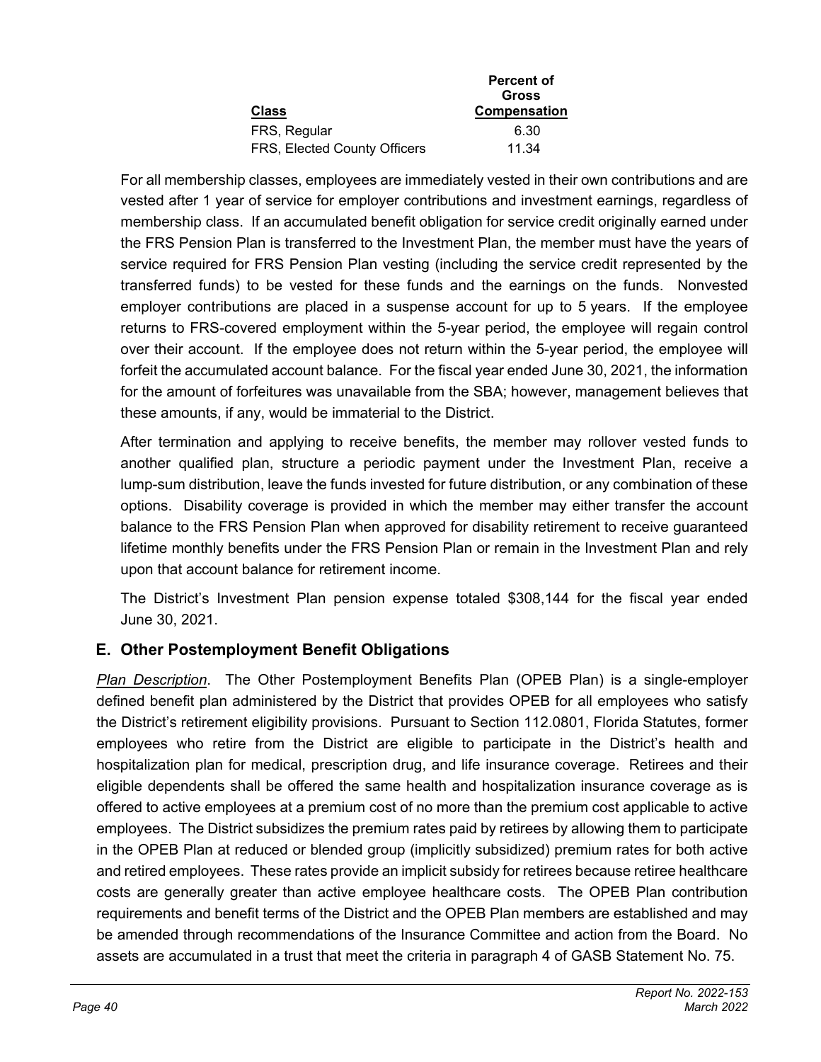| Class | Percent of Gross Compensation |
|---|---|
| FRS, Regular | 6.30 |
| FRS, Elected County Officers | 11.34 |

For all membership classes, employees are immediately vested in their own contributions and are vested after 1 year of service for employer contributions and investment earnings, regardless of membership class. If an accumulated benefit obligation for service credit originally earned under the FRS Pension Plan is transferred to the Investment Plan, the member must have the years of service required for FRS Pension Plan vesting (including the service credit represented by the transferred funds) to be vested for these funds and the earnings on the funds. Nonvested employer contributions are placed in a suspense account for up to 5 years. If the employee returns to FRS-covered employment within the 5-year period, the employee will regain control over their account. If the employee does not return within the 5-year period, the employee will forfeit the accumulated account balance. For the fiscal year ended June 30, 2021, the information for the amount of forfeitures was unavailable from the SBA; however, management believes that these amounts, if any, would be immaterial to the District.

After termination and applying to receive benefits, the member may rollover vested funds to another qualified plan, structure a periodic payment under the Investment Plan, receive a lump-sum distribution, leave the funds invested for future distribution, or any combination of these options. Disability coverage is provided in which the member may either transfer the account balance to the FRS Pension Plan when approved for disability retirement to receive guaranteed lifetime monthly benefits under the FRS Pension Plan or remain in the Investment Plan and rely upon that account balance for retirement income.

The District's Investment Plan pension expense totaled $308,144 for the fiscal year ended June 30, 2021.

## E. Other Postemployment Benefit Obligations

*Plan Description*. The Other Postemployment Benefits Plan (OPEB Plan) is a single-employer defined benefit plan administered by the District that provides OPEB for all employees who satisfy the District's retirement eligibility provisions. Pursuant to Section 112.0801, Florida Statutes, former employees who retire from the District are eligible to participate in the District's health and hospitalization plan for medical, prescription drug, and life insurance coverage. Retirees and their eligible dependents shall be offered the same health and hospitalization insurance coverage as is offered to active employees at a premium cost of no more than the premium cost applicable to active employees. The District subsidizes the premium rates paid by retirees by allowing them to participate in the OPEB Plan at reduced or blended group (implicitly subsidized) premium rates for both active and retired employees. These rates provide an implicit subsidy for retirees because retiree healthcare costs are generally greater than active employee healthcare costs. The OPEB Plan contribution requirements and benefit terms of the District and the OPEB Plan members are established and may be amended through recommendations of the Insurance Committee and action from the Board. No assets are accumulated in a trust that meet the criteria in paragraph 4 of GASB Statement No. 75.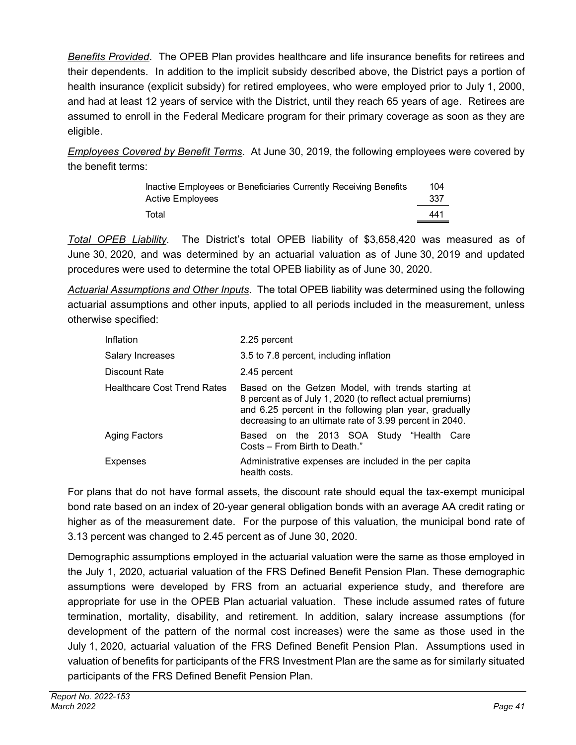*Benefits Provided*. The OPEB Plan provides healthcare and life insurance benefits for retirees and their dependents. In addition to the implicit subsidy described above, the District pays a portion of health insurance (explicit subsidy) for retired employees, who were employed prior to July 1, 2000, and had at least 12 years of service with the District, until they reach 65 years of age. Retirees are assumed to enroll in the Federal Medicare program for their primary coverage as soon as they are eligible.

*Employees Covered by Benefit Terms*. At June 30, 2019, the following employees were covered by the benefit terms:

| | |
|---|---|
| Inactive Employees or Beneficiaries Currently Receiving Benefits | 104 |
| Active Employees | 337 |
| Total | 441 |

*Total OPEB Liability*. The District's total OPEB liability of $3,658,420 was measured as of June 30, 2020, and was determined by an actuarial valuation as of June 30, 2019 and updated procedures were used to determine the total OPEB liability as of June 30, 2020.

*Actuarial Assumptions and Other Inputs*. The total OPEB liability was determined using the following actuarial assumptions and other inputs, applied to all periods included in the measurement, unless otherwise specified:

| | |
|---|---|
| Inflation | 2.25 percent |
| Salary Increases | 3.5 to 7.8 percent, including inflation |
| Discount Rate | 2.45 percent |
| Healthcare Cost Trend Rates | Based on the Getzen Model, with trends starting at 8 percent as of July 1, 2020 (to reflect actual premiums) and 6.25 percent in the following plan year, gradually decreasing to an ultimate rate of 3.99 percent in 2040. |
| Aging Factors | Based on the 2013 SOA Study "Health Care Costs – From Birth to Death." |
| Expenses | Administrative expenses are included in the per capita health costs. |

For plans that do not have formal assets, the discount rate should equal the tax-exempt municipal bond rate based on an index of 20-year general obligation bonds with an average AA credit rating or higher as of the measurement date. For the purpose of this valuation, the municipal bond rate of 3.13 percent was changed to 2.45 percent as of June 30, 2020.

Demographic assumptions employed in the actuarial valuation were the same as those employed in the July 1, 2020, actuarial valuation of the FRS Defined Benefit Pension Plan. These demographic assumptions were developed by FRS from an actuarial experience study, and therefore are appropriate for use in the OPEB Plan actuarial valuation. These include assumed rates of future termination, mortality, disability, and retirement. In addition, salary increase assumptions (for development of the pattern of the normal cost increases) were the same as those used in the July 1, 2020, actuarial valuation of the FRS Defined Benefit Pension Plan. Assumptions used in valuation of benefits for participants of the FRS Investment Plan are the same as for similarly situated participants of the FRS Defined Benefit Pension Plan.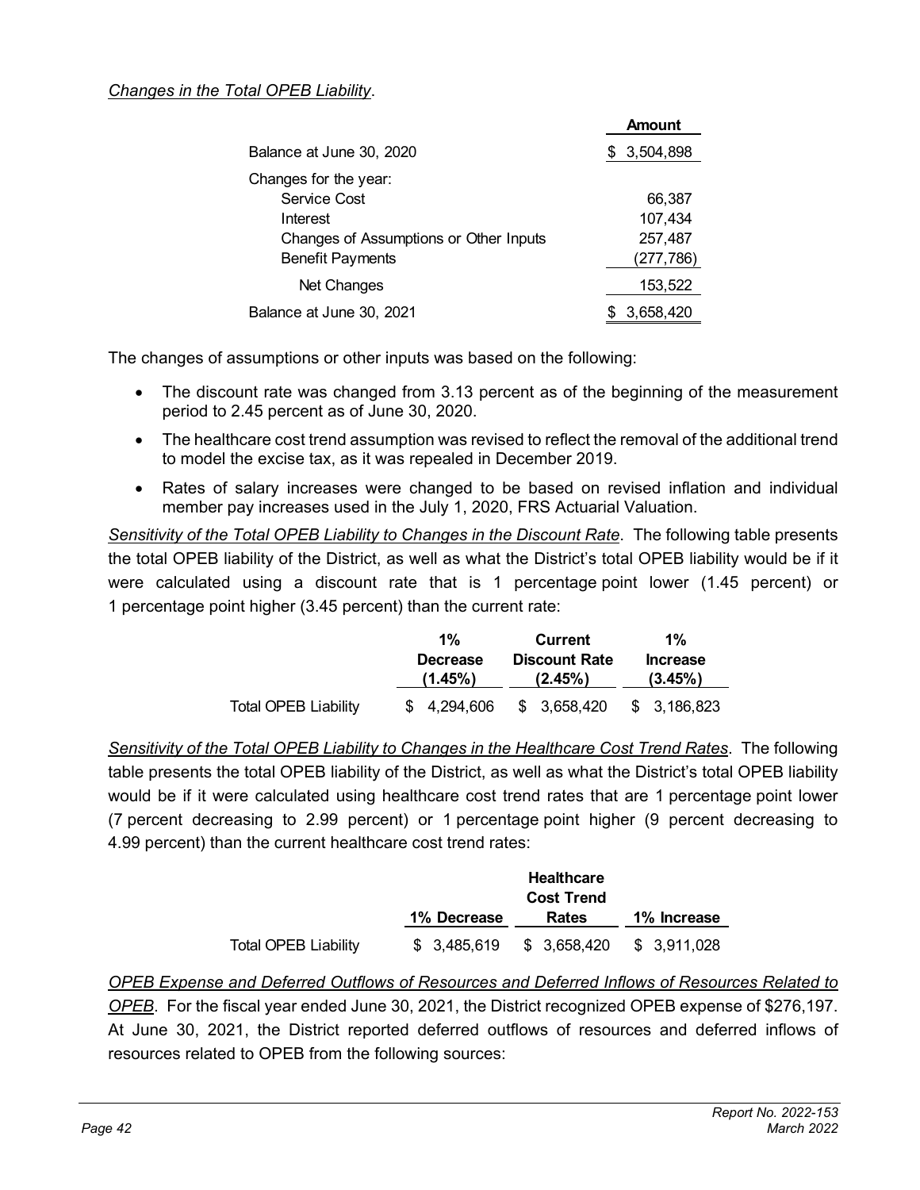*Changes in the Total OPEB Liability*.

| | Amount |
|---|---|
| Balance at June 30, 2020 | $ 3,504,898 |
| Changes for the year: | |
| Service Cost | 66,387 |
| Interest | 107,434 |
| Changes of Assumptions or Other Inputs | 257,487 |
| Benefit Payments | (277,786) |
| Net Changes | 153,522 |
| Balance at June 30, 2021 | $ 3,658,420 |

The changes of assumptions or other inputs was based on the following:

- The discount rate was changed from 3.13 percent as of the beginning of the measurement period to 2.45 percent as of June 30, 2020.
- The healthcare cost trend assumption was revised to reflect the removal of the additional trend to model the excise tax, as it was repealed in December 2019.
- Rates of salary increases were changed to be based on revised inflation and individual member pay increases used in the July 1, 2020, FRS Actuarial Valuation.

*Sensitivity of the Total OPEB Liability to Changes in the Discount Rate*. The following table presents the total OPEB liability of the District, as well as what the District's total OPEB liability would be if it were calculated using a discount rate that is 1 percentage point lower (1.45 percent) or 1 percentage point higher (3.45 percent) than the current rate:

| | 1% Decrease (1.45%) | Current Discount Rate (2.45%) | 1% Increase (3.45%) |
|---|---|---|---|
| Total OPEB Liability | $ 4,294,606 | $ 3,658,420 | $ 3,186,823 |

*Sensitivity of the Total OPEB Liability to Changes in the Healthcare Cost Trend Rates*. The following table presents the total OPEB liability of the District, as well as what the District's total OPEB liability would be if it were calculated using healthcare cost trend rates that are 1 percentage point lower (7 percent decreasing to 2.99 percent) or 1 percentage point higher (9 percent decreasing to 4.99 percent) than the current healthcare cost trend rates:

| | 1% Decrease | Healthcare Cost Trend Rates | 1% Increase |
|---|---|---|---|
| Total OPEB Liability | $ 3,485,619 | $ 3,658,420 | $ 3,911,028 |

*OPEB Expense and Deferred Outflows of Resources and Deferred Inflows of Resources Related to OPEB*. For the fiscal year ended June 30, 2021, the District recognized OPEB expense of $276,197. At June 30, 2021, the District reported deferred outflows of resources and deferred inflows of resources related to OPEB from the following sources: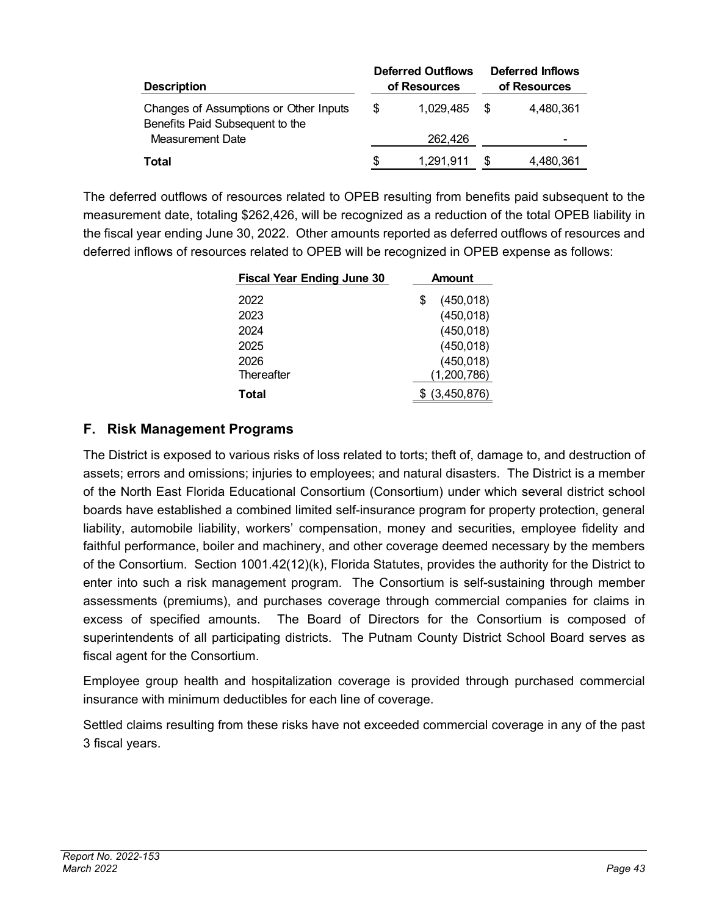| Description | Deferred Outflows of Resources | Deferred Inflows of Resources |
|---|---|---|
| Changes of Assumptions or Other Inputs | $ 1,029,485 | $ 4,480,361 |
| Benefits Paid Subsequent to the Measurement Date | 262,426 | - |
| **Total** | $ 1,291,911 | $ 4,480,361 |

The deferred outflows of resources related to OPEB resulting from benefits paid subsequent to the measurement date, totaling $262,426, will be recognized as a reduction of the total OPEB liability in the fiscal year ending June 30, 2022. Other amounts reported as deferred outflows of resources and deferred inflows of resources related to OPEB will be recognized in OPEB expense as follows:

| Fiscal Year Ending June 30 | Amount |
|---|---|
| 2022 | $ (450,018) |
| 2023 | (450,018) |
| 2024 | (450,018) |
| 2025 | (450,018) |
| 2026 | (450,018) |
| Thereafter | (1,200,786) |
| **Total** | $ (3,450,876) |

## F. Risk Management Programs

The District is exposed to various risks of loss related to torts; theft of, damage to, and destruction of assets; errors and omissions; injuries to employees; and natural disasters. The District is a member of the North East Florida Educational Consortium (Consortium) under which several district school boards have established a combined limited self-insurance program for property protection, general liability, automobile liability, workers' compensation, money and securities, employee fidelity and faithful performance, boiler and machinery, and other coverage deemed necessary by the members of the Consortium. Section 1001.42(12)(k), Florida Statutes, provides the authority for the District to enter into such a risk management program. The Consortium is self-sustaining through member assessments (premiums), and purchases coverage through commercial companies for claims in excess of specified amounts. The Board of Directors for the Consortium is composed of superintendents of all participating districts. The Putnam County District School Board serves as fiscal agent for the Consortium.

Employee group health and hospitalization coverage is provided through purchased commercial insurance with minimum deductibles for each line of coverage.

Settled claims resulting from these risks have not exceeded commercial coverage in any of the past 3 fiscal years.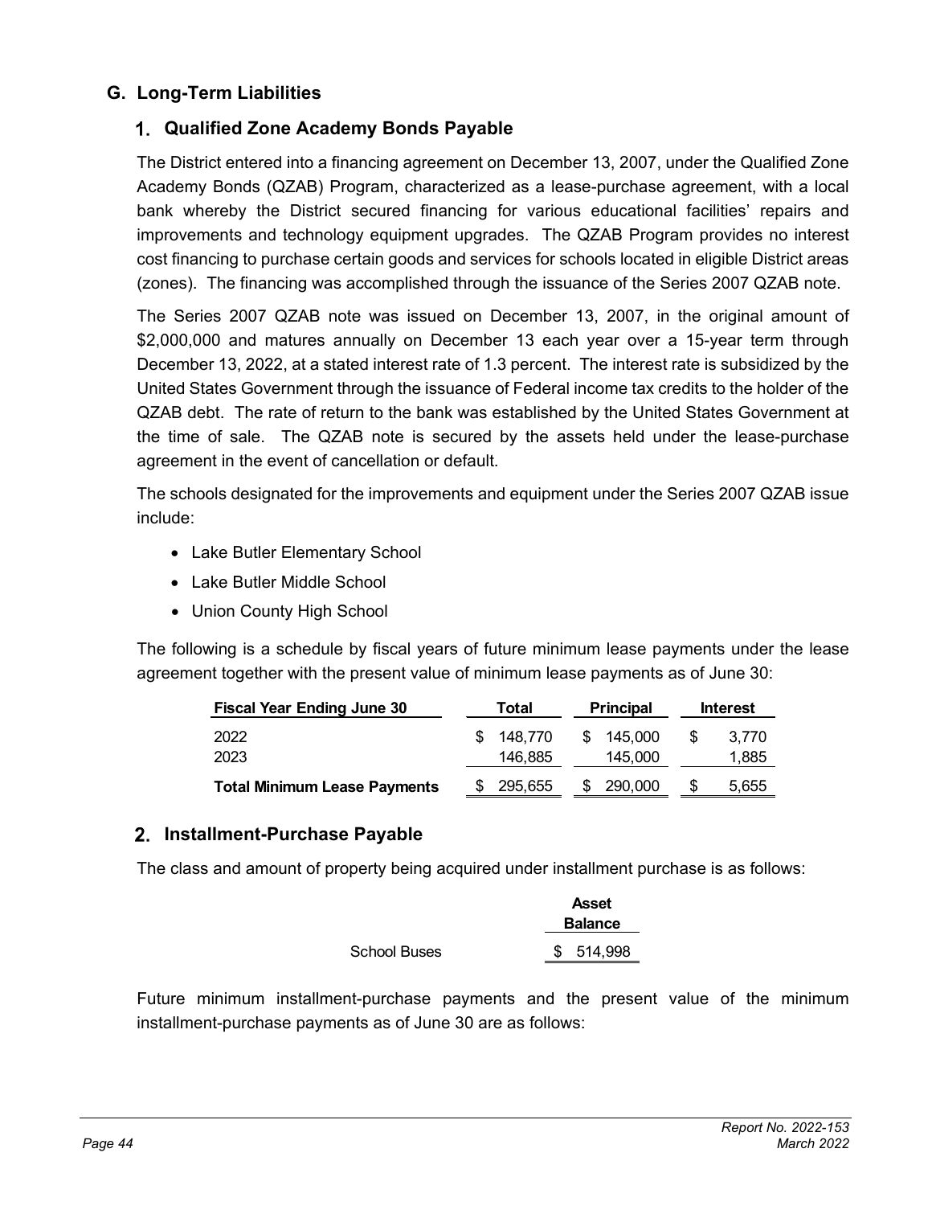## G. Long-Term Liabilities

### 1. Qualified Zone Academy Bonds Payable

The District entered into a financing agreement on December 13, 2007, under the Qualified Zone Academy Bonds (QZAB) Program, characterized as a lease-purchase agreement, with a local bank whereby the District secured financing for various educational facilities' repairs and improvements and technology equipment upgrades. The QZAB Program provides no interest cost financing to purchase certain goods and services for schools located in eligible District areas (zones). The financing was accomplished through the issuance of the Series 2007 QZAB note.

The Series 2007 QZAB note was issued on December 13, 2007, in the original amount of $2,000,000 and matures annually on December 13 each year over a 15-year term through December 13, 2022, at a stated interest rate of 1.3 percent. The interest rate is subsidized by the United States Government through the issuance of Federal income tax credits to the holder of the QZAB debt. The rate of return to the bank was established by the United States Government at the time of sale. The QZAB note is secured by the assets held under the lease-purchase agreement in the event of cancellation or default.

The schools designated for the improvements and equipment under the Series 2007 QZAB issue include:

- Lake Butler Elementary School
- Lake Butler Middle School
- Union County High School

The following is a schedule by fiscal years of future minimum lease payments under the lease agreement together with the present value of minimum lease payments as of June 30:

| Fiscal Year Ending June 30 | Total | Principal | Interest |
|---|---|---|---|
| 2022 | $ 148,770 | $ 145,000 | $ 3,770 |
| 2023 | 146,885 | 145,000 | 1,885 |
| **Total Minimum Lease Payments** | $ 295,655 | $ 290,000 | $ 5,655 |

### 2. Installment-Purchase Payable

The class and amount of property being acquired under installment purchase is as follows:

| | Asset Balance |
|---|---|
| School Buses | $ 514,998 |

Future minimum installment-purchase payments and the present value of the minimum installment-purchase payments as of June 30 are as follows: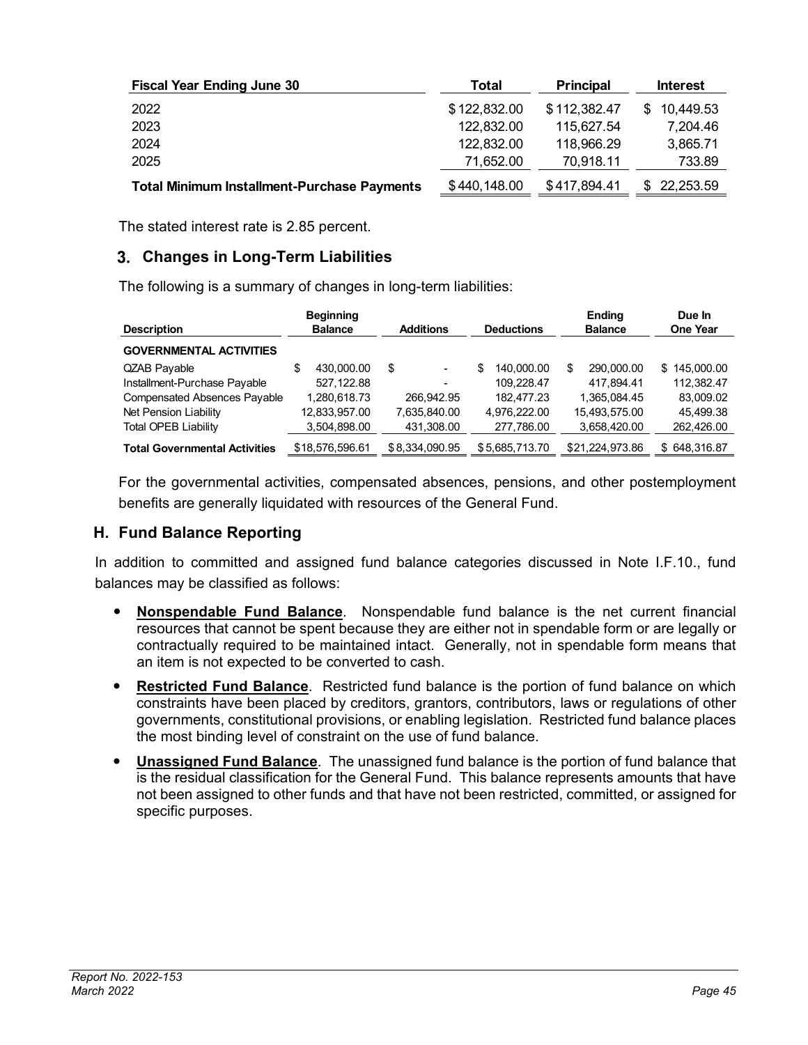| Fiscal Year Ending June 30 | Total | Principal | Interest |
|---|---|---|---|
| 2022 | $ 122,832.00 | $ 112,382.47 | $ 10,449.53 |
| 2023 | 122,832.00 | 115,627.54 | 7,204.46 |
| 2024 | 122,832.00 | 118,966.29 | 3,865.71 |
| 2025 | 71,652.00 | 70,918.11 | 733.89 |
| **Total Minimum Installment-Purchase Payments** | $ 440,148.00 | $ 417,894.41 | $ 22,253.59 |

The stated interest rate is 2.85 percent.

### 3. Changes in Long-Term Liabilities

The following is a summary of changes in long-term liabilities:

| Description | Beginning Balance | Additions | Deductions | Ending Balance | Due In One Year |
|---|---|---|---|---|---|
| **GOVERNMENTAL ACTIVITIES** | | | | | |
| QZAB Payable | $ 430,000.00 | $ - | $ 140,000.00 | $ 290,000.00 | $ 145,000.00 |
| Installment-Purchase Payable | 527,122.88 | - | 109,228.47 | 417,894.41 | 112,382.47 |
| Compensated Absences Payable | 1,280,618.73 | 266,942.95 | 182,477.23 | 1,365,084.45 | 83,009.02 |
| Net Pension Liability | 12,833,957.00 | 7,635,840.00 | 4,976,222.00 | 15,493,575.00 | 45,499.38 |
| Total OPEB Liability | 3,504,898.00 | 431,308.00 | 277,786.00 | 3,658,420.00 | 262,426.00 |
| **Total Governmental Activities** | $18,576,596.61 | $ 8,334,090.95 | $ 5,685,713.70 | $21,224,973.86 | $ 648,316.87 |

For the governmental activities, compensated absences, pensions, and other postemployment benefits are generally liquidated with resources of the General Fund.

## H. Fund Balance Reporting

In addition to committed and assigned fund balance categories discussed in Note I.F.10., fund balances may be classified as follows:

- **Nonspendable Fund Balance**. Nonspendable fund balance is the net current financial resources that cannot be spent because they are either not in spendable form or are legally or contractually required to be maintained intact. Generally, not in spendable form means that an item is not expected to be converted to cash.
- **Restricted Fund Balance**. Restricted fund balance is the portion of fund balance on which constraints have been placed by creditors, grantors, contributors, laws or regulations of other governments, constitutional provisions, or enabling legislation. Restricted fund balance places the most binding level of constraint on the use of fund balance.
- **Unassigned Fund Balance**. The unassigned fund balance is the portion of fund balance that is the residual classification for the General Fund. This balance represents amounts that have not been assigned to other funds and that have not been restricted, committed, or assigned for specific purposes.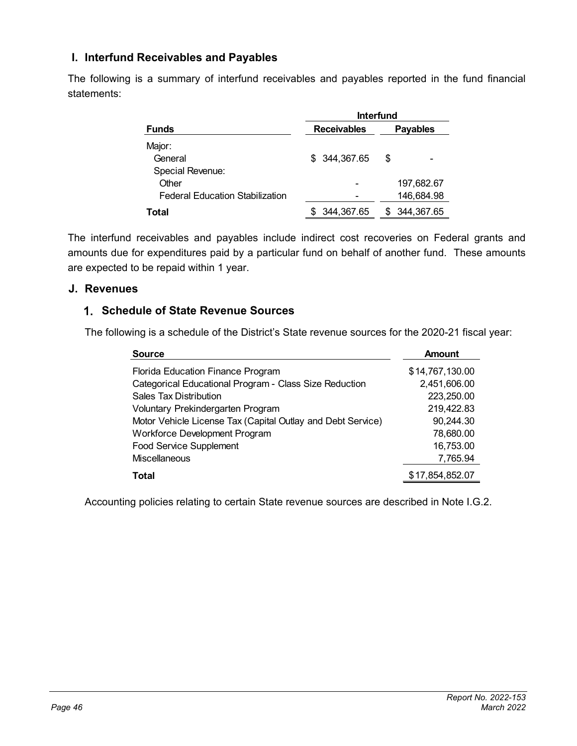## I. Interfund Receivables and Payables

The following is a summary of interfund receivables and payables reported in the fund financial statements:

| Funds | Interfund Receivables | Interfund Payables |
|---|---|---|
| Major: | | |
| General | $ 344,367.65 | $ - |
| Special Revenue: | | |
| Other | - | 197,682.67 |
| Federal Education Stabilization | - | 146,684.98 |
| **Total** | $ 344,367.65 | $ 344,367.65 |

The interfund receivables and payables include indirect cost recoveries on Federal grants and amounts due for expenditures paid by a particular fund on behalf of another fund. These amounts are expected to be repaid within 1 year.

## J. Revenues

### 1. Schedule of State Revenue Sources

The following is a schedule of the District's State revenue sources for the 2020-21 fiscal year:

| Source | Amount |
|---|---|
| Florida Education Finance Program | $14,767,130.00 |
| Categorical Educational Program - Class Size Reduction | 2,451,606.00 |
| Sales Tax Distribution | 223,250.00 |
| Voluntary Prekindergarten Program | 219,422.83 |
| Motor Vehicle License Tax (Capital Outlay and Debt Service) | 90,244.30 |
| Workforce Development Program | 78,680.00 |
| Food Service Supplement | 16,753.00 |
| Miscellaneous | 7,765.94 |
| **Total** | $17,854,852.07 |

Accounting policies relating to certain State revenue sources are described in Note I.G.2.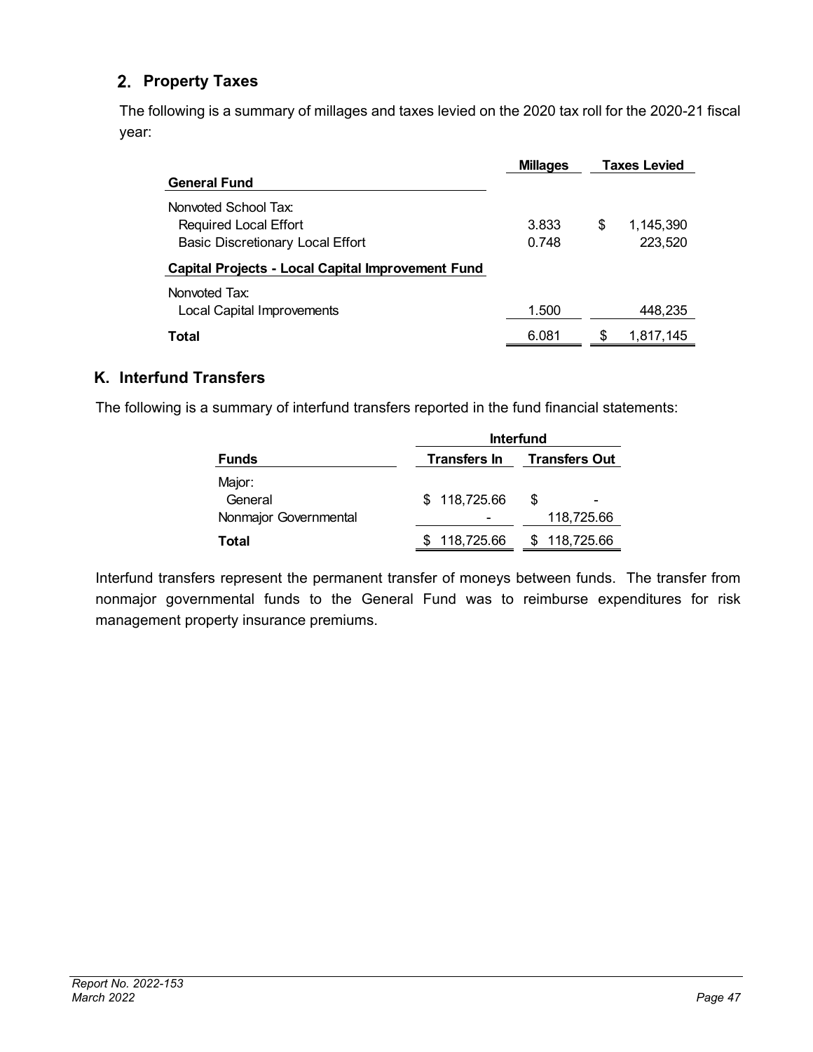## 2. Property Taxes

The following is a summary of millages and taxes levied on the 2020 tax roll for the 2020-21 fiscal year:

| | Millages | Taxes Levied |
|---|---|---|
| **General Fund** | | |
| Nonvoted School Tax: | | |
| Required Local Effort | 3.833 | $ 1,145,390 |
| Basic Discretionary Local Effort | 0.748 | 223,520 |
| **Capital Projects - Local Capital Improvement Fund** | | |
| Nonvoted Tax: | | |
| Local Capital Improvements | 1.500 | 448,235 |
| **Total** | 6.081 | $ 1,817,145 |

## K. Interfund Transfers

The following is a summary of interfund transfers reported in the fund financial statements:

| | Interfund | |
|---|---|---|
| **Funds** | **Transfers In** | **Transfers Out** |
| Major: | | |
| General | $ 118,725.66 | $ - |
| Nonmajor Governmental | - | 118,725.66 |
| **Total** | $ 118,725.66 | $ 118,725.66 |

Interfund transfers represent the permanent transfer of moneys between funds. The transfer from nonmajor governmental funds to the General Fund was to reimburse expenditures for risk management property insurance premiums.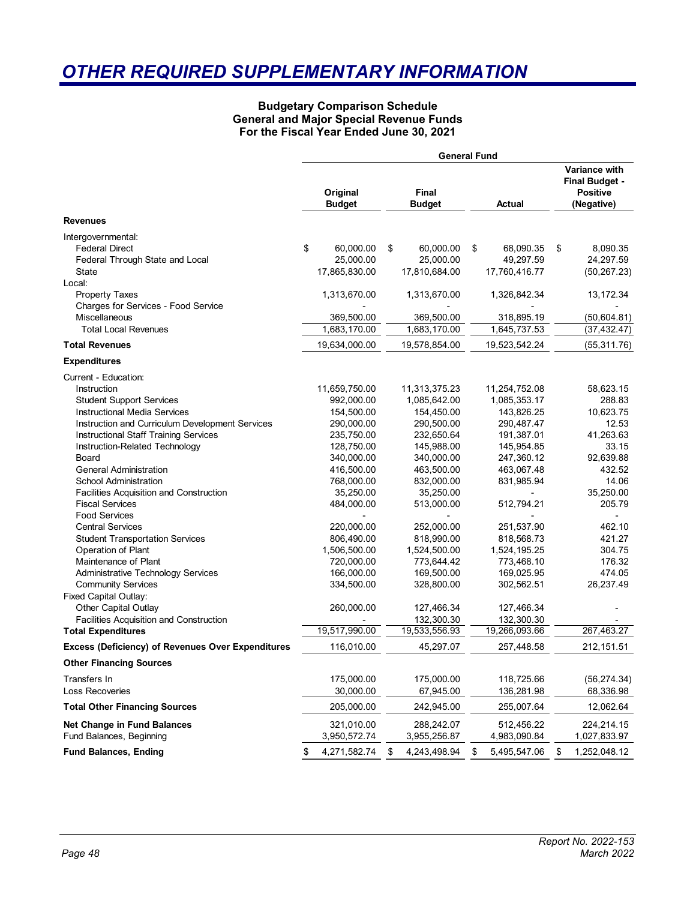# OTHER REQUIRED SUPPLEMENTARY INFORMATION

**Budgetary Comparison Schedule**
**General and Major Special Revenue Funds**
**For the Fiscal Year Ended June 30, 2021**

| | General Fund | | | |
|---|---|---|---|---|
| | Original Budget | Final Budget | Actual | Variance with Final Budget - Positive (Negative) |
| **Revenues** | | | | |
| Intergovernmental: | | | | |
| Federal Direct | $ 60,000.00 | $ 60,000.00 | $ 68,090.35 | $ 8,090.35 |
| Federal Through State and Local | 25,000.00 | 25,000.00 | 49,297.59 | 24,297.59 |
| State | 17,865,830.00 | 17,810,684.00 | 17,760,416.77 | (50,267.23) |
| Local: | | | | |
| Property Taxes | 1,313,670.00 | 1,313,670.00 | 1,326,842.34 | 13,172.34 |
| Charges for Services - Food Service | - | - | - | - |
| Miscellaneous | 369,500.00 | 369,500.00 | 318,895.19 | (50,604.81) |
| Total Local Revenues | 1,683,170.00 | 1,683,170.00 | 1,645,737.53 | (37,432.47) |
| **Total Revenues** | 19,634,000.00 | 19,578,854.00 | 19,523,542.24 | (55,311.76) |
| **Expenditures** | | | | |
| Current - Education: | | | | |
| Instruction | 11,659,750.00 | 11,313,375.23 | 11,254,752.08 | 58,623.15 |
| Student Support Services | 992,000.00 | 1,085,642.00 | 1,085,353.17 | 288.83 |
| Instructional Media Services | 154,500.00 | 154,450.00 | 143,826.25 | 10,623.75 |
| Instruction and Curriculum Development Services | 290,000.00 | 290,500.00 | 290,487.47 | 12.53 |
| Instructional Staff Training Services | 235,750.00 | 232,650.64 | 191,387.01 | 41,263.63 |
| Instruction-Related Technology | 128,750.00 | 145,988.00 | 145,954.85 | 33.15 |
| Board | 340,000.00 | 340,000.00 | 247,360.12 | 92,639.88 |
| General Administration | 416,500.00 | 463,500.00 | 463,067.48 | 432.52 |
| School Administration | 768,000.00 | 832,000.00 | 831,985.94 | 14.06 |
| Facilities Acquisition and Construction | 35,250.00 | 35,250.00 | - | 35,250.00 |
| Fiscal Services | 484,000.00 | 513,000.00 | 512,794.21 | 205.79 |
| Food Services | - | - | - | - |
| Central Services | 220,000.00 | 252,000.00 | 251,537.90 | 462.10 |
| Student Transportation Services | 806,490.00 | 818,990.00 | 818,568.73 | 421.27 |
| Operation of Plant | 1,506,500.00 | 1,524,500.00 | 1,524,195.25 | 304.75 |
| Maintenance of Plant | 720,000.00 | 773,644.42 | 773,468.10 | 176.32 |
| Administrative Technology Services | 166,000.00 | 169,500.00 | 169,025.95 | 474.05 |
| Community Services | 334,500.00 | 328,800.00 | 302,562.51 | 26,237.49 |
| Fixed Capital Outlay: | | | | |
| Other Capital Outlay | 260,000.00 | 127,466.34 | 127,466.34 | - |
| Facilities Acquisition and Construction | - | 132,300.30 | 132,300.30 | - |
| **Total Expenditures** | 19,517,990.00 | 19,533,556.93 | 19,266,093.66 | 267,463.27 |
| **Excess (Deficiency) of Revenues Over Expenditures** | 116,010.00 | 45,297.07 | 257,448.58 | 212,151.51 |
| **Other Financing Sources** | | | | |
| Transfers In | 175,000.00 | 175,000.00 | 118,725.66 | (56,274.34) |
| Loss Recoveries | 30,000.00 | 67,945.00 | 136,281.98 | 68,336.98 |
| **Total Other Financing Sources** | 205,000.00 | 242,945.00 | 255,007.64 | 12,062.64 |
| **Net Change in Fund Balances** | 321,010.00 | 288,242.07 | 512,456.22 | 224,214.15 |
| Fund Balances, Beginning | 3,950,572.74 | 3,955,256.87 | 4,983,090.84 | 1,027,833.97 |
| **Fund Balances, Ending** | $ 4,271,582.74 | $ 4,243,498.94 | $ 5,495,547.06 | $ 1,252,048.12 |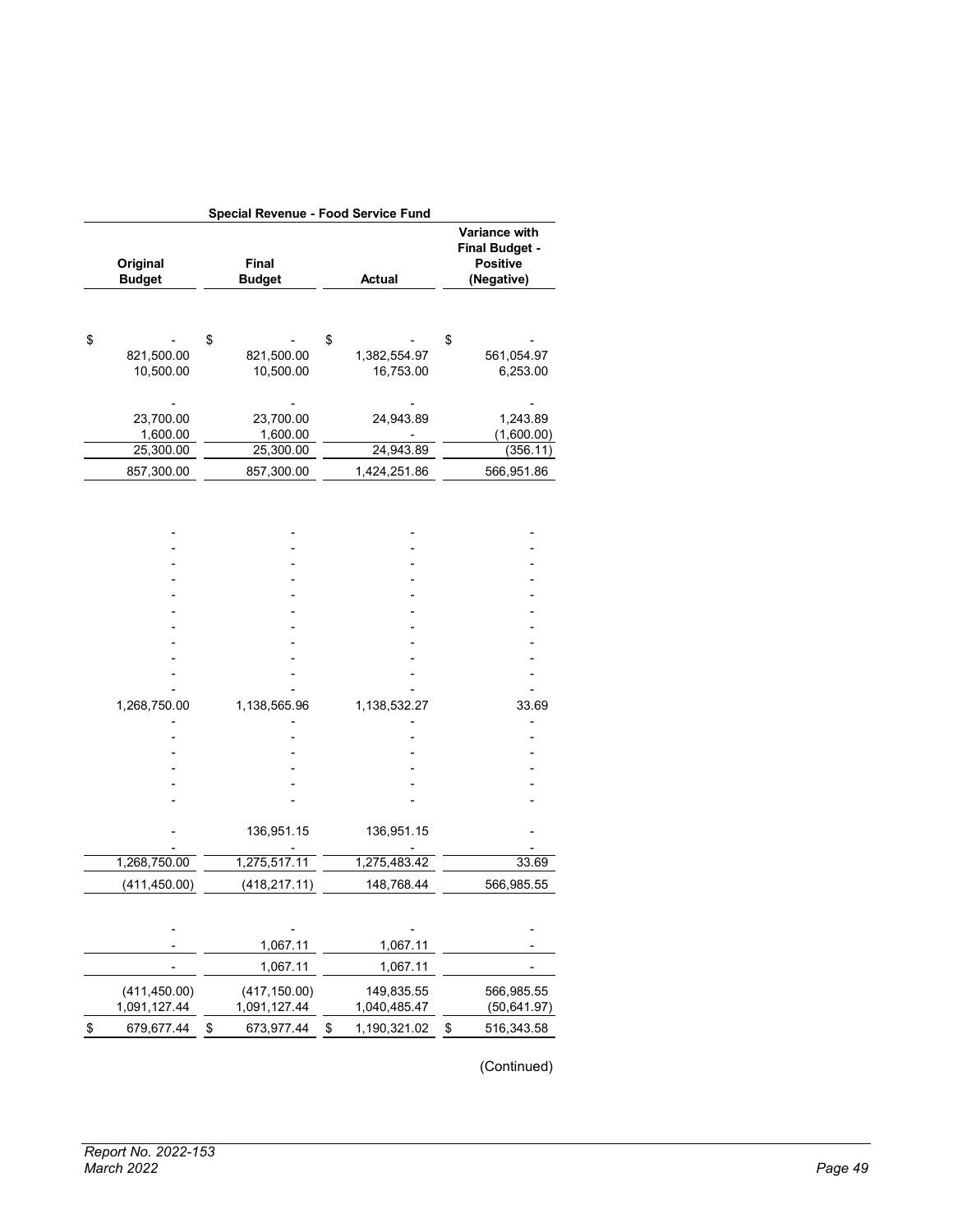| Special Revenue - Food Service Fund | | | |
|---|---|---|---|
| Original Budget | Final Budget | Actual | Variance with Final Budget - Positive (Negative) |
| | | | |
| $ - | $ - | $ - | $ - |
| 821,500.00 | 821,500.00 | 1,382,554.97 | 561,054.97 |
| 10,500.00 | 10,500.00 | 16,753.00 | 6,253.00 |
| | | | |
| - | - | - | - |
| 23,700.00 | 23,700.00 | 24,943.89 | 1,243.89 |
| 1,600.00 | 1,600.00 | - | (1,600.00) |
| 25,300.00 | 25,300.00 | 24,943.89 | (356.11) |
| 857,300.00 | 857,300.00 | 1,424,251.86 | 566,951.86 |
| | | | |
| - | - | - | - |
| - | - | - | - |
| - | - | - | - |
| - | - | - | - |
| - | - | - | - |
| - | - | - | - |
| - | - | - | - |
| - | - | - | - |
| - | - | - | - |
| - | - | - | - |
| - | - | - | - |
| 1,268,750.00 | 1,138,565.96 | 1,138,532.27 | 33.69 |
| - | - | - | - |
| - | - | - | - |
| - | - | - | - |
| - | - | - | - |
| - | - | - | - |
| - | - | - | - |
| | | | |
| - | 136,951.15 | 136,951.15 | - |
| - | - | - | - |
| 1,268,750.00 | 1,275,517.11 | 1,275,483.42 | 33.69 |
| (411,450.00) | (418,217.11) | 148,768.44 | 566,985.55 |
| | | | |
| - | - | - | - |
| - | 1,067.11 | 1,067.11 | - |
| - | 1,067.11 | 1,067.11 | - |
| (411,450.00) | (417,150.00) | 149,835.55 | 566,985.55 |
| 1,091,127.44 | 1,091,127.44 | 1,040,485.47 | (50,641.97) |
| $ 679,677.44 | $ 673,977.44 | $ 1,190,321.02 | $ 516,343.58 |

(Continued)

*Report No. 2022-153*
*March 2022*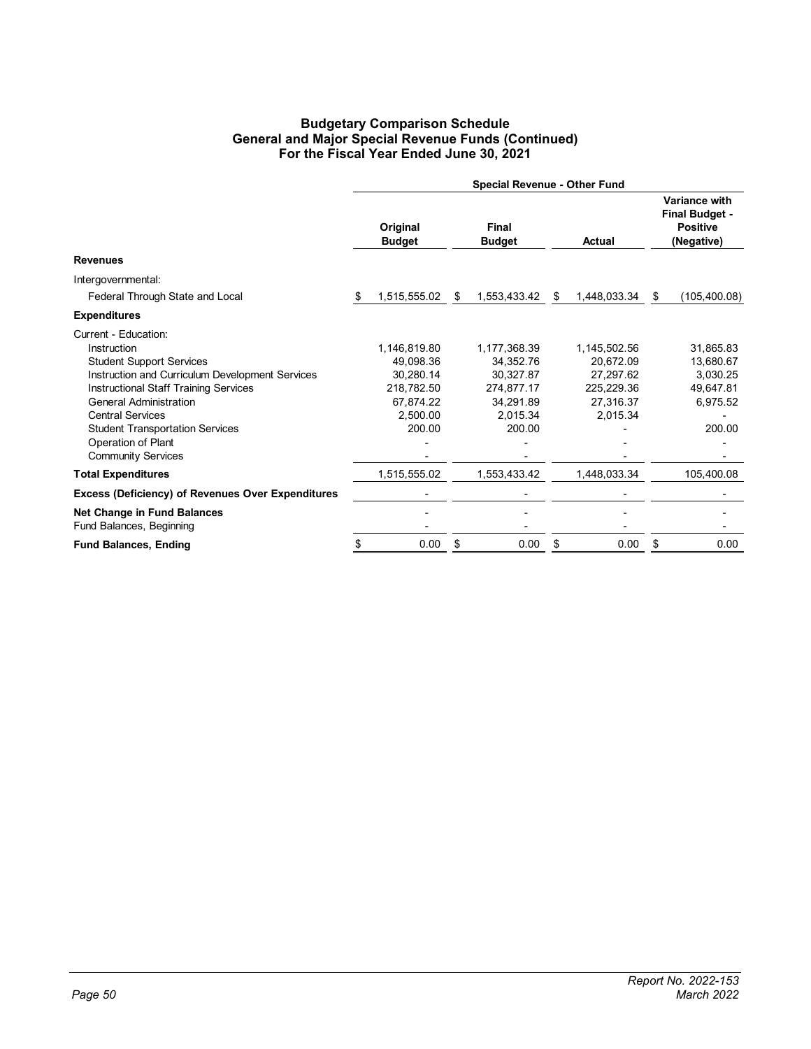**Budgetary Comparison Schedule**
**General and Major Special Revenue Funds (Continued)**
**For the Fiscal Year Ended June 30, 2021**

| | Special Revenue - Other Fund | | | |
|---|---|---|---|---|
| | Original Budget | Final Budget | Actual | Variance with Final Budget - Positive (Negative) |
| **Revenues** | | | | |
| Intergovernmental: | | | | |
| Federal Through State and Local | $ 1,515,555.02 | $ 1,553,433.42 | $ 1,448,033.34 | $ (105,400.08) |
| **Expenditures** | | | | |
| Current - Education: | | | | |
| Instruction | 1,146,819.80 | 1,177,368.39 | 1,145,502.56 | 31,865.83 |
| Student Support Services | 49,098.36 | 34,352.76 | 20,672.09 | 13,680.67 |
| Instruction and Curriculum Development Services | 30,280.14 | 30,327.87 | 27,297.62 | 3,030.25 |
| Instructional Staff Training Services | 218,782.50 | 274,877.17 | 225,229.36 | 49,647.81 |
| General Administration | 67,874.22 | 34,291.89 | 27,316.37 | 6,975.52 |
| Central Services | 2,500.00 | 2,015.34 | 2,015.34 | - |
| Student Transportation Services | 200.00 | 200.00 | - | 200.00 |
| Operation of Plant | - | - | - | - |
| Community Services | - | - | - | - |
| **Total Expenditures** | 1,515,555.02 | 1,553,433.42 | 1,448,033.34 | 105,400.08 |
| **Excess (Deficiency) of Revenues Over Expenditures** | - | - | - | - |
| **Net Change in Fund Balances** | - | - | - | - |
| Fund Balances, Beginning | - | - | - | - |
| **Fund Balances, Ending** | $ 0.00 | $ 0.00 | $ 0.00 | $ 0.00 |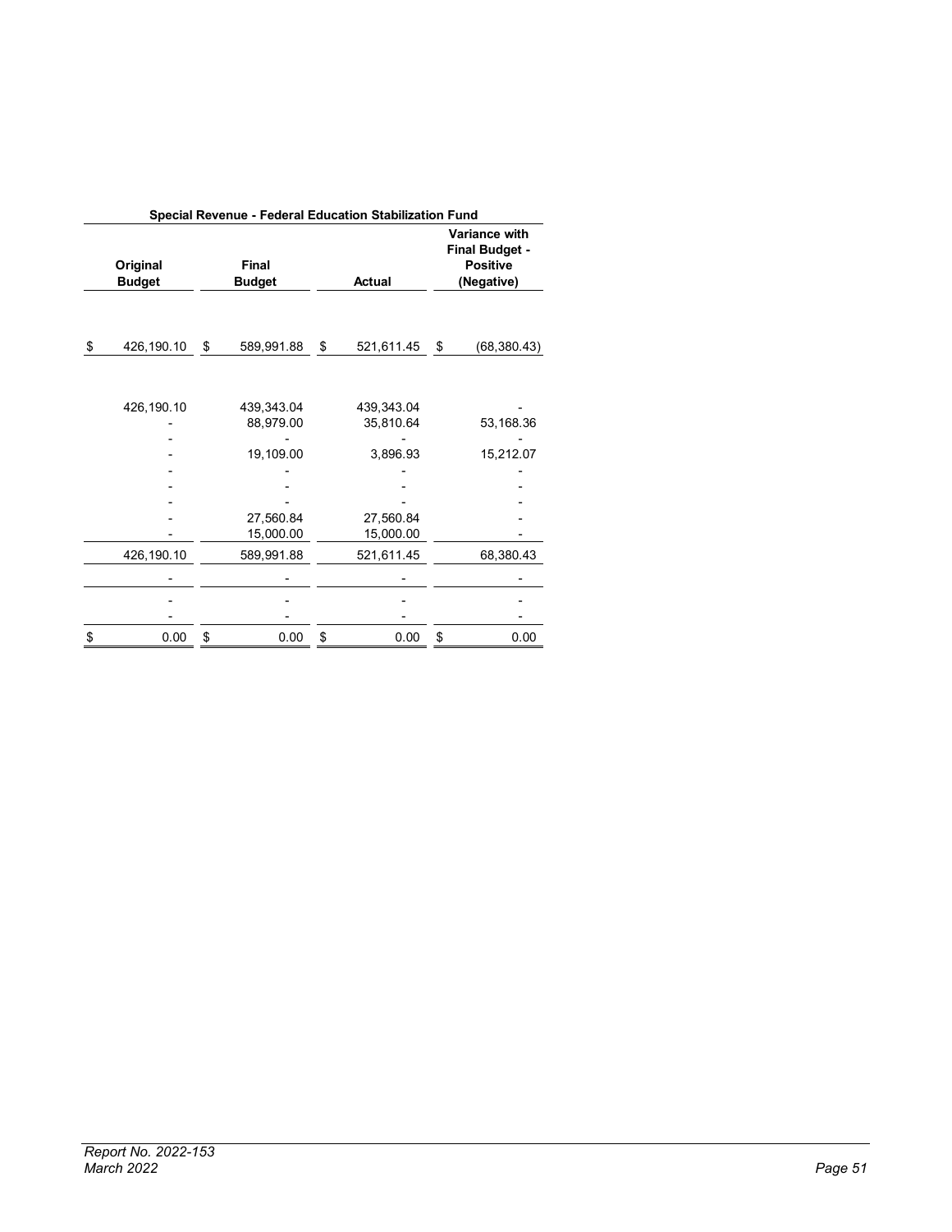| Special Revenue - Federal Education Stabilization Fund | | | |
|---|---|---|---|
| Original Budget | Final Budget | Actual | Variance with Final Budget - Positive (Negative) |
| $ 426,190.10 | $ 589,991.88 | $ 521,611.45 | $ (68,380.43) |
| | | | |
| 426,190.10 | 439,343.04 | 439,343.04 | - |
| - | 88,979.00 | 35,810.64 | 53,168.36 |
| - | - | - | - |
| - | 19,109.00 | 3,896.93 | 15,212.07 |
| - | - | - | - |
| - | - | - | - |
| - | - | - | - |
| - | 27,560.84 | 27,560.84 | - |
| - | 15,000.00 | 15,000.00 | - |
| 426,190.10 | 589,991.88 | 521,611.45 | 68,380.43 |
| - | - | - | - |
| - | - | - | - |
| - | - | - | - |
| $ 0.00 | $ 0.00 | $ 0.00 | $ 0.00 |

*Report No. 2022-153*
*March 2022*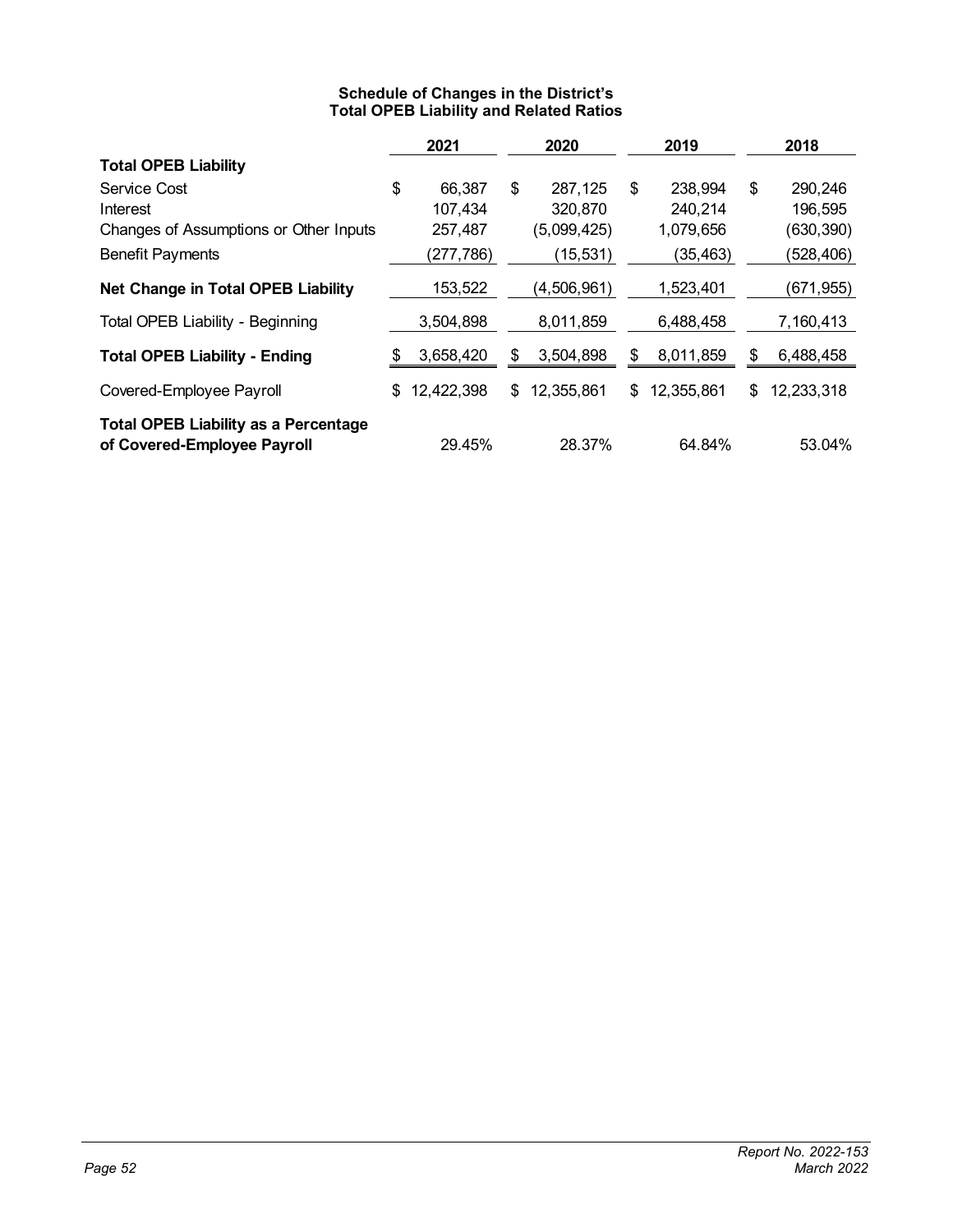### Schedule of Changes in the District's Total OPEB Liability and Related Ratios

| | 2021 | 2020 | 2019 | 2018 |
|---|---|---|---|---|
| **Total OPEB Liability** | | | | |
| Service Cost | $ 66,387 | $ 287,125 | $ 238,994 | $ 290,246 |
| Interest | 107,434 | 320,870 | 240,214 | 196,595 |
| Changes of Assumptions or Other Inputs | 257,487 | (5,099,425) | 1,079,656 | (630,390) |
| Benefit Payments | (277,786) | (15,531) | (35,463) | (528,406) |
| **Net Change in Total OPEB Liability** | 153,522 | (4,506,961) | 1,523,401 | (671,955) |
| Total OPEB Liability - Beginning | 3,504,898 | 8,011,859 | 6,488,458 | 7,160,413 |
| **Total OPEB Liability - Ending** | $ 3,658,420 | $ 3,504,898 | $ 8,011,859 | $ 6,488,458 |
| Covered-Employee Payroll | $ 12,422,398 | $ 12,355,861 | $ 12,355,861 | $ 12,233,318 |
| **Total OPEB Liability as a Percentage of Covered-Employee Payroll** | 29.45% | 28.37% | 64.84% | 53.04% |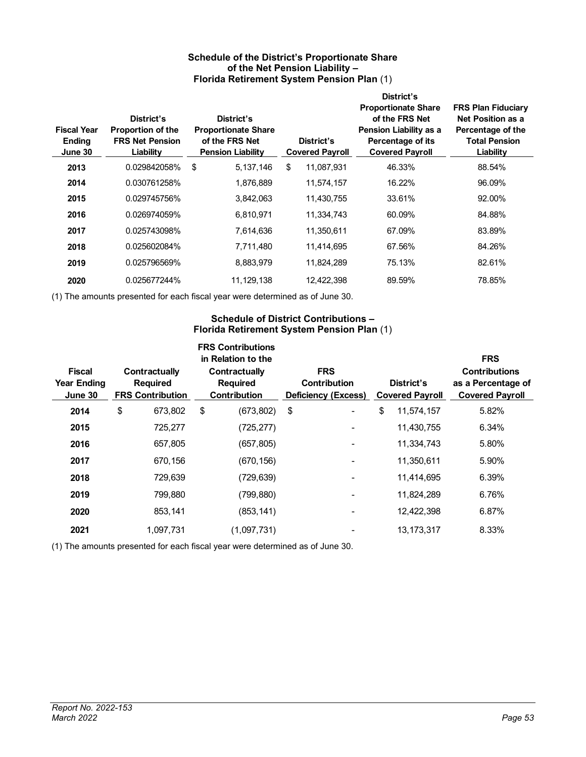### Schedule of the District's Proportionate Share of the Net Pension Liability – Florida Retirement System Pension Plan (1)

| Fiscal Year Ending June 30 | District's Proportion of the FRS Net Pension Liability | District's Proportionate Share of the FRS Net Pension Liability | District's Covered Payroll | District's Proportionate Share of the FRS Net Pension Liability as a Percentage of its Covered Payroll | FRS Plan Fiduciary Net Position as a Percentage of the Total Pension Liability |
|---|---|---|---|---|---|
| **2013** | 0.029842058% | $ 5,137,146 | $ 11,087,931 | 46.33% | 88.54% |
| **2014** | 0.030761258% | 1,876,889 | 11,574,157 | 16.22% | 96.09% |
| **2015** | 0.029745756% | 3,842,063 | 11,430,755 | 33.61% | 92.00% |
| **2016** | 0.026974059% | 6,810,971 | 11,334,743 | 60.09% | 84.88% |
| **2017** | 0.025743098% | 7,614,636 | 11,350,611 | 67.09% | 83.89% |
| **2018** | 0.025602084% | 7,711,480 | 11,414,695 | 67.56% | 84.26% |
| **2019** | 0.025796569% | 8,883,979 | 11,824,289 | 75.13% | 82.61% |
| **2020** | 0.025677244% | 11,129,138 | 12,422,398 | 89.59% | 78.85% |

(1) The amounts presented for each fiscal year were determined as of June 30.

### Schedule of District Contributions – Florida Retirement System Pension Plan (1)

| Fiscal Year Ending June 30 | Contractually Required FRS Contribution | FRS Contributions in Relation to the Contractually Required Contribution | FRS Contribution Deficiency (Excess) | District's Covered Payroll | FRS Contributions as a Percentage of Covered Payroll |
|---|---|---|---|---|---|
| **2014** | $ 673,802 | $ (673,802) | $ - | $ 11,574,157 | 5.82% |
| **2015** | 725,277 | (725,277) | - | 11,430,755 | 6.34% |
| **2016** | 657,805 | (657,805) | - | 11,334,743 | 5.80% |
| **2017** | 670,156 | (670,156) | - | 11,350,611 | 5.90% |
| **2018** | 729,639 | (729,639) | - | 11,414,695 | 6.39% |
| **2019** | 799,880 | (799,880) | - | 11,824,289 | 6.76% |
| **2020** | 853,141 | (853,141) | - | 12,422,398 | 6.87% |
| **2021** | 1,097,731 | (1,097,731) | - | 13,173,317 | 8.33% |

(1) The amounts presented for each fiscal year were determined as of June 30.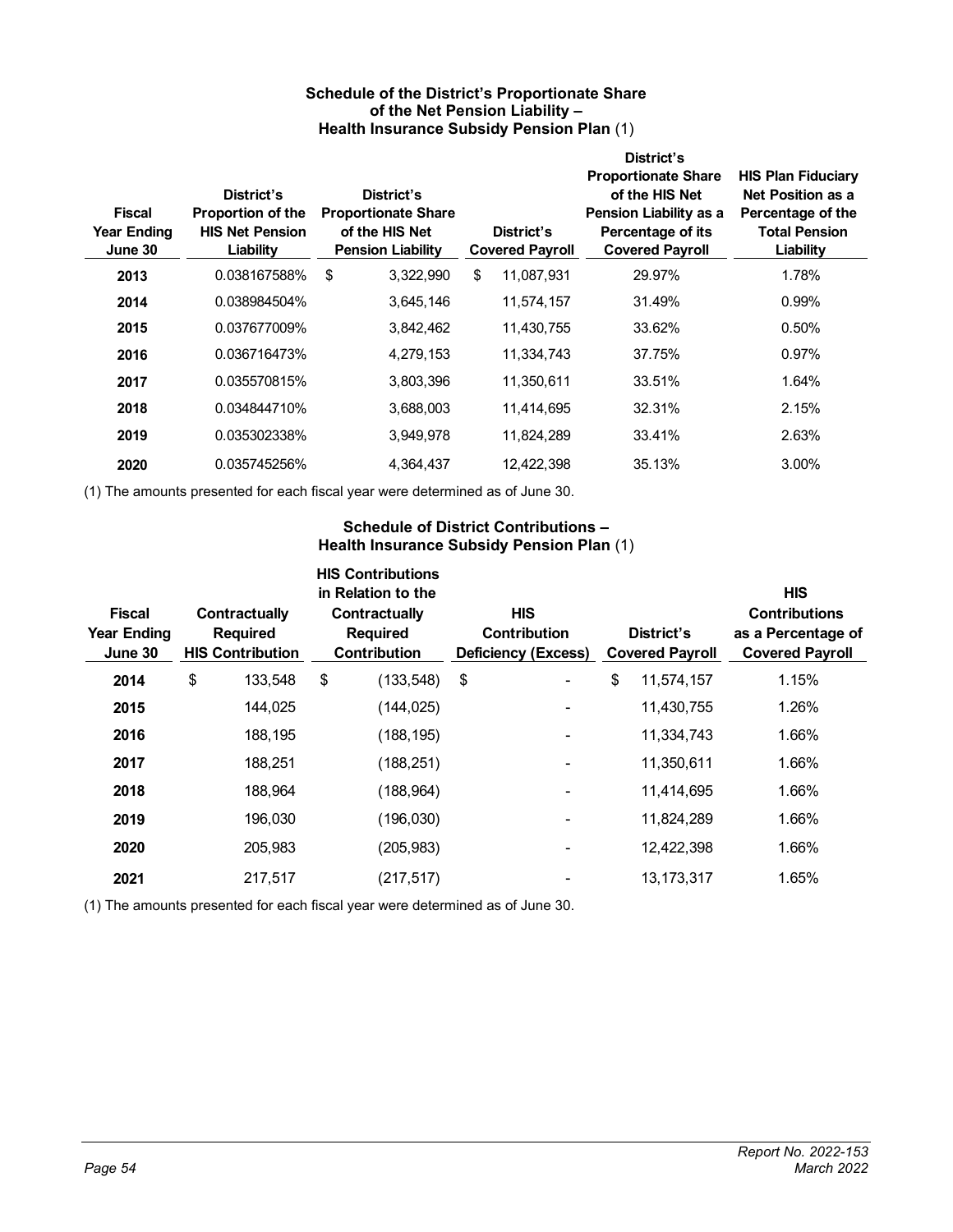### Schedule of the District's Proportionate Share of the Net Pension Liability – Health Insurance Subsidy Pension Plan (1)

| Fiscal Year Ending June 30 | District's Proportion of the HIS Net Pension Liability | District's Proportionate Share of the HIS Net Pension Liability | District's Covered Payroll | District's Proportionate Share of the HIS Net Pension Liability as a Percentage of its Covered Payroll | HIS Plan Fiduciary Net Position as a Percentage of the Total Pension Liability |
|---|---|---|---|---|---|
| **2013** | 0.038167588% | $ 3,322,990 | $ 11,087,931 | 29.97% | 1.78% |
| **2014** | 0.038984504% | 3,645,146 | 11,574,157 | 31.49% | 0.99% |
| **2015** | 0.037677009% | 3,842,462 | 11,430,755 | 33.62% | 0.50% |
| **2016** | 0.036716473% | 4,279,153 | 11,334,743 | 37.75% | 0.97% |
| **2017** | 0.035570815% | 3,803,396 | 11,350,611 | 33.51% | 1.64% |
| **2018** | 0.034844710% | 3,688,003 | 11,414,695 | 32.31% | 2.15% |
| **2019** | 0.035302338% | 3,949,978 | 11,824,289 | 33.41% | 2.63% |
| **2020** | 0.035745256% | 4,364,437 | 12,422,398 | 35.13% | 3.00% |

(1) The amounts presented for each fiscal year were determined as of June 30.

### Schedule of District Contributions – Health Insurance Subsidy Pension Plan (1)

| Fiscal Year Ending June 30 | Contractually Required HIS Contribution | HIS Contributions in Relation to the Contractually Required Contribution | HIS Contribution Deficiency (Excess) | District's Covered Payroll | HIS Contributions as a Percentage of Covered Payroll |
|---|---|---|---|---|---|
| **2014** | $ 133,548 | $ (133,548) | $ - | $ 11,574,157 | 1.15% |
| **2015** | 144,025 | (144,025) | - | 11,430,755 | 1.26% |
| **2016** | 188,195 | (188,195) | - | 11,334,743 | 1.66% |
| **2017** | 188,251 | (188,251) | - | 11,350,611 | 1.66% |
| **2018** | 188,964 | (188,964) | - | 11,414,695 | 1.66% |
| **2019** | 196,030 | (196,030) | - | 11,824,289 | 1.66% |
| **2020** | 205,983 | (205,983) | - | 12,422,398 | 1.66% |
| **2021** | 217,517 | (217,517) | - | 13,173,317 | 1.65% |

(1) The amounts presented for each fiscal year were determined as of June 30.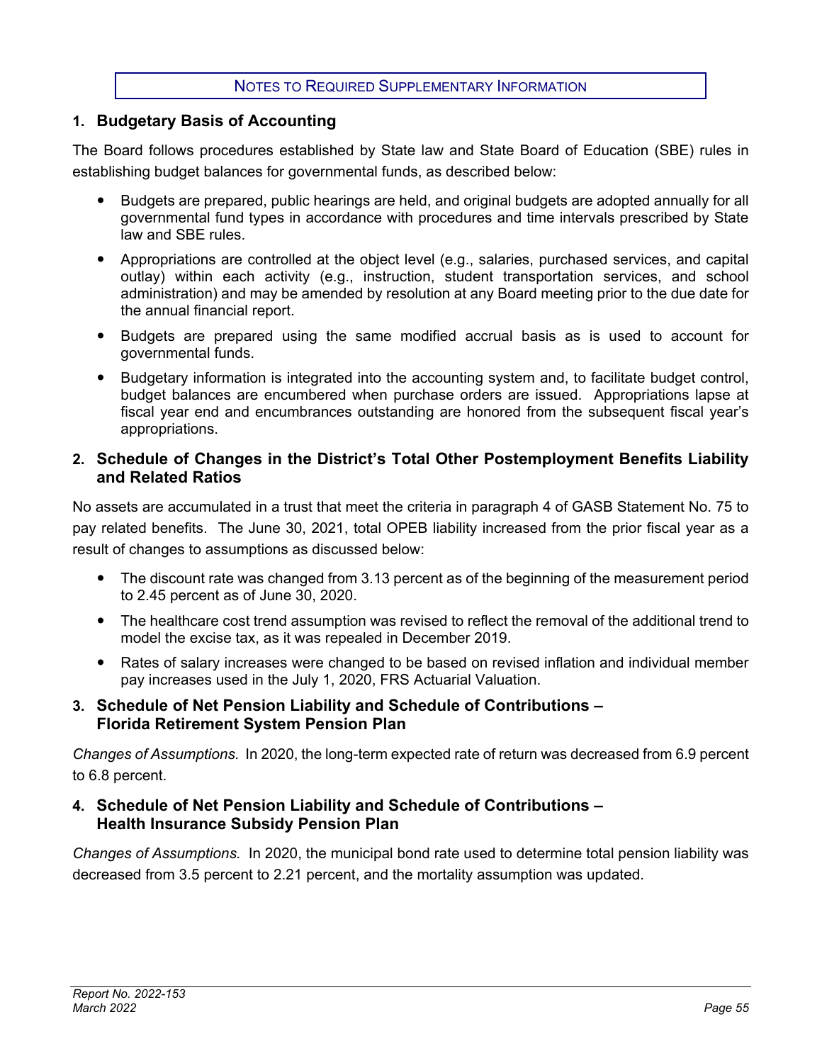# NOTES TO REQUIRED SUPPLEMENTARY INFORMATION

## 1. Budgetary Basis of Accounting

The Board follows procedures established by State law and State Board of Education (SBE) rules in establishing budget balances for governmental funds, as described below:

- Budgets are prepared, public hearings are held, and original budgets are adopted annually for all governmental fund types in accordance with procedures and time intervals prescribed by State law and SBE rules.
- Appropriations are controlled at the object level (e.g., salaries, purchased services, and capital outlay) within each activity (e.g., instruction, student transportation services, and school administration) and may be amended by resolution at any Board meeting prior to the due date for the annual financial report.
- Budgets are prepared using the same modified accrual basis as is used to account for governmental funds.
- Budgetary information is integrated into the accounting system and, to facilitate budget control, budget balances are encumbered when purchase orders are issued. Appropriations lapse at fiscal year end and encumbrances outstanding are honored from the subsequent fiscal year's appropriations.

## 2. Schedule of Changes in the District's Total Other Postemployment Benefits Liability and Related Ratios

No assets are accumulated in a trust that meet the criteria in paragraph 4 of GASB Statement No. 75 to pay related benefits. The June 30, 2021, total OPEB liability increased from the prior fiscal year as a result of changes to assumptions as discussed below:

- The discount rate was changed from 3.13 percent as of the beginning of the measurement period to 2.45 percent as of June 30, 2020.
- The healthcare cost trend assumption was revised to reflect the removal of the additional trend to model the excise tax, as it was repealed in December 2019.
- Rates of salary increases were changed to be based on revised inflation and individual member pay increases used in the July 1, 2020, FRS Actuarial Valuation.

## 3. Schedule of Net Pension Liability and Schedule of Contributions – Florida Retirement System Pension Plan

*Changes of Assumptions.* In 2020, the long-term expected rate of return was decreased from 6.9 percent to 6.8 percent.

## 4. Schedule of Net Pension Liability and Schedule of Contributions – Health Insurance Subsidy Pension Plan

*Changes of Assumptions.* In 2020, the municipal bond rate used to determine total pension liability was decreased from 3.5 percent to 2.21 percent, and the mortality assumption was updated.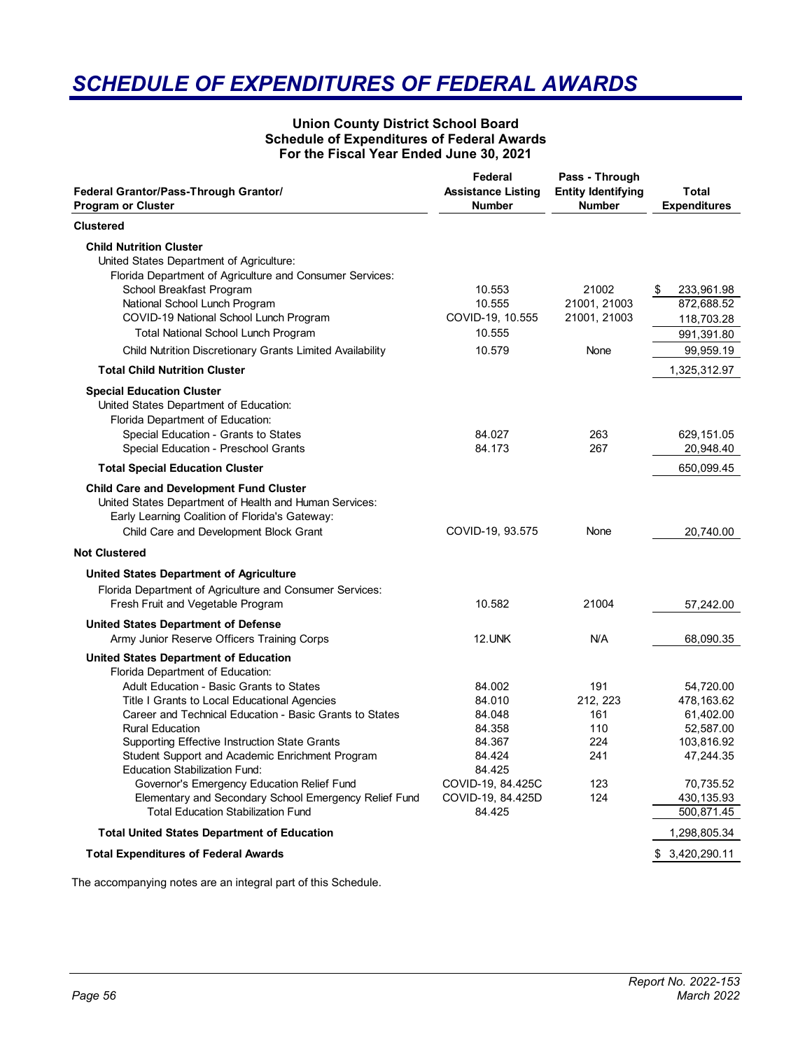# SCHEDULE OF EXPENDITURES OF FEDERAL AWARDS

**Union County District School Board**
**Schedule of Expenditures of Federal Awards**
**For the Fiscal Year Ended June 30, 2021**

| Federal Grantor/Pass-Through Grantor/ Program or Cluster | Federal Assistance Listing Number | Pass - Through Entity Identifying Number | Total Expenditures |
|---|---|---|---|
| **Clustered** | | | |
| **Child Nutrition Cluster** | | | |
| United States Department of Agriculture: | | | |
| Florida Department of Agriculture and Consumer Services: | | | |
| School Breakfast Program | 10.553 | 21002 | $ 233,961.98 |
| National School Lunch Program | 10.555 | 21001, 21003 | 872,688.52 |
| COVID-19 National School Lunch Program | COVID-19, 10.555 | 21001, 21003 | 118,703.28 |
| Total National School Lunch Program | 10.555 | | 991,391.80 |
| Child Nutrition Discretionary Grants Limited Availability | 10.579 | None | 99,959.19 |
| **Total Child Nutrition Cluster** | | | 1,325,312.97 |
| **Special Education Cluster** | | | |
| United States Department of Education: | | | |
| Florida Department of Education: | | | |
| Special Education - Grants to States | 84.027 | 263 | 629,151.05 |
| Special Education - Preschool Grants | 84.173 | 267 | 20,948.40 |
| **Total Special Education Cluster** | | | 650,099.45 |
| **Child Care and Development Fund Cluster** | | | |
| United States Department of Health and Human Services: | | | |
| Early Learning Coalition of Florida's Gateway: | | | |
| Child Care and Development Block Grant | COVID-19, 93.575 | None | 20,740.00 |
| **Not Clustered** | | | |
| **United States Department of Agriculture** | | | |
| Florida Department of Agriculture and Consumer Services: | | | |
| Fresh Fruit and Vegetable Program | 10.582 | 21004 | 57,242.00 |
| **United States Department of Defense** | | | |
| Army Junior Reserve Officers Training Corps | 12.UNK | N/A | 68,090.35 |
| **United States Department of Education** | | | |
| Florida Department of Education: | | | |
| Adult Education - Basic Grants to States | 84.002 | 191 | 54,720.00 |
| Title I Grants to Local Educational Agencies | 84.010 | 212, 223 | 478,163.62 |
| Career and Technical Education - Basic Grants to States | 84.048 | 161 | 61,402.00 |
| Rural Education | 84.358 | 110 | 52,587.00 |
| Supporting Effective Instruction State Grants | 84.367 | 224 | 103,816.92 |
| Student Support and Academic Enrichment Program | 84.424 | 241 | 47,244.35 |
| Education Stabilization Fund: | 84.425 | | |
| Governor's Emergency Education Relief Fund | COVID-19, 84.425C | 123 | 70,735.52 |
| Elementary and Secondary School Emergency Relief Fund | COVID-19, 84.425D | 124 | 430,135.93 |
| Total Education Stabilization Fund | 84.425 | | 500,871.45 |
| **Total United States Department of Education** | | | 1,298,805.34 |
| **Total Expenditures of Federal Awards** | | | $ 3,420,290.11 |

The accompanying notes are an integral part of this Schedule.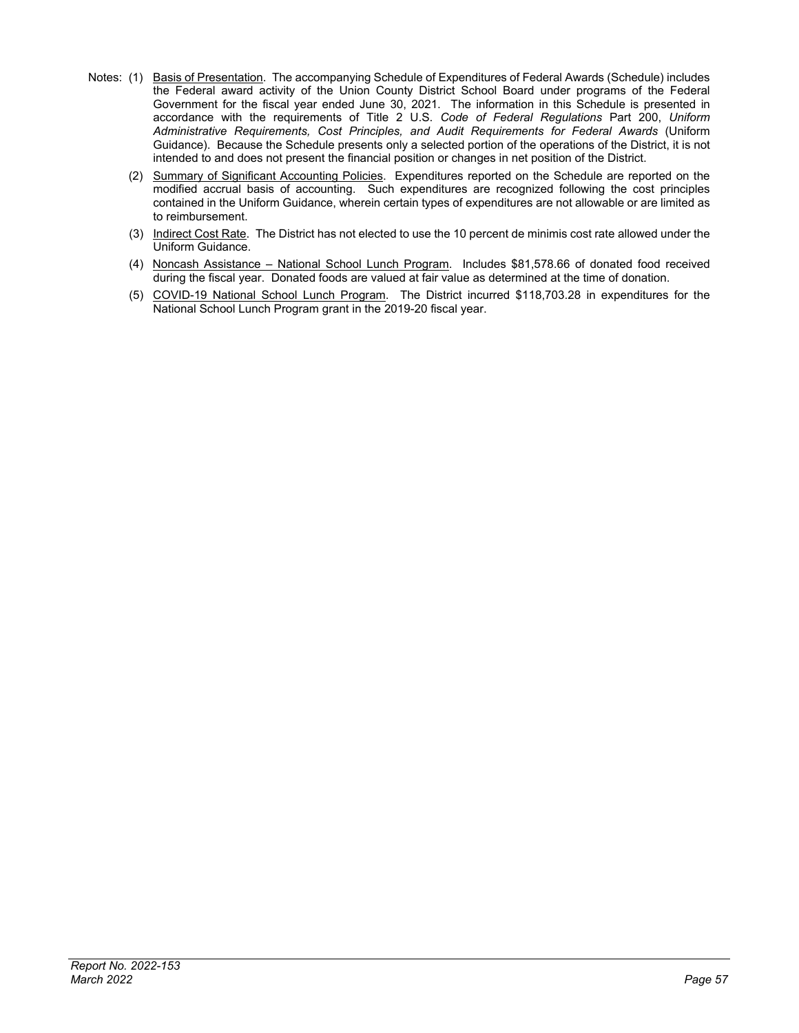Notes: (1) Basis of Presentation. The accompanying Schedule of Expenditures of Federal Awards (Schedule) includes the Federal award activity of the Union County District School Board under programs of the Federal Government for the fiscal year ended June 30, 2021. The information in this Schedule is presented in accordance with the requirements of Title 2 U.S. *Code of Federal Regulations* Part 200, *Uniform Administrative Requirements, Cost Principles, and Audit Requirements for Federal Awards* (Uniform Guidance). Because the Schedule presents only a selected portion of the operations of the District, it is not intended to and does not present the financial position or changes in net position of the District.

(2) Summary of Significant Accounting Policies. Expenditures reported on the Schedule are reported on the modified accrual basis of accounting. Such expenditures are recognized following the cost principles contained in the Uniform Guidance, wherein certain types of expenditures are not allowable or are limited as to reimbursement.

(3) Indirect Cost Rate. The District has not elected to use the 10 percent de minimis cost rate allowed under the Uniform Guidance.

(4) Noncash Assistance – National School Lunch Program. Includes $81,578.66 of donated food received during the fiscal year. Donated foods are valued at fair value as determined at the time of donation.

(5) COVID-19 National School Lunch Program. The District incurred $118,703.28 in expenditures for the National School Lunch Program grant in the 2019-20 fiscal year.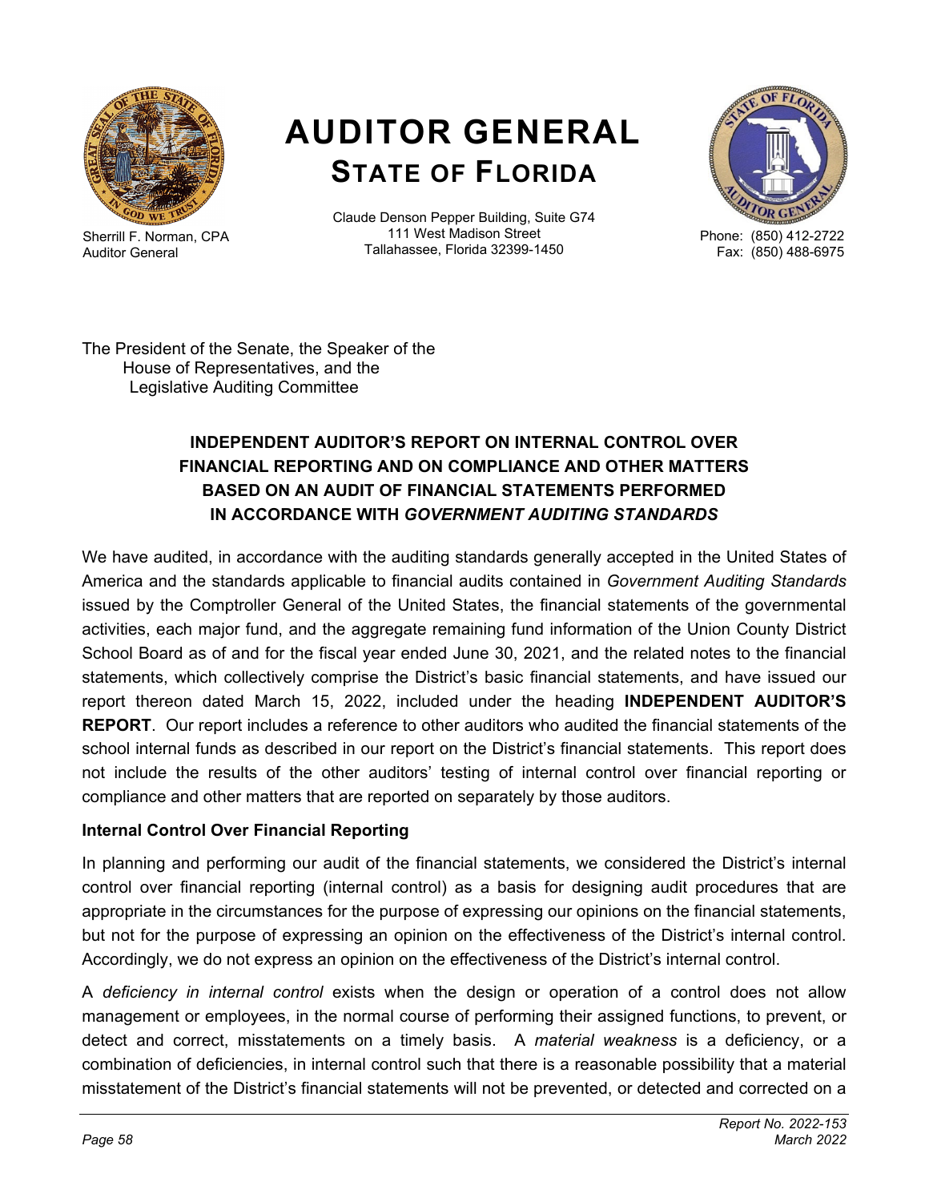# AUDITOR GENERAL
## STATE OF FLORIDA

Sherrill F. Norman, CPA
Auditor General

Claude Denson Pepper Building, Suite G74
111 West Madison Street
Tallahassee, Florida 32399-1450

Phone: (850) 412-2722
Fax: (850) 488-6975

The President of the Senate, the Speaker of the
House of Representatives, and the
Legislative Auditing Committee

### INDEPENDENT AUDITOR'S REPORT ON INTERNAL CONTROL OVER FINANCIAL REPORTING AND ON COMPLIANCE AND OTHER MATTERS BASED ON AN AUDIT OF FINANCIAL STATEMENTS PERFORMED IN ACCORDANCE WITH *GOVERNMENT AUDITING STANDARDS*

We have audited, in accordance with the auditing standards generally accepted in the United States of America and the standards applicable to financial audits contained in *Government Auditing Standards* issued by the Comptroller General of the United States, the financial statements of the governmental activities, each major fund, and the aggregate remaining fund information of the Union County District School Board as of and for the fiscal year ended June 30, 2021, and the related notes to the financial statements, which collectively comprise the District's basic financial statements, and have issued our report thereon dated March 15, 2022, included under the heading **INDEPENDENT AUDITOR'S REPORT**. Our report includes a reference to other auditors who audited the financial statements of the school internal funds as described in our report on the District's financial statements. This report does not include the results of the other auditors' testing of internal control over financial reporting or compliance and other matters that are reported on separately by those auditors.

**Internal Control Over Financial Reporting**

In planning and performing our audit of the financial statements, we considered the District's internal control over financial reporting (internal control) as a basis for designing audit procedures that are appropriate in the circumstances for the purpose of expressing our opinions on the financial statements, but not for the purpose of expressing an opinion on the effectiveness of the District's internal control. Accordingly, we do not express an opinion on the effectiveness of the District's internal control.

A *deficiency in internal control* exists when the design or operation of a control does not allow management or employees, in the normal course of performing their assigned functions, to prevent, or detect and correct, misstatements on a timely basis. A *material weakness* is a deficiency, or a combination of deficiencies, in internal control such that there is a reasonable possibility that a material misstatement of the District's financial statements will not be prevented, or detected and corrected on a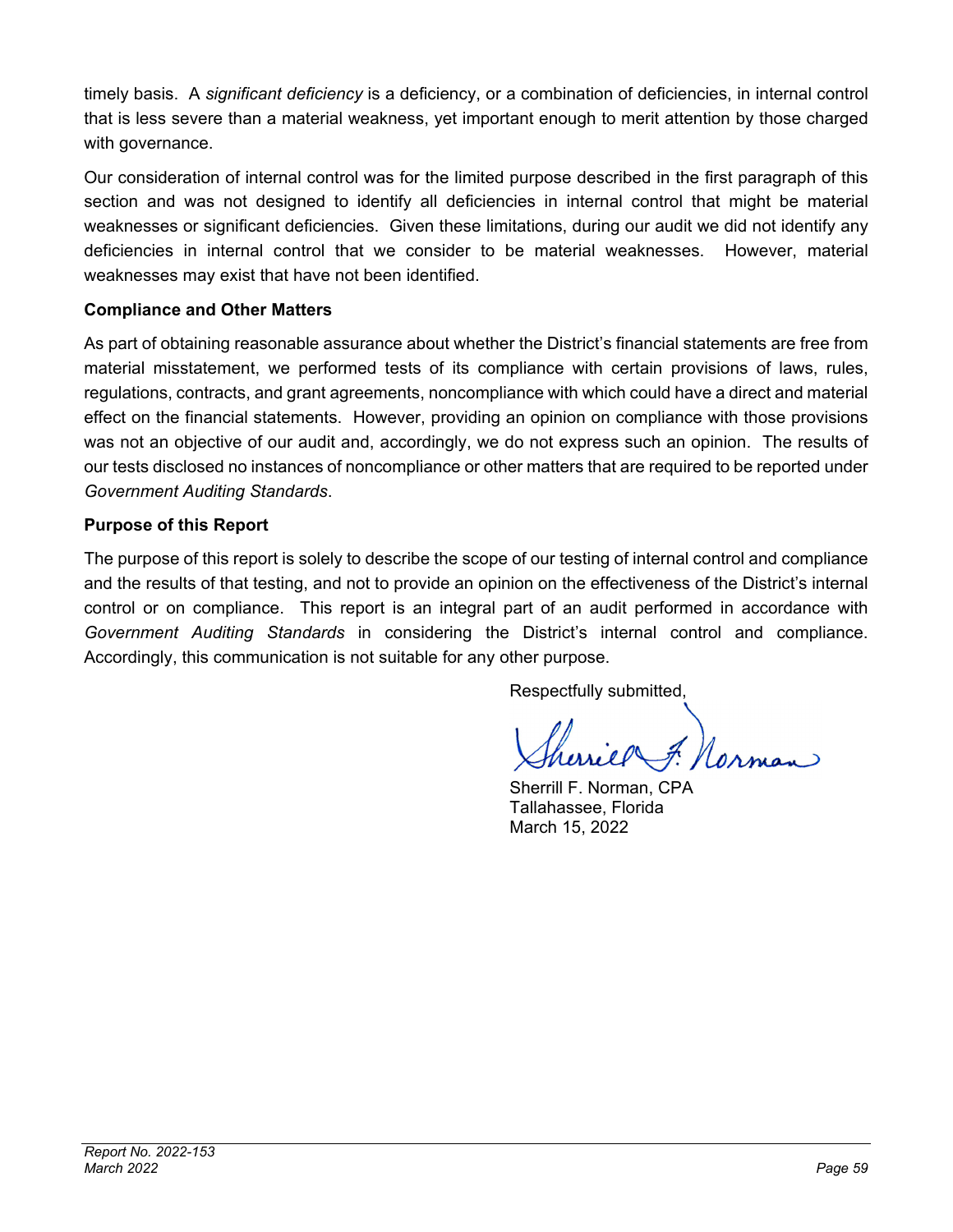timely basis. A *significant deficiency* is a deficiency, or a combination of deficiencies, in internal control that is less severe than a material weakness, yet important enough to merit attention by those charged with governance.

Our consideration of internal control was for the limited purpose described in the first paragraph of this section and was not designed to identify all deficiencies in internal control that might be material weaknesses or significant deficiencies. Given these limitations, during our audit we did not identify any deficiencies in internal control that we consider to be material weaknesses. However, material weaknesses may exist that have not been identified.

**Compliance and Other Matters**

As part of obtaining reasonable assurance about whether the District's financial statements are free from material misstatement, we performed tests of its compliance with certain provisions of laws, rules, regulations, contracts, and grant agreements, noncompliance with which could have a direct and material effect on the financial statements. However, providing an opinion on compliance with those provisions was not an objective of our audit and, accordingly, we do not express such an opinion. The results of our tests disclosed no instances of noncompliance or other matters that are required to be reported under *Government Auditing Standards*.

**Purpose of this Report**

The purpose of this report is solely to describe the scope of our testing of internal control and compliance and the results of that testing, and not to provide an opinion on the effectiveness of the District's internal control or on compliance. This report is an integral part of an audit performed in accordance with *Government Auditing Standards* in considering the District's internal control and compliance. Accordingly, this communication is not suitable for any other purpose.

Respectfully submitted,

Sherrill F. Norman

Sherrill F. Norman, CPA
Tallahassee, Florida
March 15, 2022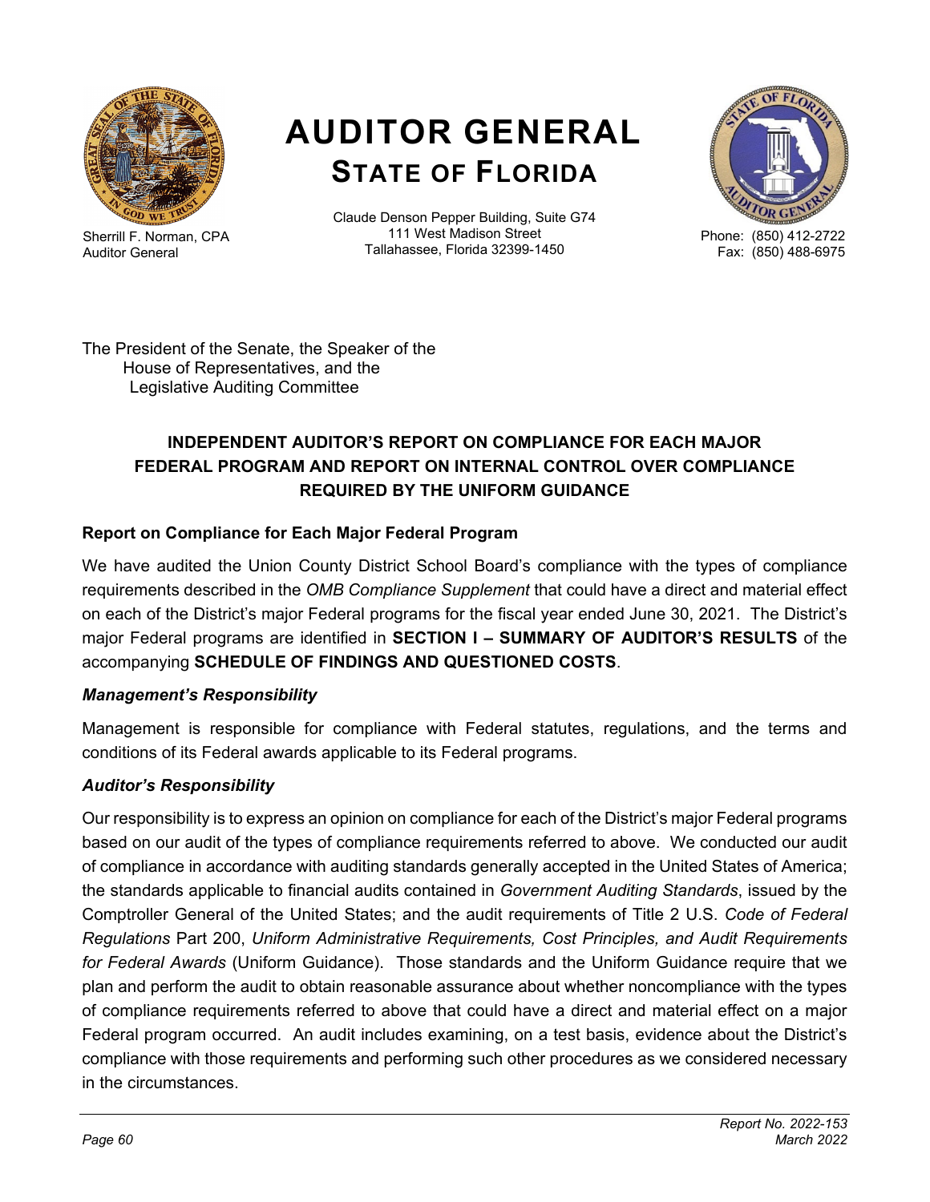# AUDITOR GENERAL
## STATE OF FLORIDA

Sherrill F. Norman, CPA
Auditor General

Claude Denson Pepper Building, Suite G74
111 West Madison Street
Tallahassee, Florida 32399-1450

Phone: (850) 412-2722
Fax: (850) 488-6975

The President of the Senate, the Speaker of the
House of Representatives, and the
Legislative Auditing Committee

### INDEPENDENT AUDITOR'S REPORT ON COMPLIANCE FOR EACH MAJOR FEDERAL PROGRAM AND REPORT ON INTERNAL CONTROL OVER COMPLIANCE REQUIRED BY THE UNIFORM GUIDANCE

**Report on Compliance for Each Major Federal Program**

We have audited the Union County District School Board's compliance with the types of compliance requirements described in the *OMB Compliance Supplement* that could have a direct and material effect on each of the District's major Federal programs for the fiscal year ended June 30, 2021. The District's major Federal programs are identified in **SECTION I – SUMMARY OF AUDITOR'S RESULTS** of the accompanying **SCHEDULE OF FINDINGS AND QUESTIONED COSTS**.

***Management's Responsibility***

Management is responsible for compliance with Federal statutes, regulations, and the terms and conditions of its Federal awards applicable to its Federal programs.

***Auditor's Responsibility***

Our responsibility is to express an opinion on compliance for each of the District's major Federal programs based on our audit of the types of compliance requirements referred to above. We conducted our audit of compliance in accordance with auditing standards generally accepted in the United States of America; the standards applicable to financial audits contained in *Government Auditing Standards*, issued by the Comptroller General of the United States; and the audit requirements of Title 2 U.S. *Code of Federal Regulations* Part 200, *Uniform Administrative Requirements, Cost Principles, and Audit Requirements for Federal Awards* (Uniform Guidance). Those standards and the Uniform Guidance require that we plan and perform the audit to obtain reasonable assurance about whether noncompliance with the types of compliance requirements referred to above that could have a direct and material effect on a major Federal program occurred. An audit includes examining, on a test basis, evidence about the District's compliance with those requirements and performing such other procedures as we considered necessary in the circumstances.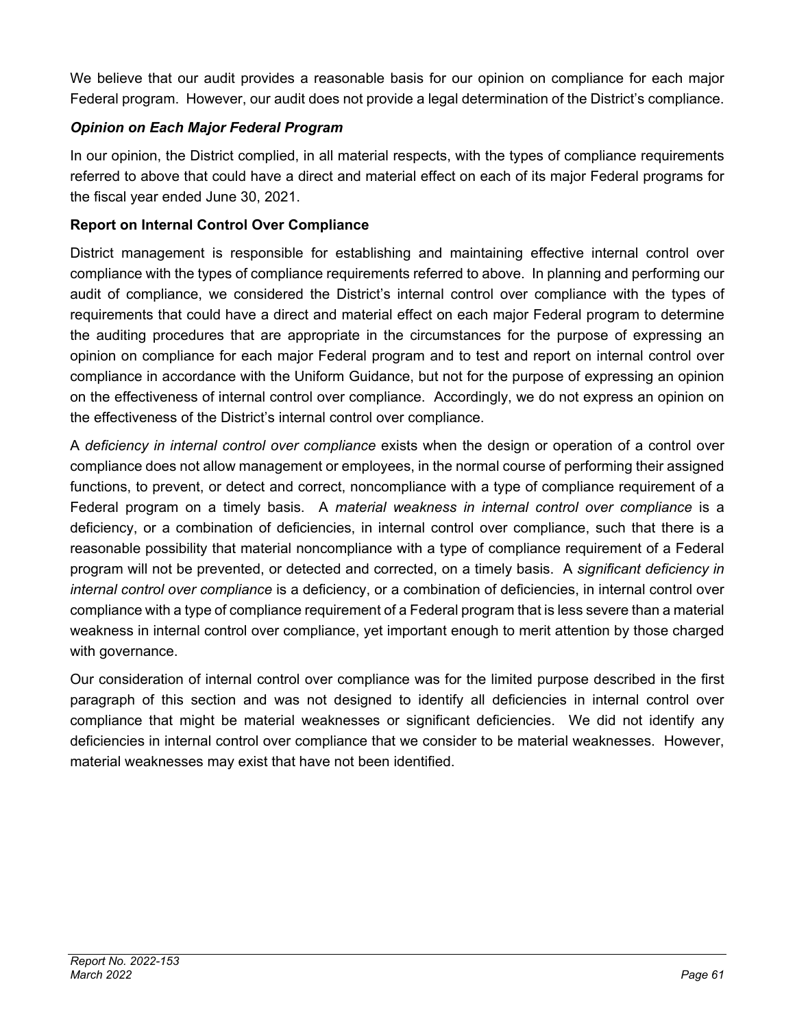We believe that our audit provides a reasonable basis for our opinion on compliance for each major Federal program. However, our audit does not provide a legal determination of the District's compliance.

### *Opinion on Each Major Federal Program*

In our opinion, the District complied, in all material respects, with the types of compliance requirements referred to above that could have a direct and material effect on each of its major Federal programs for the fiscal year ended June 30, 2021.

### Report on Internal Control Over Compliance

District management is responsible for establishing and maintaining effective internal control over compliance with the types of compliance requirements referred to above. In planning and performing our audit of compliance, we considered the District's internal control over compliance with the types of requirements that could have a direct and material effect on each major Federal program to determine the auditing procedures that are appropriate in the circumstances for the purpose of expressing an opinion on compliance for each major Federal program and to test and report on internal control over compliance in accordance with the Uniform Guidance, but not for the purpose of expressing an opinion on the effectiveness of internal control over compliance. Accordingly, we do not express an opinion on the effectiveness of the District's internal control over compliance.

A *deficiency in internal control over compliance* exists when the design or operation of a control over compliance does not allow management or employees, in the normal course of performing their assigned functions, to prevent, or detect and correct, noncompliance with a type of compliance requirement of a Federal program on a timely basis. A *material weakness in internal control over compliance* is a deficiency, or a combination of deficiencies, in internal control over compliance, such that there is a reasonable possibility that material noncompliance with a type of compliance requirement of a Federal program will not be prevented, or detected and corrected, on a timely basis. A *significant deficiency in internal control over compliance* is a deficiency, or a combination of deficiencies, in internal control over compliance with a type of compliance requirement of a Federal program that is less severe than a material weakness in internal control over compliance, yet important enough to merit attention by those charged with governance.

Our consideration of internal control over compliance was for the limited purpose described in the first paragraph of this section and was not designed to identify all deficiencies in internal control over compliance that might be material weaknesses or significant deficiencies. We did not identify any deficiencies in internal control over compliance that we consider to be material weaknesses. However, material weaknesses may exist that have not been identified.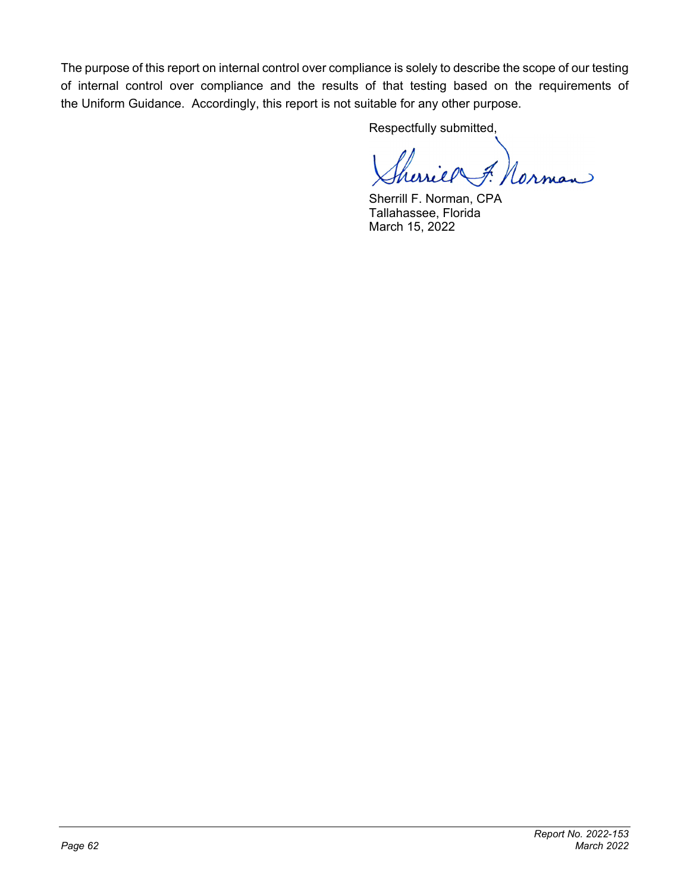The purpose of this report on internal control over compliance is solely to describe the scope of our testing of internal control over compliance and the results of that testing based on the requirements of the Uniform Guidance. Accordingly, this report is not suitable for any other purpose.

Respectfully submitted,

Sherrill F. Norman, CPA
Tallahassee, Florida
March 15, 2022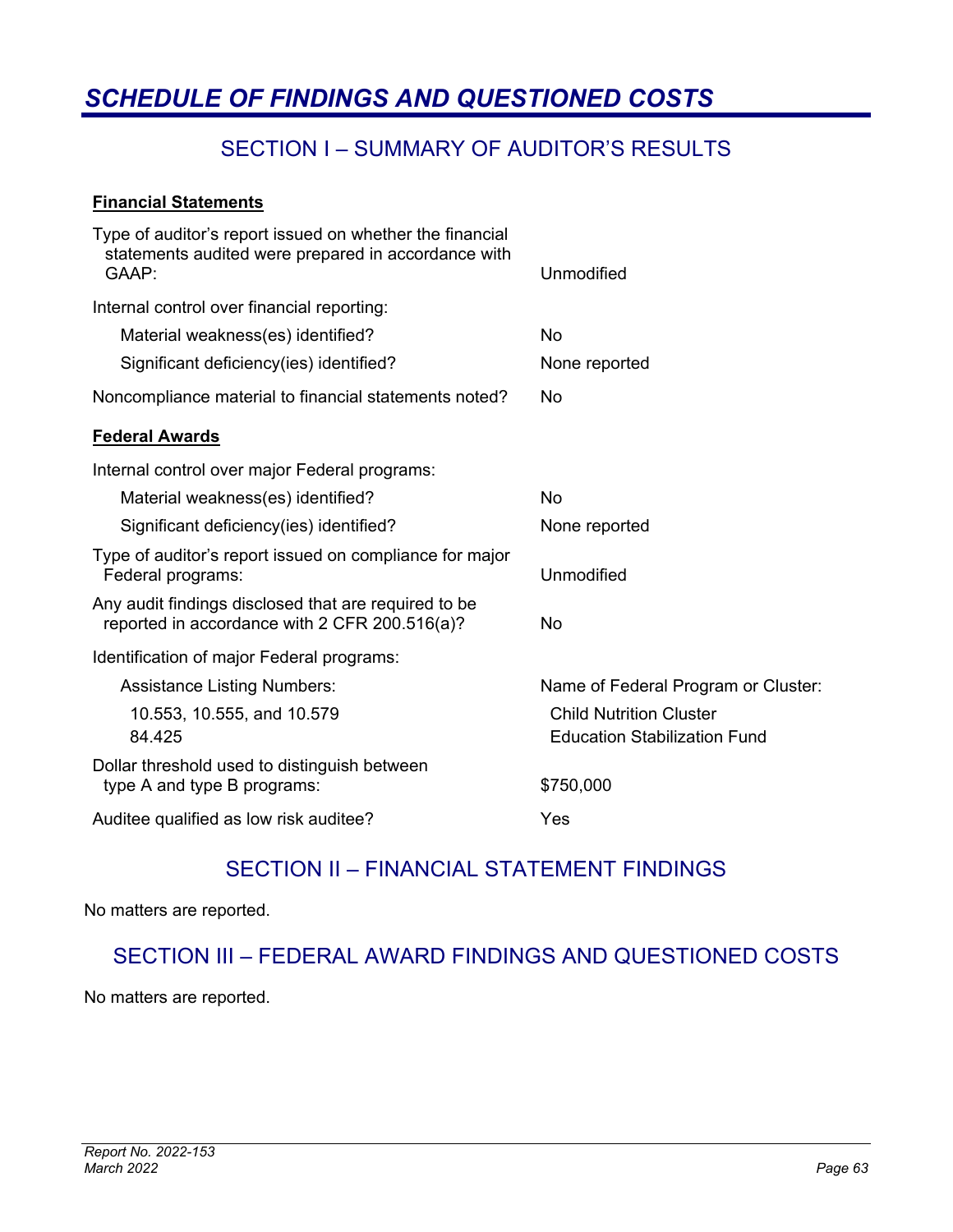# *SCHEDULE OF FINDINGS AND QUESTIONED COSTS*

## SECTION I – SUMMARY OF AUDITOR'S RESULTS

**Financial Statements**

| | |
|---|---|
| Type of auditor's report issued on whether the financial statements audited were prepared in accordance with GAAP: | Unmodified |
| Internal control over financial reporting: | |
| Material weakness(es) identified? | No |
| Significant deficiency(ies) identified? | None reported |
| Noncompliance material to financial statements noted? | No |

**Federal Awards**

| | |
|---|---|
| Internal control over major Federal programs: | |
| Material weakness(es) identified? | No |
| Significant deficiency(ies) identified? | None reported |
| Type of auditor's report issued on compliance for major Federal programs: | Unmodified |
| Any audit findings disclosed that are required to be reported in accordance with 2 CFR 200.516(a)? | No |
| Identification of major Federal programs: | |
| Assistance Listing Numbers: | Name of Federal Program or Cluster: |
| 10.553, 10.555, and 10.579 | Child Nutrition Cluster |
| 84.425 | Education Stabilization Fund |
| Dollar threshold used to distinguish between type A and type B programs: | $750,000 |
| Auditee qualified as low risk auditee? | Yes |

## SECTION II – FINANCIAL STATEMENT FINDINGS

No matters are reported.

## SECTION III – FEDERAL AWARD FINDINGS AND QUESTIONED COSTS

No matters are reported.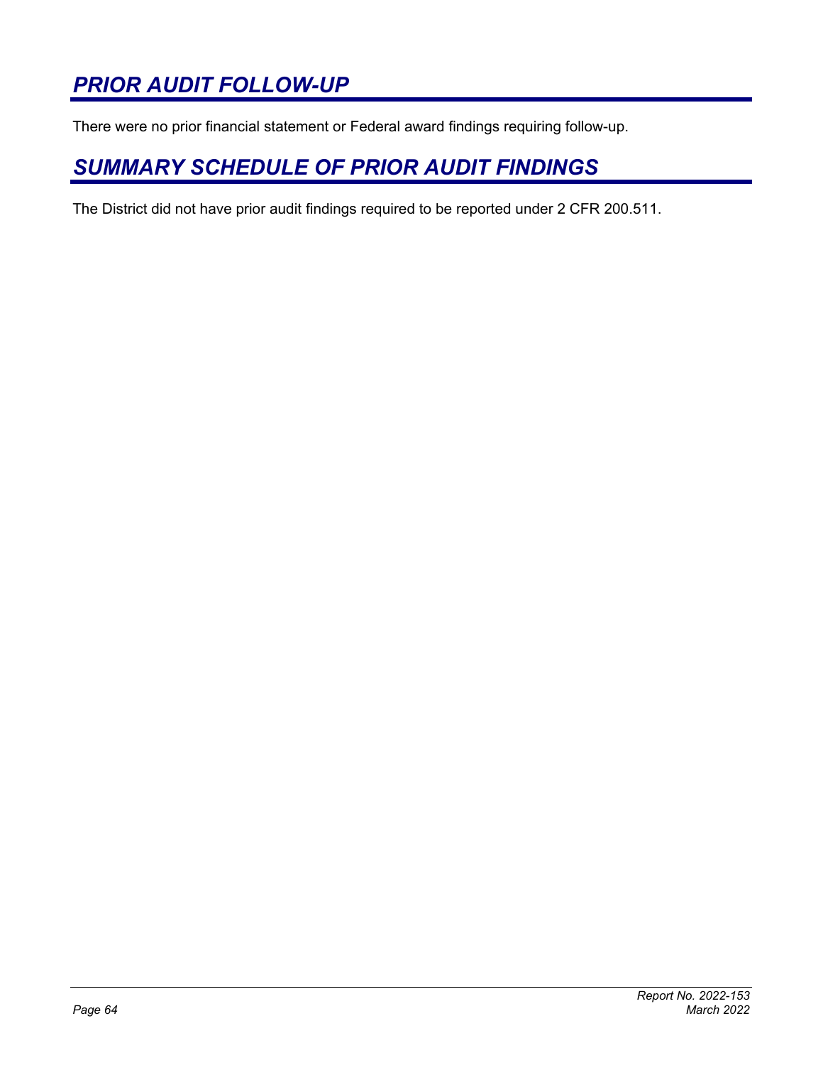## *PRIOR AUDIT FOLLOW-UP*

There were no prior financial statement or Federal award findings requiring follow-up.

## *SUMMARY SCHEDULE OF PRIOR AUDIT FINDINGS*

The District did not have prior audit findings required to be reported under 2 CFR 200.511.